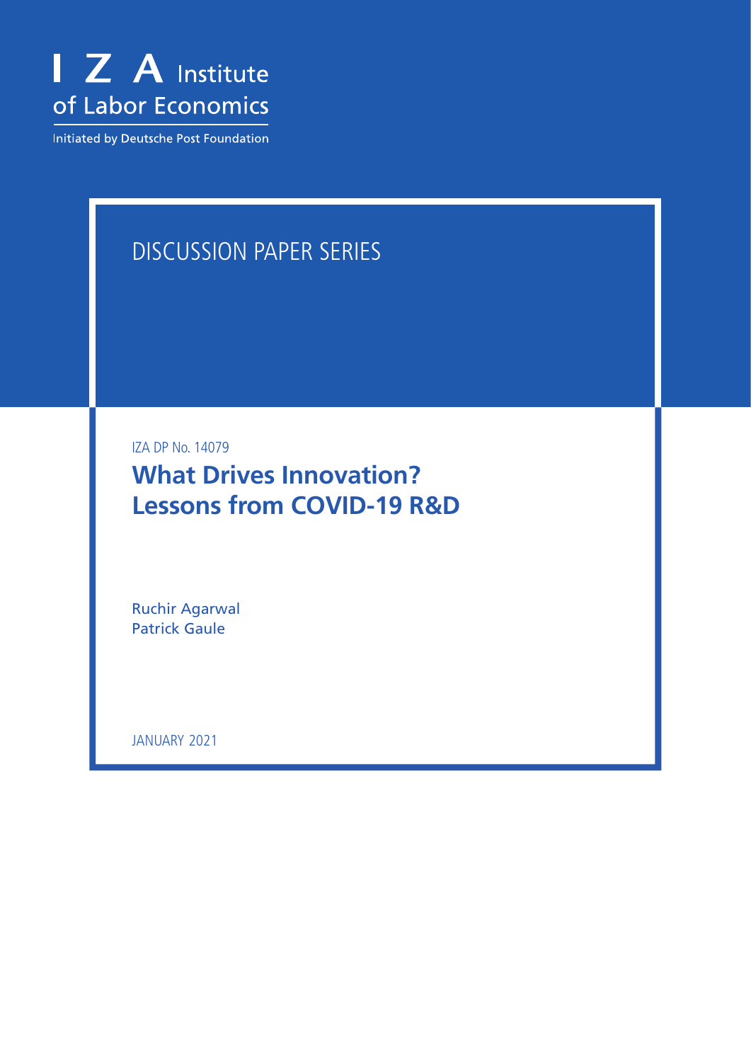I Z A Institute of Labor Economics

Initiated by Deutsche Post Foundation

DISCUSSION PAPER SERIES

IZA DP No. 14079

# What Drives Innovation? Lessons from COVID-19 R&D

Ruchir Agarwal
Patrick Gaule

JANUARY 2021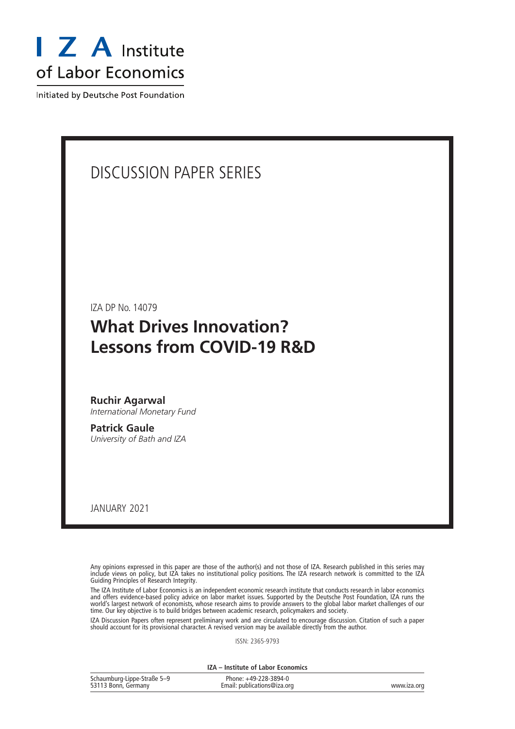# I Z A Institute of Labor Economics

Initiated by Deutsche Post Foundation

DISCUSSION PAPER SERIES

IZA DP No. 14079

# What Drives Innovation? Lessons from COVID-19 R&D

**Ruchir Agarwal**
*International Monetary Fund*

**Patrick Gaule**
*University of Bath and IZA*

JANUARY 2021

Any opinions expressed in this paper are those of the author(s) and not those of IZA. Research published in this series may include views on policy, but IZA takes no institutional policy positions. The IZA research network is committed to the IZA Guiding Principles of Research Integrity.

The IZA Institute of Labor Economics is an independent economic research institute that conducts research in labor economics and offers evidence-based policy advice on labor market issues. Supported by the Deutsche Post Foundation, IZA runs the world's largest network of economists, whose research aims to provide answers to the global labor market challenges of our time. Our key objective is to build bridges between academic research, policymakers and society.

IZA Discussion Papers often represent preliminary work and are circulated to encourage discussion. Citation of such a paper should account for its provisional character. A revised version may be available directly from the author.

ISSN: 2365-9793

**IZA – Institute of Labor Economics**

| | | |
|---|---|---|
| Schaumburg-Lippe-Straße 5–9<br>53113 Bonn, Germany | Phone: +49-228-3894-0<br>Email: publications@iza.org | www.iza.org |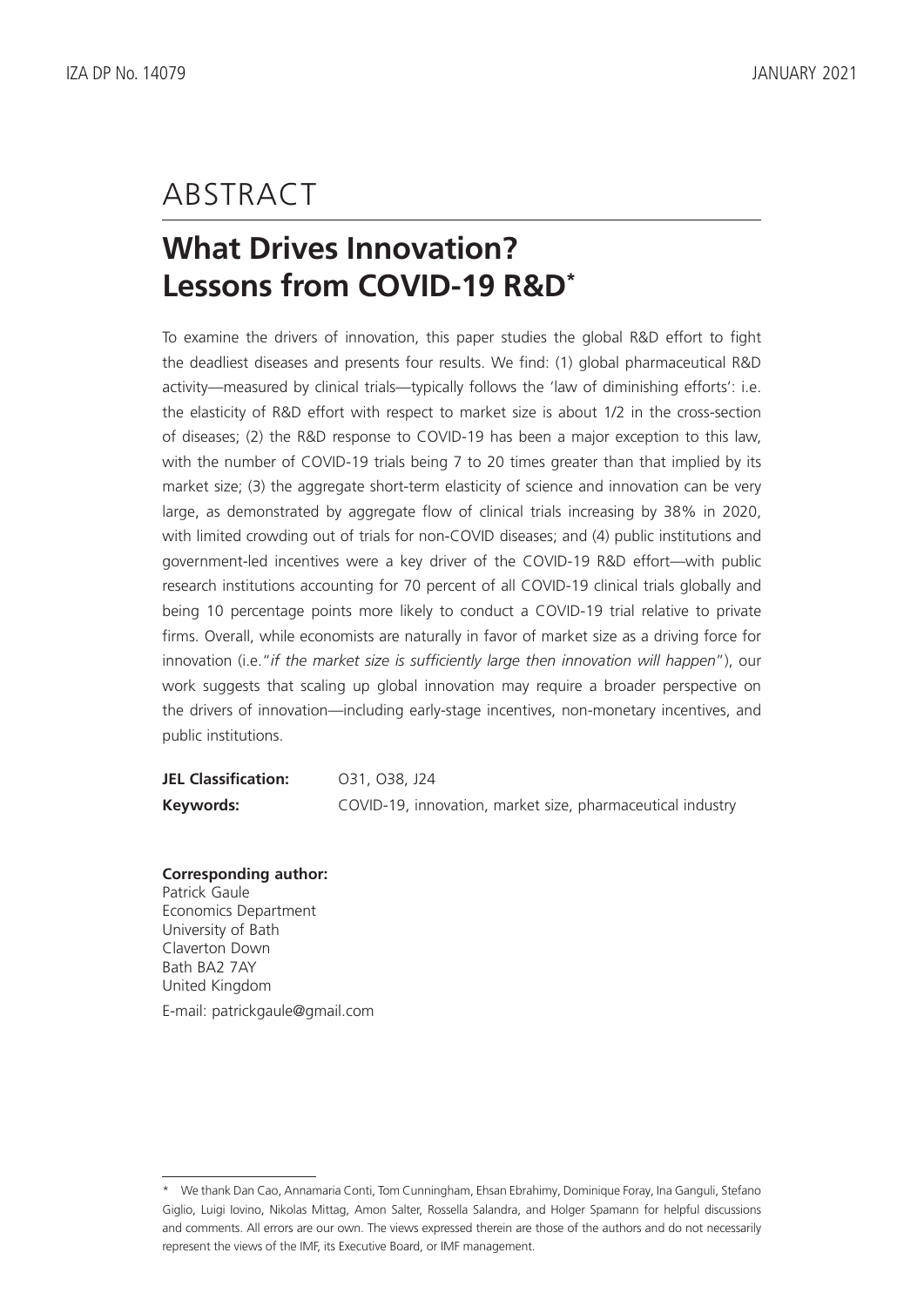# ABSTRACT

## What Drives Innovation? Lessons from COVID-19 R&D*

To examine the drivers of innovation, this paper studies the global R&D effort to fight the deadliest diseases and presents four results. We find: (1) global pharmaceutical R&D activity—measured by clinical trials—typically follows the 'law of diminishing efforts': i.e. the elasticity of R&D effort with respect to market size is about 1/2 in the cross-section of diseases; (2) the R&D response to COVID-19 has been a major exception to this law, with the number of COVID-19 trials being 7 to 20 times greater than that implied by its market size; (3) the aggregate short-term elasticity of science and innovation can be very large, as demonstrated by aggregate flow of clinical trials increasing by 38% in 2020, with limited crowding out of trials for non-COVID diseases; and (4) public institutions and government-led incentives were a key driver of the COVID-19 R&D effort—with public research institutions accounting for 70 percent of all COVID-19 clinical trials globally and being 10 percentage points more likely to conduct a COVID-19 trial relative to private firms. Overall, while economists are naturally in favor of market size as a driving force for innovation (i.e."*if the market size is sufficiently large then innovation will happen*"), our work suggests that scaling up global innovation may require a broader perspective on the drivers of innovation—including early-stage incentives, non-monetary incentives, and public institutions.

**JEL Classification:** O31, O38, J24

**Keywords:** COVID-19, innovation, market size, pharmaceutical industry

**Corresponding author:**
Patrick Gaule
Economics Department
University of Bath
Claverton Down
Bath BA2 7AY
United Kingdom

E-mail: patrickgaule@gmail.com

---

* We thank Dan Cao, Annamaria Conti, Tom Cunningham, Ehsan Ebrahimy, Dominique Foray, Ina Ganguli, Stefano Giglio, Luigi Iovino, Nikolas Mittag, Amon Salter, Rossella Salandra, and Holger Spamann for helpful discussions and comments. All errors are our own. The views expressed therein are those of the authors and do not necessarily represent the views of the IMF, its Executive Board, or IMF management.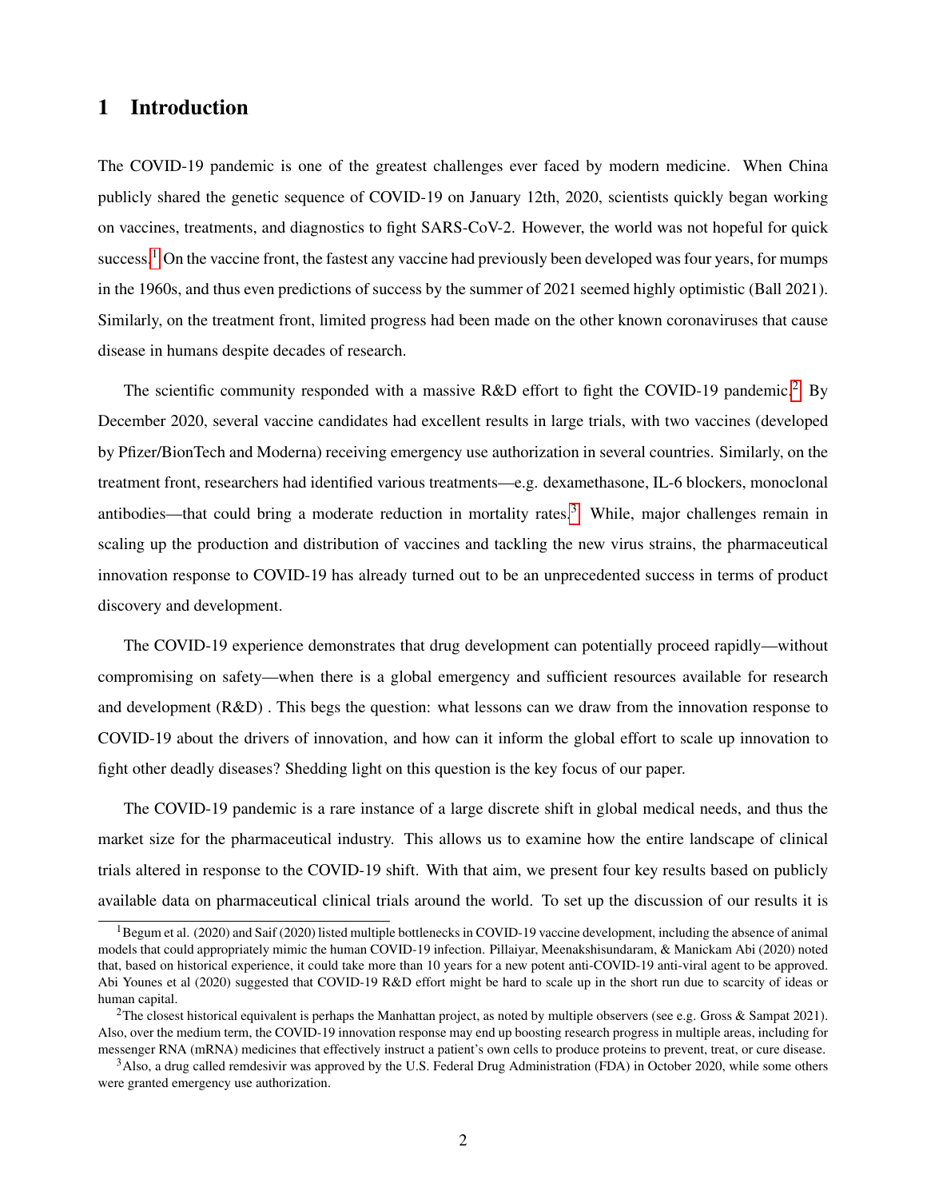# 1 Introduction

The COVID-19 pandemic is one of the greatest challenges ever faced by modern medicine. When China publicly shared the genetic sequence of COVID-19 on January 12th, 2020, scientists quickly began working on vaccines, treatments, and diagnostics to fight SARS-CoV-2. However, the world was not hopeful for quick success.[1] On the vaccine front, the fastest any vaccine had previously been developed was four years, for mumps in the 1960s, and thus even predictions of success by the summer of 2021 seemed highly optimistic (Ball 2021). Similarly, on the treatment front, limited progress had been made on the other known coronaviruses that cause disease in humans despite decades of research.

The scientific community responded with a massive R&D effort to fight the COVID-19 pandemic.[2] By December 2020, several vaccine candidates had excellent results in large trials, with two vaccines (developed by Pfizer/BionTech and Moderna) receiving emergency use authorization in several countries. Similarly, on the treatment front, researchers had identified various treatments—e.g. dexamethasone, IL-6 blockers, monoclonal antibodies—that could bring a moderate reduction in mortality rates.[3] While, major challenges remain in scaling up the production and distribution of vaccines and tackling the new virus strains, the pharmaceutical innovation response to COVID-19 has already turned out to be an unprecedented success in terms of product discovery and development.

The COVID-19 experience demonstrates that drug development can potentially proceed rapidly—without compromising on safety—when there is a global emergency and sufficient resources available for research and development (R&D) . This begs the question: what lessons can we draw from the innovation response to COVID-19 about the drivers of innovation, and how can it inform the global effort to scale up innovation to fight other deadly diseases? Shedding light on this question is the key focus of our paper.

The COVID-19 pandemic is a rare instance of a large discrete shift in global medical needs, and thus the market size for the pharmaceutical industry. This allows us to examine how the entire landscape of clinical trials altered in response to the COVID-19 shift. With that aim, we present four key results based on publicly available data on pharmaceutical clinical trials around the world. To set up the discussion of our results it is

---

[1] Begum et al. (2020) and Saif (2020) listed multiple bottlenecks in COVID-19 vaccine development, including the absence of animal models that could appropriately mimic the human COVID-19 infection. Pillaiyar, Meenakshisundaram, & Manickam Abi (2020) noted that, based on historical experience, it could take more than 10 years for a new potent anti-COVID-19 anti-viral agent to be approved. Abi Younes et al (2020) suggested that COVID-19 R&D effort might be hard to scale up in the short run due to scarcity of ideas or human capital.

[2] The closest historical equivalent is perhaps the Manhattan project, as noted by multiple observers (see e.g. Gross & Sampat 2021). Also, over the medium term, the COVID-19 innovation response may end up boosting research progress in multiple areas, including for messenger RNA (mRNA) medicines that effectively instruct a patient's own cells to produce proteins to prevent, treat, or cure disease.

[3] Also, a drug called remdesivir was approved by the U.S. Federal Drug Administration (FDA) in October 2020, while some others were granted emergency use authorization.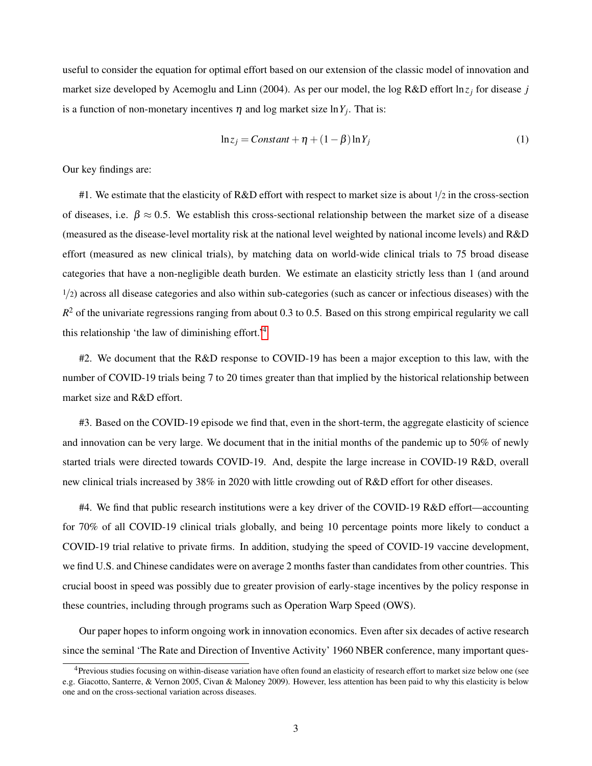useful to consider the equation for optimal effort based on our extension of the classic model of innovation and market size developed by Acemoglu and Linn (2004). As per our model, the log R&D effort $\ln z_j$ for disease $j$ is a function of non-monetary incentives $\eta$ and log market size $\ln Y_j$. That is:

$$\ln z_j = Constant + \eta + (1 - \beta) \ln Y_j \tag{1}$$

Our key findings are:

#1. We estimate that the elasticity of R&D effort with respect to market size is about 1/2 in the cross-section of diseases, i.e. $\beta \approx 0.5$. We establish this cross-sectional relationship between the market size of a disease (measured as the disease-level mortality risk at the national level weighted by national income levels) and R&D effort (measured as new clinical trials), by matching data on world-wide clinical trials to 75 broad disease categories that have a non-negligible death burden. We estimate an elasticity strictly less than 1 (and around 1/2) across all disease categories and also within sub-categories (such as cancer or infectious diseases) with the $R^2$ of the univariate regressions ranging from about 0.3 to 0.5. Based on this strong empirical regularity we call this relationship 'the law of diminishing effort.'[4]

#2. We document that the R&D response to COVID-19 has been a major exception to this law, with the number of COVID-19 trials being 7 to 20 times greater than that implied by the historical relationship between market size and R&D effort.

#3. Based on the COVID-19 episode we find that, even in the short-term, the aggregate elasticity of science and innovation can be very large. We document that in the initial months of the pandemic up to 50% of newly started trials were directed towards COVID-19. And, despite the large increase in COVID-19 R&D, overall new clinical trials increased by 38% in 2020 with little crowding out of R&D effort for other diseases.

#4. We find that public research institutions were a key driver of the COVID-19 R&D effort—accounting for 70% of all COVID-19 clinical trials globally, and being 10 percentage points more likely to conduct a COVID-19 trial relative to private firms. In addition, studying the speed of COVID-19 vaccine development, we find U.S. and Chinese candidates were on average 2 months faster than candidates from other countries. This crucial boost in speed was possibly due to greater provision of early-stage incentives by the policy response in these countries, including through programs such as Operation Warp Speed (OWS).

Our paper hopes to inform ongoing work in innovation economics. Even after six decades of active research since the seminal 'The Rate and Direction of Inventive Activity' 1960 NBER conference, many important ques-

[4] Previous studies focusing on within-disease variation have often found an elasticity of research effort to market size below one (see e.g. Giacotto, Santerre, & Vernon 2005, Civan & Maloney 2009). However, less attention has been paid to why this elasticity is below one and on the cross-sectional variation across diseases.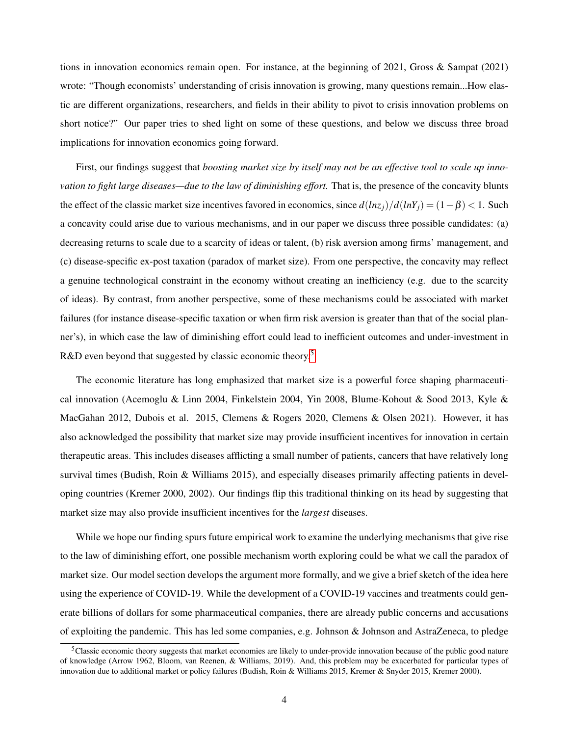tions in innovation economics remain open. For instance, at the beginning of 2021, Gross & Sampat (2021) wrote: "Though economists' understanding of crisis innovation is growing, many questions remain...How elastic are different organizations, researchers, and fields in their ability to pivot to crisis innovation problems on short notice?" Our paper tries to shed light on some of these questions, and below we discuss three broad implications for innovation economics going forward.

First, our findings suggest that *boosting market size by itself may not be an effective tool to scale up innovation to fight large diseases—due to the law of diminishing effort.* That is, the presence of the concavity blunts the effect of the classic market size incentives favored in economics, since $d(lnz_j)/d(lnY_j) = (1-\beta) < 1$. Such a concavity could arise due to various mechanisms, and in our paper we discuss three possible candidates: (a) decreasing returns to scale due to a scarcity of ideas or talent, (b) risk aversion among firms' management, and (c) disease-specific ex-post taxation (paradox of market size). From one perspective, the concavity may reflect a genuine technological constraint in the economy without creating an inefficiency (e.g. due to the scarcity of ideas). By contrast, from another perspective, some of these mechanisms could be associated with market failures (for instance disease-specific taxation or when firm risk aversion is greater than that of the social planner's), in which case the law of diminishing effort could lead to inefficient outcomes and under-investment in R&D even beyond that suggested by classic economic theory.[5]

The economic literature has long emphasized that market size is a powerful force shaping pharmaceutical innovation (Acemoglu & Linn 2004, Finkelstein 2004, Yin 2008, Blume-Kohout & Sood 2013, Kyle & MacGahan 2012, Dubois et al. 2015, Clemens & Rogers 2020, Clemens & Olsen 2021). However, it has also acknowledged the possibility that market size may provide insufficient incentives for innovation in certain therapeutic areas. This includes diseases afflicting a small number of patients, cancers that have relatively long survival times (Budish, Roin & Williams 2015), and especially diseases primarily affecting patients in developing countries (Kremer 2000, 2002). Our findings flip this traditional thinking on its head by suggesting that market size may also provide insufficient incentives for the *largest* diseases.

While we hope our finding spurs future empirical work to examine the underlying mechanisms that give rise to the law of diminishing effort, one possible mechanism worth exploring could be what we call the paradox of market size. Our model section develops the argument more formally, and we give a brief sketch of the idea here using the experience of COVID-19. While the development of a COVID-19 vaccines and treatments could generate billions of dollars for some pharmaceutical companies, there are already public concerns and accusations of exploiting the pandemic. This has led some companies, e.g. Johnson & Johnson and AstraZeneca, to pledge

[5] Classic economic theory suggests that market economies are likely to under-provide innovation because of the public good nature of knowledge (Arrow 1962, Bloom, van Reenen, & Williams, 2019). And, this problem may be exacerbated for particular types of innovation due to additional market or policy failures (Budish, Roin & Williams 2015, Kremer & Snyder 2015, Kremer 2000).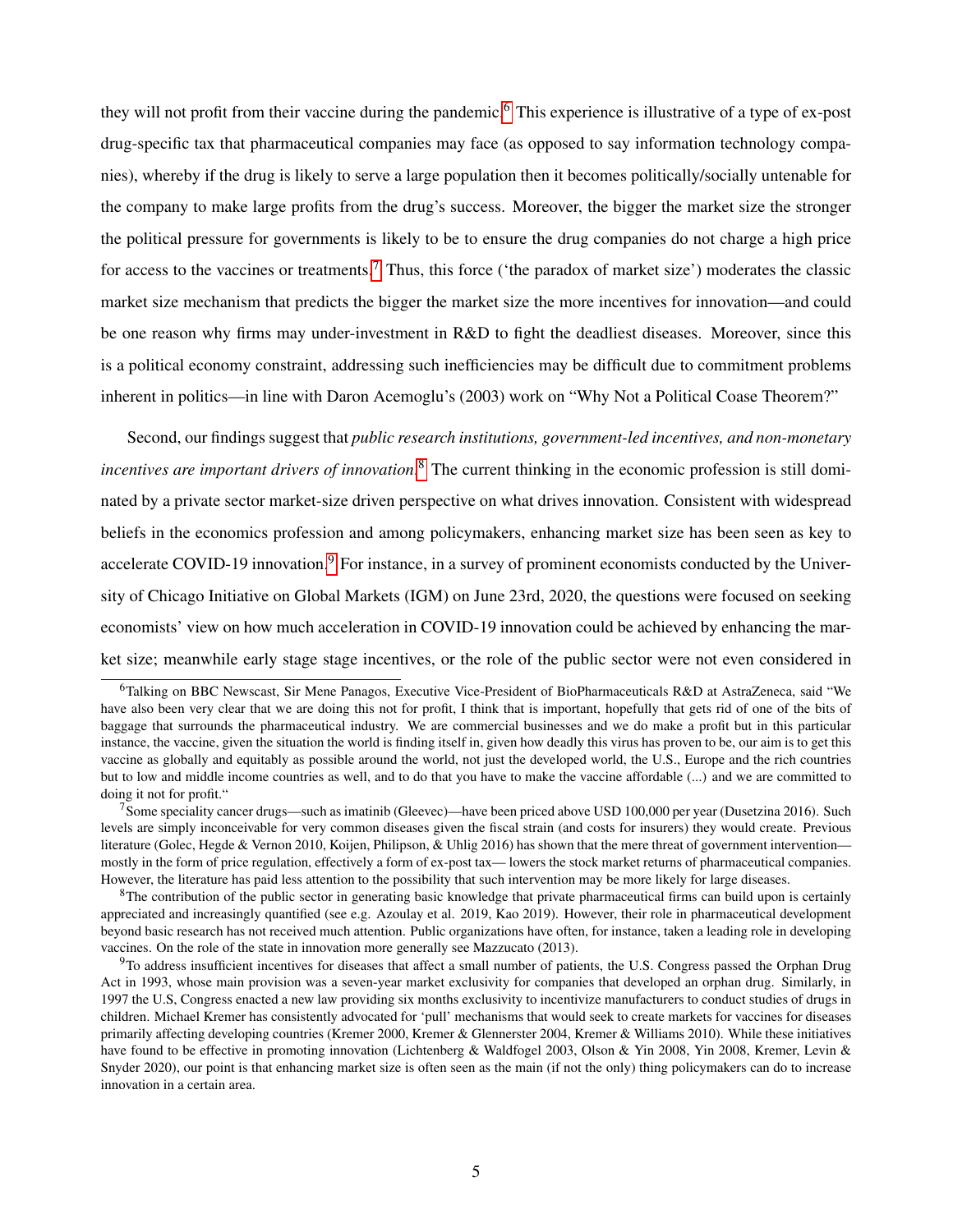they will not profit from their vaccine during the pandemic.[6] This experience is illustrative of a type of ex-post drug-specific tax that pharmaceutical companies may face (as opposed to say information technology companies), whereby if the drug is likely to serve a large population then it becomes politically/socially untenable for the company to make large profits from the drug's success. Moreover, the bigger the market size the stronger the political pressure for governments is likely to be to ensure the drug companies do not charge a high price for access to the vaccines or treatments.[7] Thus, this force ('the paradox of market size') moderates the classic market size mechanism that predicts the bigger the market size the more incentives for innovation—and could be one reason why firms may under-investment in R&D to fight the deadliest diseases. Moreover, since this is a political economy constraint, addressing such inefficiencies may be difficult due to commitment problems inherent in politics—in line with Daron Acemoglu's (2003) work on "Why Not a Political Coase Theorem?"

Second, our findings suggest that *public research institutions, government-led incentives, and non-monetary incentives are important drivers of innovation.*[8] The current thinking in the economic profession is still dominated by a private sector market-size driven perspective on what drives innovation. Consistent with widespread beliefs in the economics profession and among policymakers, enhancing market size has been seen as key to accelerate COVID-19 innovation.[9] For instance, in a survey of prominent economists conducted by the University of Chicago Initiative on Global Markets (IGM) on June 23rd, 2020, the questions were focused on seeking economists' view on how much acceleration in COVID-19 innovation could be achieved by enhancing the market size; meanwhile early stage stage incentives, or the role of the public sector were not even considered in

---

[6] Talking on BBC Newscast, Sir Mene Panagos, Executive Vice-President of BioPharmaceuticals R&D at AstraZeneca, said "We have also been very clear that we are doing this not for profit, I think that is important, hopefully that gets rid of one of the bits of baggage that surrounds the pharmaceutical industry. We are commercial businesses and we do make a profit but in this particular instance, the vaccine, given the situation the world is finding itself in, given how deadly this virus has proven to be, our aim is to get this vaccine as globally and equitably as possible around the world, not just the developed world, the U.S., Europe and the rich countries but to low and middle income countries as well, and to do that you have to make the vaccine affordable (...) and we are committed to doing it not for profit."

[7] Some speciality cancer drugs—such as imatinib (Gleevec)—have been priced above USD 100,000 per year (Dusetzina 2016). Such levels are simply inconceivable for very common diseases given the fiscal strain (and costs for insurers) they would create. Previous literature (Golec, Hegde & Vernon 2010, Koijen, Philipson, & Uhlig 2016) has shown that the mere threat of government intervention—mostly in the form of price regulation, effectively a form of ex-post tax— lowers the stock market returns of pharmaceutical companies. However, the literature has paid less attention to the possibility that such intervention may be more likely for large diseases.

[8] The contribution of the public sector in generating basic knowledge that private pharmaceutical firms can build upon is certainly appreciated and increasingly quantified (see e.g. Azoulay et al. 2019, Kao 2019). However, their role in pharmaceutical development beyond basic research has not received much attention. Public organizations have often, for instance, taken a leading role in developing vaccines. On the role of the state in innovation more generally see Mazzucato (2013).

[9] To address insufficient incentives for diseases that affect a small number of patients, the U.S. Congress passed the Orphan Drug Act in 1993, whose main provision was a seven-year market exclusivity for companies that developed an orphan drug. Similarly, in 1997 the U.S, Congress enacted a new law providing six months exclusivity to incentivize manufacturers to conduct studies of drugs in children. Michael Kremer has consistently advocated for 'pull' mechanisms that would seek to create markets for vaccines for diseases primarily affecting developing countries (Kremer 2000, Kremer & Glennerster 2004, Kremer & Williams 2010). While these initiatives have found to be effective in promoting innovation (Lichtenberg & Waldfogel 2003, Olson & Yin 2008, Yin 2008, Kremer, Levin & Snyder 2020), our point is that enhancing market size is often seen as the main (if not the only) thing policymakers can do to increase innovation in a certain area.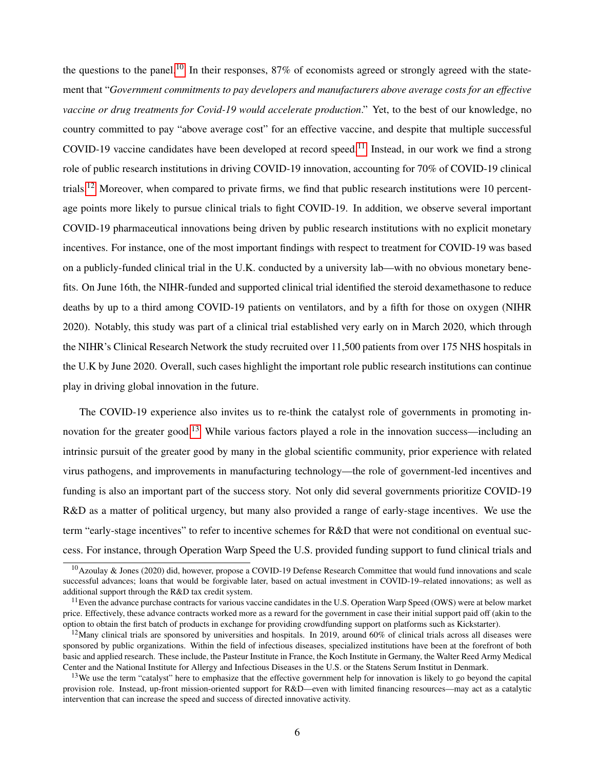the questions to the panel.[10] In their responses, 87% of economists agreed or strongly agreed with the statement that "*Government commitments to pay developers and manufacturers above average costs for an effective vaccine or drug treatments for Covid-19 would accelerate production*." Yet, to the best of our knowledge, no country committed to pay "above average cost" for an effective vaccine, and despite that multiple successful COVID-19 vaccine candidates have been developed at record speed.[11] Instead, in our work we find a strong role of public research institutions in driving COVID-19 innovation, accounting for 70% of COVID-19 clinical trials.[12] Moreover, when compared to private firms, we find that public research institutions were 10 percentage points more likely to pursue clinical trials to fight COVID-19. In addition, we observe several important COVID-19 pharmaceutical innovations being driven by public research institutions with no explicit monetary incentives. For instance, one of the most important findings with respect to treatment for COVID-19 was based on a publicly-funded clinical trial in the U.K. conducted by a university lab—with no obvious monetary benefits. On June 16th, the NIHR-funded and supported clinical trial identified the steroid dexamethasone to reduce deaths by up to a third among COVID-19 patients on ventilators, and by a fifth for those on oxygen (NIHR 2020). Notably, this study was part of a clinical trial established very early on in March 2020, which through the NIHR's Clinical Research Network the study recruited over 11,500 patients from over 175 NHS hospitals in the U.K by June 2020. Overall, such cases highlight the important role public research institutions can continue play in driving global innovation in the future.

The COVID-19 experience also invites us to re-think the catalyst role of governments in promoting innovation for the greater good.[13] While various factors played a role in the innovation success—including an intrinsic pursuit of the greater good by many in the global scientific community, prior experience with related virus pathogens, and improvements in manufacturing technology—the role of government-led incentives and funding is also an important part of the success story. Not only did several governments prioritize COVID-19 R&D as a matter of political urgency, but many also provided a range of early-stage incentives. We use the term "early-stage incentives" to refer to incentive schemes for R&D that were not conditional on eventual success. For instance, through Operation Warp Speed the U.S. provided funding support to fund clinical trials and

[10] Azoulay & Jones (2020) did, however, propose a COVID-19 Defense Research Committee that would fund innovations and scale successful advances; loans that would be forgivable later, based on actual investment in COVID-19–related innovations; as well as additional support through the R&D tax credit system.

[11] Even the advance purchase contracts for various vaccine candidates in the U.S. Operation Warp Speed (OWS) were at below market price. Effectively, these advance contracts worked more as a reward for the government in case their initial support paid off (akin to the option to obtain the first batch of products in exchange for providing crowdfunding support on platforms such as Kickstarter).

[12] Many clinical trials are sponsored by universities and hospitals. In 2019, around 60% of clinical trials across all diseases were sponsored by public organizations. Within the field of infectious diseases, specialized institutions have been at the forefront of both basic and applied research. These include, the Pasteur Institute in France, the Koch Institute in Germany, the Walter Reed Army Medical Center and the National Institute for Allergy and Infectious Diseases in the U.S. or the Statens Serum Institut in Denmark.

[13] We use the term "catalyst" here to emphasize that the effective government help for innovation is likely to go beyond the capital provision role. Instead, up-front mission-oriented support for R&D—even with limited financing resources—may act as a catalytic intervention that can increase the speed and success of directed innovative activity.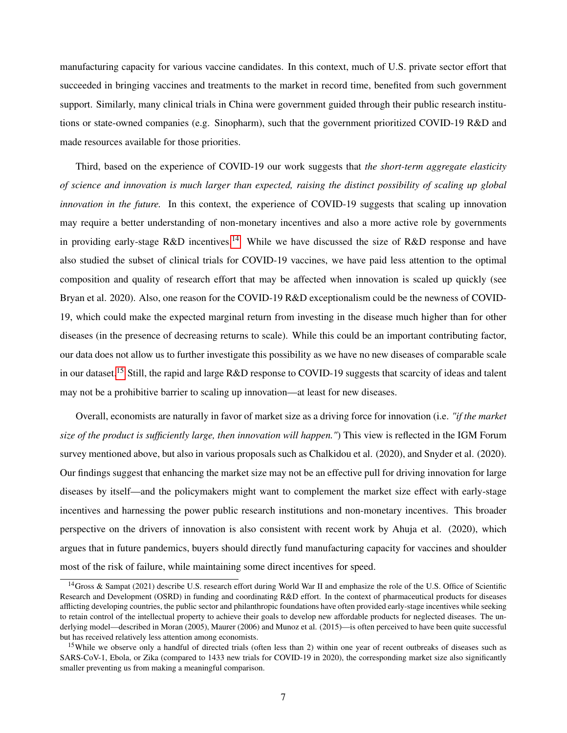manufacturing capacity for various vaccine candidates. In this context, much of U.S. private sector effort that succeeded in bringing vaccines and treatments to the market in record time, benefited from such government support. Similarly, many clinical trials in China were government guided through their public research institutions or state-owned companies (e.g. Sinopharm), such that the government prioritized COVID-19 R&D and made resources available for those priorities.

Third, based on the experience of COVID-19 our work suggests that *the short-term aggregate elasticity of science and innovation is much larger than expected, raising the distinct possibility of scaling up global innovation in the future.* In this context, the experience of COVID-19 suggests that scaling up innovation may require a better understanding of non-monetary incentives and also a more active role by governments in providing early-stage R&D incentives.[14] While we have discussed the size of R&D response and have also studied the subset of clinical trials for COVID-19 vaccines, we have paid less attention to the optimal composition and quality of research effort that may be affected when innovation is scaled up quickly (see Bryan et al. 2020). Also, one reason for the COVID-19 R&D exceptionalism could be the newness of COVID-19, which could make the expected marginal return from investing in the disease much higher than for other diseases (in the presence of decreasing returns to scale). While this could be an important contributing factor, our data does not allow us to further investigate this possibility as we have no new diseases of comparable scale in our dataset.[15] Still, the rapid and large R&D response to COVID-19 suggests that scarcity of ideas and talent may not be a prohibitive barrier to scaling up innovation—at least for new diseases.

Overall, economists are naturally in favor of market size as a driving force for innovation (i.e. *"if the market size of the product is sufficiently large, then innovation will happen."*) This view is reflected in the IGM Forum survey mentioned above, but also in various proposals such as Chalkidou et al. (2020), and Snyder et al. (2020). Our findings suggest that enhancing the market size may not be an effective pull for driving innovation for large diseases by itself—and the policymakers might want to complement the market size effect with early-stage incentives and harnessing the power public research institutions and non-monetary incentives. This broader perspective on the drivers of innovation is also consistent with recent work by Ahuja et al. (2020), which argues that in future pandemics, buyers should directly fund manufacturing capacity for vaccines and shoulder most of the risk of failure, while maintaining some direct incentives for speed.

[14] Gross & Sampat (2021) describe U.S. research effort during World War II and emphasize the role of the U.S. Office of Scientific Research and Development (OSRD) in funding and coordinating R&D effort. In the context of pharmaceutical products for diseases afflicting developing countries, the public sector and philanthropic foundations have often provided early-stage incentives while seeking to retain control of the intellectual property to achieve their goals to develop new affordable products for neglected diseases. The underlying model—described in Moran (2005), Maurer (2006) and Munoz et al. (2015)—is often perceived to have been quite successful but has received relatively less attention among economists.

[15] While we observe only a handful of directed trials (often less than 2) within one year of recent outbreaks of diseases such as SARS-CoV-1, Ebola, or Zika (compared to 1433 new trials for COVID-19 in 2020), the corresponding market size also significantly smaller preventing us from making a meaningful comparison.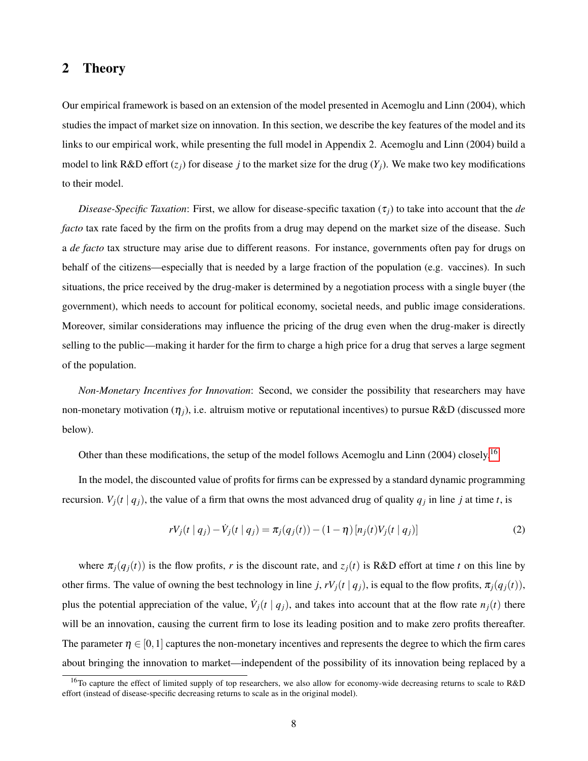## 2 Theory

Our empirical framework is based on an extension of the model presented in Acemoglu and Linn (2004), which studies the impact of market size on innovation. In this section, we describe the key features of the model and its links to our empirical work, while presenting the full model in Appendix 2. Acemoglu and Linn (2004) build a model to link R&D effort ($z_j$) for disease $j$ to the market size for the drug ($Y_j$). We make two key modifications to their model.

*Disease-Specific Taxation*: First, we allow for disease-specific taxation ($\tau_j$) to take into account that the *de facto* tax rate faced by the firm on the profits from a drug may depend on the market size of the disease. Such a *de facto* tax structure may arise due to different reasons. For instance, governments often pay for drugs on behalf of the citizens—especially that is needed by a large fraction of the population (e.g. vaccines). In such situations, the price received by the drug-maker is determined by a negotiation process with a single buyer (the government), which needs to account for political economy, societal needs, and public image considerations. Moreover, similar considerations may influence the pricing of the drug even when the drug-maker is directly selling to the public—making it harder for the firm to charge a high price for a drug that serves a large segment of the population.

*Non-Monetary Incentives for Innovation*: Second, we consider the possibility that researchers may have non-monetary motivation ($\eta_j$), i.e. altruism motive or reputational incentives) to pursue R&D (discussed more below).

Other than these modifications, the setup of the model follows Acemoglu and Linn (2004) closely.[16]

In the model, the discounted value of profits for firms can be expressed by a standard dynamic programming recursion. $V_j(t \mid q_j)$, the value of a firm that owns the most advanced drug of quality $q_j$ in line $j$ at time $t$, is

$$rV_j(t \mid q_j) - \dot{V}_j(t \mid q_j) = \pi_j(q_j(t)) - (1-\eta)\left[n_j(t)V_j(t \mid q_j)\right] \tag{2}$$

where $\pi_j(q_j(t))$ is the flow profits, $r$ is the discount rate, and $z_j(t)$ is R&D effort at time $t$ on this line by other firms. The value of owning the best technology in line $j$, $rV_j(t \mid q_j)$, is equal to the flow profits, $\pi_j(q_j(t))$, plus the potential appreciation of the value, $\dot{V}_j(t \mid q_j)$, and takes into account that at the flow rate $n_j(t)$ there will be an innovation, causing the current firm to lose its leading position and to make zero profits thereafter. The parameter $\eta \in [0,1]$ captures the non-monetary incentives and represents the degree to which the firm cares about bringing the innovation to market—independent of the possibility of its innovation being replaced by a

[16] To capture the effect of limited supply of top researchers, we also allow for economy-wide decreasing returns to scale to R&D effort (instead of disease-specific decreasing returns to scale as in the original model).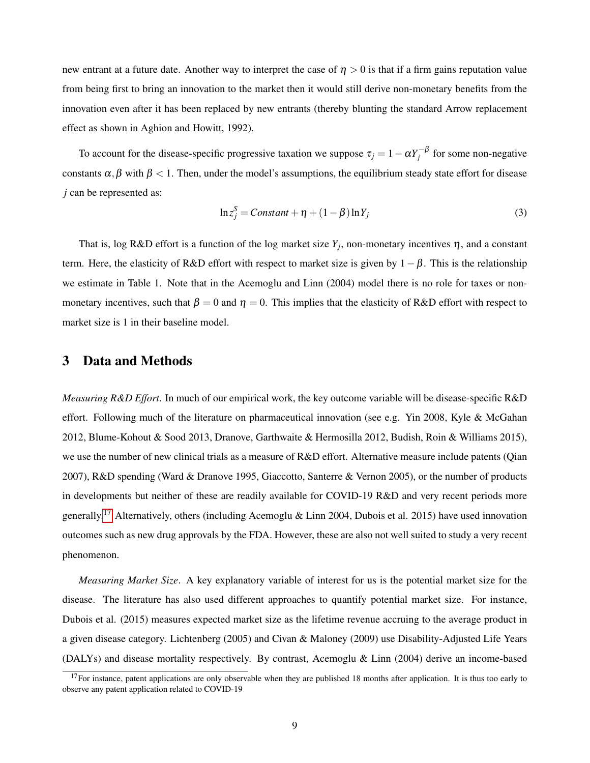new entrant at a future date. Another way to interpret the case of $\eta > 0$ is that if a firm gains reputation value from being first to bring an innovation to the market then it would still derive non-monetary benefits from the innovation even after it has been replaced by new entrants (thereby blunting the standard Arrow replacement effect as shown in Aghion and Howitt, 1992).

To account for the disease-specific progressive taxation we suppose $\tau_j = 1 - \alpha Y_j^{-\beta}$ for some non-negative constants $\alpha, \beta$ with $\beta < 1$. Then, under the model's assumptions, the equilibrium steady state effort for disease $j$ can be represented as:

$$\ln z_j^S = Constant + \eta + (1-\beta)\ln Y_j \tag{3}$$

That is, log R&D effort is a function of the log market size $Y_j$, non-monetary incentives $\eta$, and a constant term. Here, the elasticity of R&D effort with respect to market size is given by $1-\beta$. This is the relationship we estimate in Table 1. Note that in the Acemoglu and Linn (2004) model there is no role for taxes or non-monetary incentives, such that $\beta = 0$ and $\eta = 0$. This implies that the elasticity of R&D effort with respect to market size is 1 in their baseline model.

# 3 Data and Methods

*Measuring R&D Effort*. In much of our empirical work, the key outcome variable will be disease-specific R&D effort. Following much of the literature on pharmaceutical innovation (see e.g. Yin 2008, Kyle & McGahan 2012, Blume-Kohout & Sood 2013, Dranove, Garthwaite & Hermosilla 2012, Budish, Roin & Williams 2015), we use the number of new clinical trials as a measure of R&D effort. Alternative measure include patents (Qian 2007), R&D spending (Ward & Dranove 1995, Giaccotto, Santerre & Vernon 2005), or the number of products in developments but neither of these are readily available for COVID-19 R&D and very recent periods more generally.[17] Alternatively, others (including Acemoglu & Linn 2004, Dubois et al. 2015) have used innovation outcomes such as new drug approvals by the FDA. However, these are also not well suited to study a very recent phenomenon.

*Measuring Market Size*. A key explanatory variable of interest for us is the potential market size for the disease. The literature has also used different approaches to quantify potential market size. For instance, Dubois et al. (2015) measures expected market size as the lifetime revenue accruing to the average product in a given disease category. Lichtenberg (2005) and Civan & Maloney (2009) use Disability-Adjusted Life Years (DALYs) and disease mortality respectively. By contrast, Acemoglu & Linn (2004) derive an income-based

[17] For instance, patent applications are only observable when they are published 18 months after application. It is thus too early to observe any patent application related to COVID-19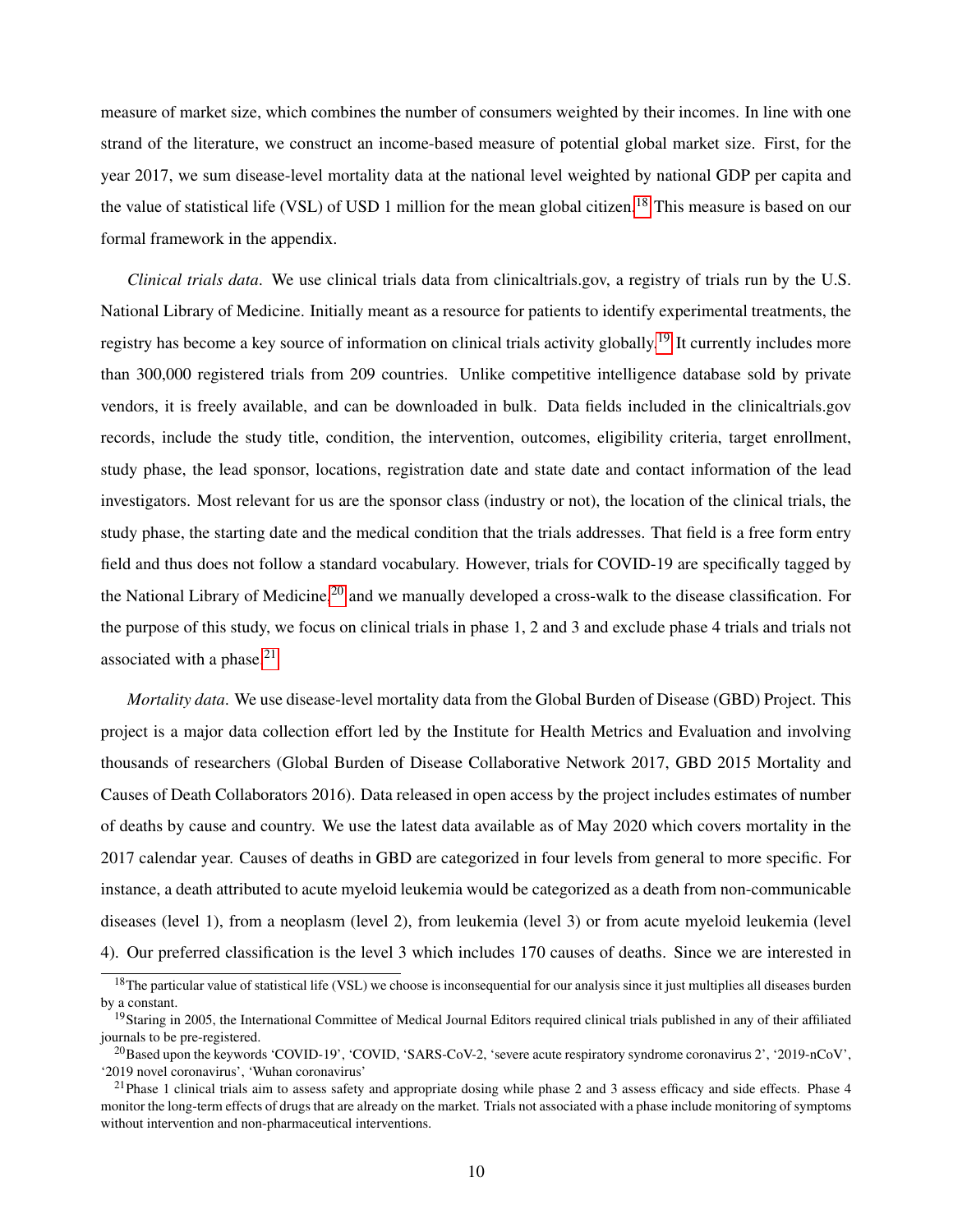measure of market size, which combines the number of consumers weighted by their incomes. In line with one strand of the literature, we construct an income-based measure of potential global market size. First, for the year 2017, we sum disease-level mortality data at the national level weighted by national GDP per capita and the value of statistical life (VSL) of USD 1 million for the mean global citizen.[18] This measure is based on our formal framework in the appendix.

*Clinical trials data*. We use clinical trials data from clinicaltrials.gov, a registry of trials run by the U.S. National Library of Medicine. Initially meant as a resource for patients to identify experimental treatments, the registry has become a key source of information on clinical trials activity globally.[19] It currently includes more than 300,000 registered trials from 209 countries. Unlike competitive intelligence database sold by private vendors, it is freely available, and can be downloaded in bulk. Data fields included in the clinicaltrials.gov records, include the study title, condition, the intervention, outcomes, eligibility criteria, target enrollment, study phase, the lead sponsor, locations, registration date and state date and contact information of the lead investigators. Most relevant for us are the sponsor class (industry or not), the location of the clinical trials, the study phase, the starting date and the medical condition that the trials addresses. That field is a free form entry field and thus does not follow a standard vocabulary. However, trials for COVID-19 are specifically tagged by the National Library of Medicine,[20] and we manually developed a cross-walk to the disease classification. For the purpose of this study, we focus on clinical trials in phase 1, 2 and 3 and exclude phase 4 trials and trials not associated with a phase.[21]

*Mortality data*. We use disease-level mortality data from the Global Burden of Disease (GBD) Project. This project is a major data collection effort led by the Institute for Health Metrics and Evaluation and involving thousands of researchers (Global Burden of Disease Collaborative Network 2017, GBD 2015 Mortality and Causes of Death Collaborators 2016). Data released in open access by the project includes estimates of number of deaths by cause and country. We use the latest data available as of May 2020 which covers mortality in the 2017 calendar year. Causes of deaths in GBD are categorized in four levels from general to more specific. For instance, a death attributed to acute myeloid leukemia would be categorized as a death from non-communicable diseases (level 1), from a neoplasm (level 2), from leukemia (level 3) or from acute myeloid leukemia (level 4). Our preferred classification is the level 3 which includes 170 causes of deaths. Since we are interested in

[18] The particular value of statistical life (VSL) we choose is inconsequential for our analysis since it just multiplies all diseases burden by a constant.

[19] Staring in 2005, the International Committee of Medical Journal Editors required clinical trials published in any of their affiliated journals to be pre-registered.

[20] Based upon the keywords 'COVID-19', 'COVID, 'SARS-CoV-2, 'severe acute respiratory syndrome coronavirus 2', '2019-nCoV', '2019 novel coronavirus', 'Wuhan coronavirus'

[21] Phase 1 clinical trials aim to assess safety and appropriate dosing while phase 2 and 3 assess efficacy and side effects. Phase 4 monitor the long-term effects of drugs that are already on the market. Trials not associated with a phase include monitoring of symptoms without intervention and non-pharmaceutical interventions.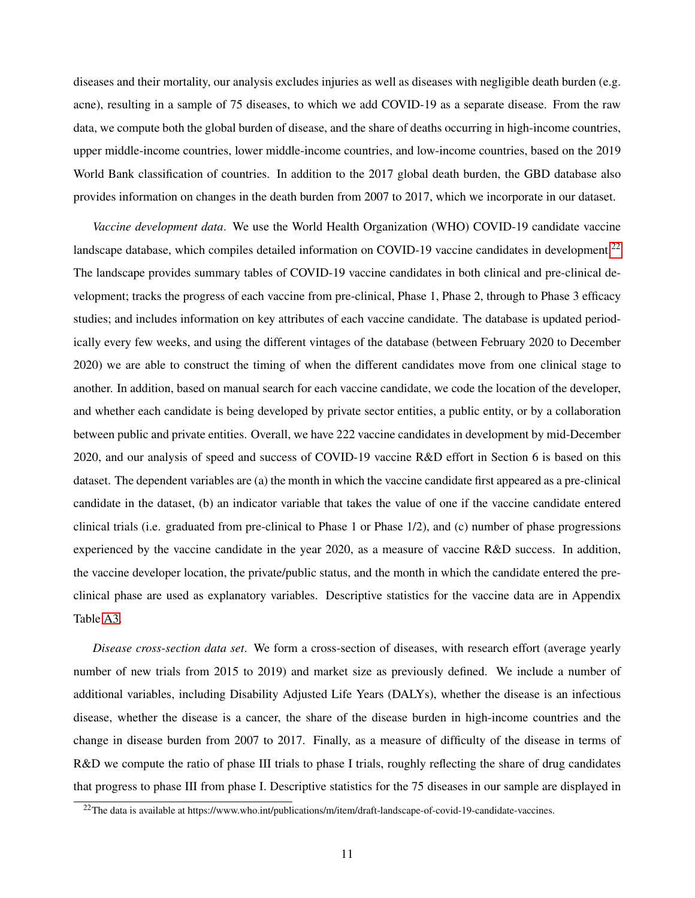diseases and their mortality, our analysis excludes injuries as well as diseases with negligible death burden (e.g. acne), resulting in a sample of 75 diseases, to which we add COVID-19 as a separate disease. From the raw data, we compute both the global burden of disease, and the share of deaths occurring in high-income countries, upper middle-income countries, lower middle-income countries, and low-income countries, based on the 2019 World Bank classification of countries. In addition to the 2017 global death burden, the GBD database also provides information on changes in the death burden from 2007 to 2017, which we incorporate in our dataset.

*Vaccine development data*. We use the World Health Organization (WHO) COVID-19 candidate vaccine landscape database, which compiles detailed information on COVID-19 vaccine candidates in development.[22] The landscape provides summary tables of COVID-19 vaccine candidates in both clinical and pre-clinical development; tracks the progress of each vaccine from pre-clinical, Phase 1, Phase 2, through to Phase 3 efficacy studies; and includes information on key attributes of each vaccine candidate. The database is updated periodically every few weeks, and using the different vintages of the database (between February 2020 to December 2020) we are able to construct the timing of when the different candidates move from one clinical stage to another. In addition, based on manual search for each vaccine candidate, we code the location of the developer, and whether each candidate is being developed by private sector entities, a public entity, or by a collaboration between public and private entities. Overall, we have 222 vaccine candidates in development by mid-December 2020, and our analysis of speed and success of COVID-19 vaccine R&D effort in Section 6 is based on this dataset. The dependent variables are (a) the month in which the vaccine candidate first appeared as a pre-clinical candidate in the dataset, (b) an indicator variable that takes the value of one if the vaccine candidate entered clinical trials (i.e. graduated from pre-clinical to Phase 1 or Phase 1/2), and (c) number of phase progressions experienced by the vaccine candidate in the year 2020, as a measure of vaccine R&D success. In addition, the vaccine developer location, the private/public status, and the month in which the candidate entered the pre-clinical phase are used as explanatory variables. Descriptive statistics for the vaccine data are in Appendix Table A3.

*Disease cross-section data set*. We form a cross-section of diseases, with research effort (average yearly number of new trials from 2015 to 2019) and market size as previously defined. We include a number of additional variables, including Disability Adjusted Life Years (DALYs), whether the disease is an infectious disease, whether the disease is a cancer, the share of the disease burden in high-income countries and the change in disease burden from 2007 to 2017. Finally, as a measure of difficulty of the disease in terms of R&D we compute the ratio of phase III trials to phase I trials, roughly reflecting the share of drug candidates that progress to phase III from phase I. Descriptive statistics for the 75 diseases in our sample are displayed in

[22]The data is available at https://www.who.int/publications/m/item/draft-landscape-of-covid-19-candidate-vaccines.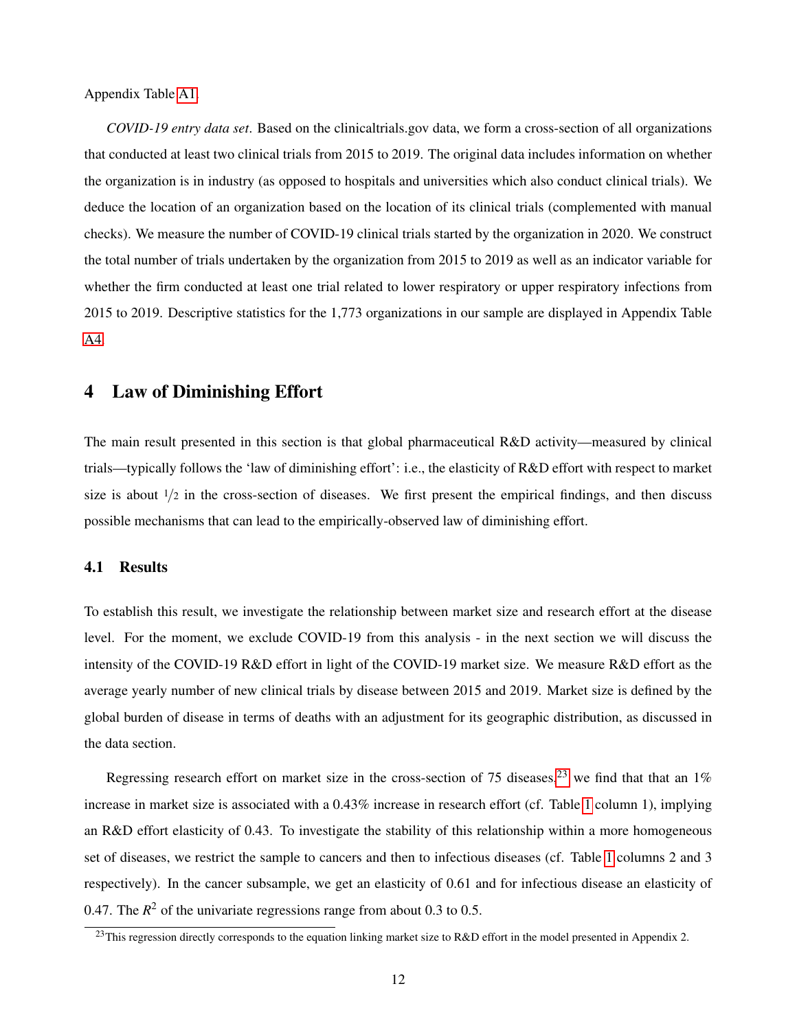Appendix Table A1.

*COVID-19 entry data set*. Based on the clinicaltrials.gov data, we form a cross-section of all organizations that conducted at least two clinical trials from 2015 to 2019. The original data includes information on whether the organization is in industry (as opposed to hospitals and universities which also conduct clinical trials). We deduce the location of an organization based on the location of its clinical trials (complemented with manual checks). We measure the number of COVID-19 clinical trials started by the organization in 2020. We construct the total number of trials undertaken by the organization from 2015 to 2019 as well as an indicator variable for whether the firm conducted at least one trial related to lower respiratory or upper respiratory infections from 2015 to 2019. Descriptive statistics for the 1,773 organizations in our sample are displayed in Appendix Table A4.

# 4 Law of Diminishing Effort

The main result presented in this section is that global pharmaceutical R&D activity—measured by clinical trials—typically follows the 'law of diminishing effort': i.e., the elasticity of R&D effort with respect to market size is about $1/2$ in the cross-section of diseases. We first present the empirical findings, and then discuss possible mechanisms that can lead to the empirically-observed law of diminishing effort.

## 4.1 Results

To establish this result, we investigate the relationship between market size and research effort at the disease level. For the moment, we exclude COVID-19 from this analysis - in the next section we will discuss the intensity of the COVID-19 R&D effort in light of the COVID-19 market size. We measure R&D effort as the average yearly number of new clinical trials by disease between 2015 and 2019. Market size is defined by the global burden of disease in terms of deaths with an adjustment for its geographic distribution, as discussed in the data section.

Regressing research effort on market size in the cross-section of 75 diseases,[23] we find that that an 1% increase in market size is associated with a 0.43% increase in research effort (cf. Table 1 column 1), implying an R&D effort elasticity of 0.43. To investigate the stability of this relationship within a more homogeneous set of diseases, we restrict the sample to cancers and then to infectious diseases (cf. Table 1 columns 2 and 3 respectively). In the cancer subsample, we get an elasticity of 0.61 and for infectious disease an elasticity of 0.47. The $R^2$ of the univariate regressions range from about 0.3 to 0.5.

[23] This regression directly corresponds to the equation linking market size to R&D effort in the model presented in Appendix 2.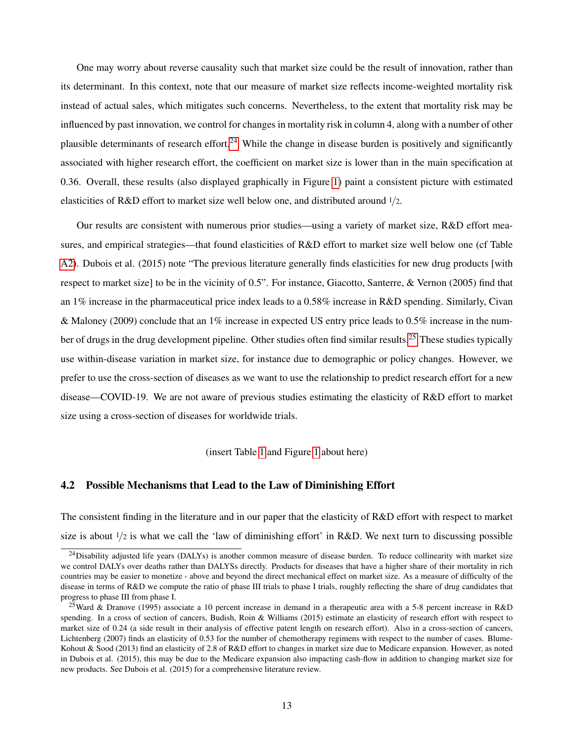One may worry about reverse causality such that market size could be the result of innovation, rather than its determinant. In this context, note that our measure of market size reflects income-weighted mortality risk instead of actual sales, which mitigates such concerns. Nevertheless, to the extent that mortality risk may be influenced by past innovation, we control for changes in mortality risk in column 4, along with a number of other plausible determinants of research effort.[24] While the change in disease burden is positively and significantly associated with higher research effort, the coefficient on market size is lower than in the main specification at 0.36. Overall, these results (also displayed graphically in Figure 1) paint a consistent picture with estimated elasticities of R&D effort to market size well below one, and distributed around $1/2$.

Our results are consistent with numerous prior studies—using a variety of market size, R&D effort measures, and empirical strategies—that found elasticities of R&D effort to market size well below one (cf Table A2). Dubois et al. (2015) note "The previous literature generally finds elasticities for new drug products [with respect to market size] to be in the vicinity of 0.5". For instance, Giacotto, Santerre, & Vernon (2005) find that an 1% increase in the pharmaceutical price index leads to a 0.58% increase in R&D spending. Similarly, Civan & Maloney (2009) conclude that an 1% increase in expected US entry price leads to 0.5% increase in the number of drugs in the drug development pipeline. Other studies often find similar results.[25] These studies typically use within-disease variation in market size, for instance due to demographic or policy changes. However, we prefer to use the cross-section of diseases as we want to use the relationship to predict research effort for a new disease—COVID-19. We are not aware of previous studies estimating the elasticity of R&D effort to market size using a cross-section of diseases for worldwide trials.

(insert Table 1 and Figure 1 about here)

### 4.2 Possible Mechanisms that Lead to the Law of Diminishing Effort

The consistent finding in the literature and in our paper that the elasticity of R&D effort with respect to market size is about $1/2$ is what we call the 'law of diminishing effort' in R&D. We next turn to discussing possible

---

[24] Disability adjusted life years (DALYs) is another common measure of disease burden. To reduce collinearity with market size we control DALYs over deaths rather than DALYSs directly. Products for diseases that have a higher share of their mortality in rich countries may be easier to monetize - above and beyond the direct mechanical effect on market size. As a measure of difficulty of the disease in terms of R&D we compute the ratio of phase III trials to phase I trials, roughly reflecting the share of drug candidates that progress to phase III from phase I.

[25] Ward & Dranove (1995) associate a 10 percent increase in demand in a therapeutic area with a 5-8 percent increase in R&D spending. In a cross of section of cancers, Budish, Roin & Williams (2015) estimate an elasticity of research effort with respect to market size of 0.24 (a side result in their analysis of effective patent length on research effort). Also in a cross-section of cancers, Lichtenberg (2007) finds an elasticity of 0.53 for the number of chemotherapy regimens with respect to the number of cases. Blume-Kohout & Sood (2013) find an elasticity of 2.8 of R&D effort to changes in market size due to Medicare expansion. However, as noted in Dubois et al. (2015), this may be due to the Medicare expansion also impacting cash-flow in addition to changing market size for new products. See Dubois et al. (2015) for a comprehensive literature review.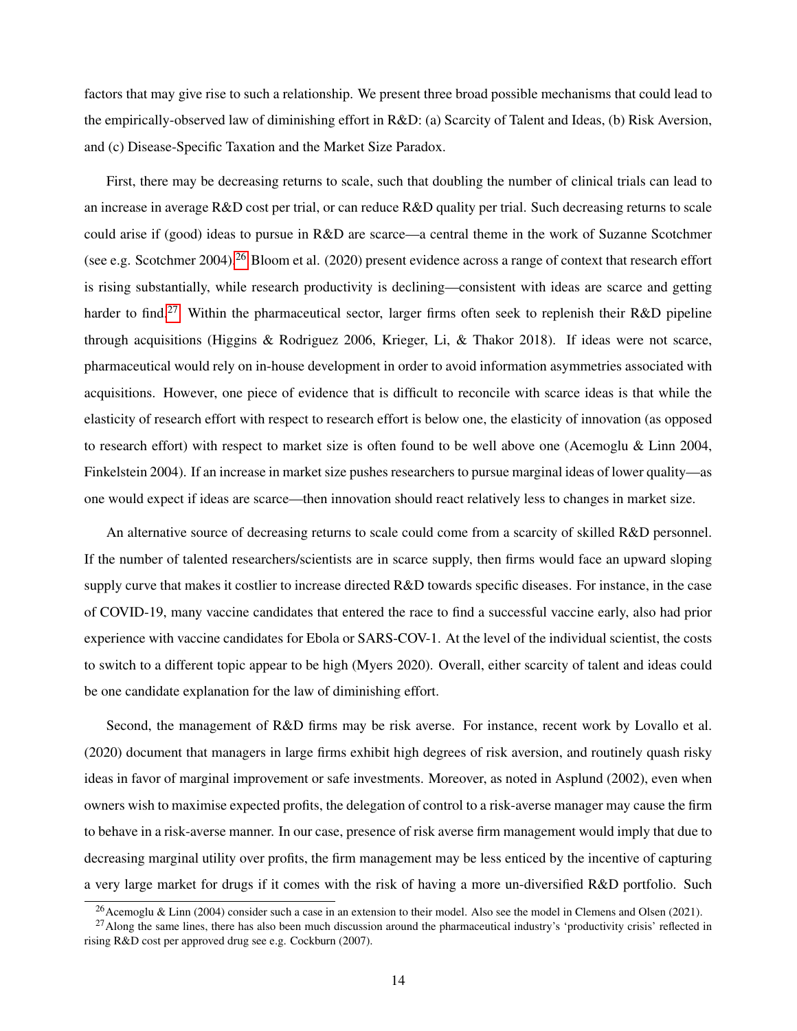factors that may give rise to such a relationship. We present three broad possible mechanisms that could lead to the empirically-observed law of diminishing effort in R&D: (a) Scarcity of Talent and Ideas, (b) Risk Aversion, and (c) Disease-Specific Taxation and the Market Size Paradox.

First, there may be decreasing returns to scale, such that doubling the number of clinical trials can lead to an increase in average R&D cost per trial, or can reduce R&D quality per trial. Such decreasing returns to scale could arise if (good) ideas to pursue in R&D are scarce—a central theme in the work of Suzanne Scotchmer (see e.g. Scotchmer 2004).[26] Bloom et al. (2020) present evidence across a range of context that research effort is rising substantially, while research productivity is declining—consistent with ideas are scarce and getting harder to find.[27] Within the pharmaceutical sector, larger firms often seek to replenish their R&D pipeline through acquisitions (Higgins & Rodriguez 2006, Krieger, Li, & Thakor 2018). If ideas were not scarce, pharmaceutical would rely on in-house development in order to avoid information asymmetries associated with acquisitions. However, one piece of evidence that is difficult to reconcile with scarce ideas is that while the elasticity of research effort with respect to research effort is below one, the elasticity of innovation (as opposed to research effort) with respect to market size is often found to be well above one (Acemoglu & Linn 2004, Finkelstein 2004). If an increase in market size pushes researchers to pursue marginal ideas of lower quality—as one would expect if ideas are scarce—then innovation should react relatively less to changes in market size.

An alternative source of decreasing returns to scale could come from a scarcity of skilled R&D personnel. If the number of talented researchers/scientists are in scarce supply, then firms would face an upward sloping supply curve that makes it costlier to increase directed R&D towards specific diseases. For instance, in the case of COVID-19, many vaccine candidates that entered the race to find a successful vaccine early, also had prior experience with vaccine candidates for Ebola or SARS-COV-1. At the level of the individual scientist, the costs to switch to a different topic appear to be high (Myers 2020). Overall, either scarcity of talent and ideas could be one candidate explanation for the law of diminishing effort.

Second, the management of R&D firms may be risk averse. For instance, recent work by Lovallo et al. (2020) document that managers in large firms exhibit high degrees of risk aversion, and routinely quash risky ideas in favor of marginal improvement or safe investments. Moreover, as noted in Asplund (2002), even when owners wish to maximise expected profits, the delegation of control to a risk-averse manager may cause the firm to behave in a risk-averse manner. In our case, presence of risk averse firm management would imply that due to decreasing marginal utility over profits, the firm management may be less enticed by the incentive of capturing a very large market for drugs if it comes with the risk of having a more un-diversified R&D portfolio. Such

[26] Acemoglu & Linn (2004) consider such a case in an extension to their model. Also see the model in Clemens and Olsen (2021).

[27] Along the same lines, there has also been much discussion around the pharmaceutical industry's 'productivity crisis' reflected in rising R&D cost per approved drug see e.g. Cockburn (2007).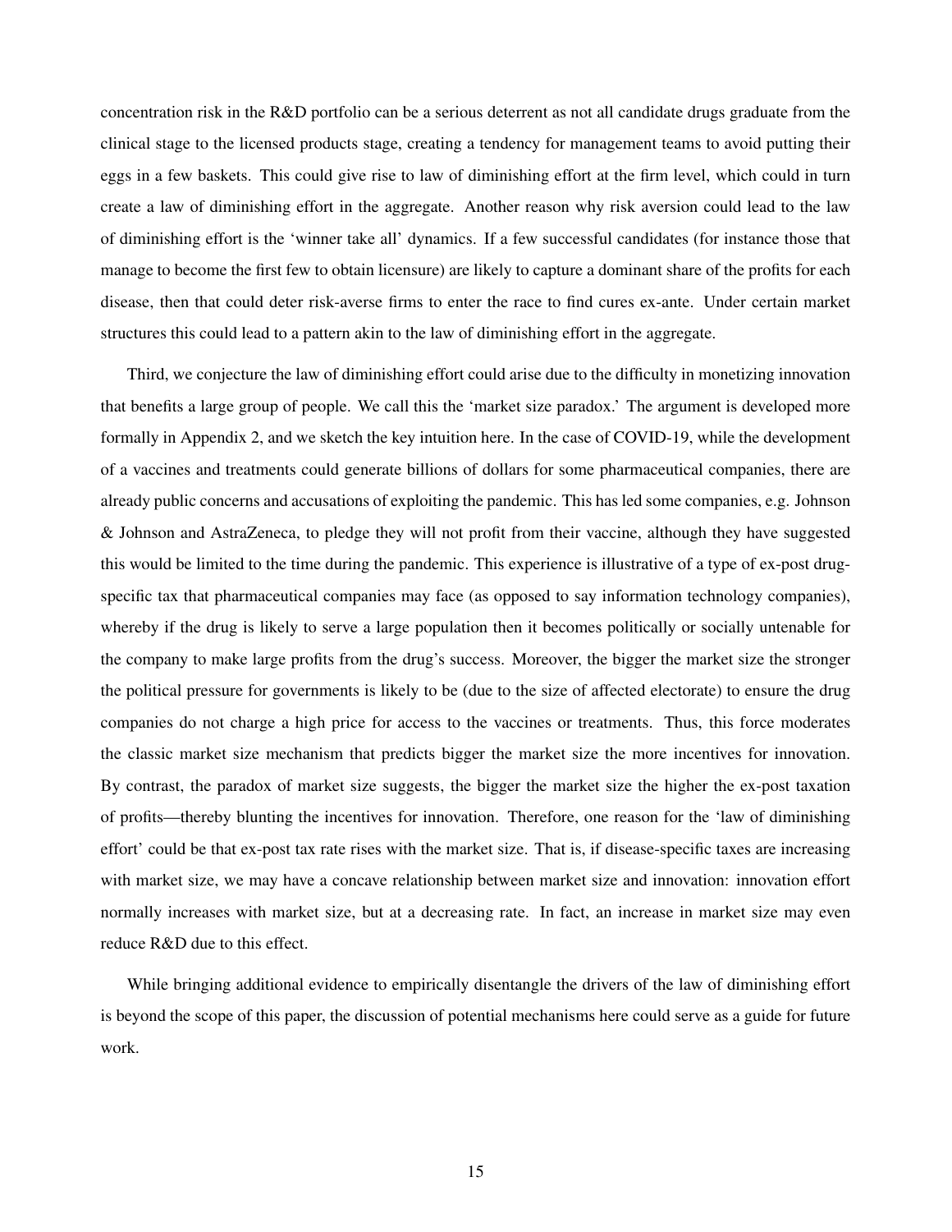concentration risk in the R&D portfolio can be a serious deterrent as not all candidate drugs graduate from the clinical stage to the licensed products stage, creating a tendency for management teams to avoid putting their eggs in a few baskets. This could give rise to law of diminishing effort at the firm level, which could in turn create a law of diminishing effort in the aggregate. Another reason why risk aversion could lead to the law of diminishing effort is the 'winner take all' dynamics. If a few successful candidates (for instance those that manage to become the first few to obtain licensure) are likely to capture a dominant share of the profits for each disease, then that could deter risk-averse firms to enter the race to find cures ex-ante. Under certain market structures this could lead to a pattern akin to the law of diminishing effort in the aggregate.

Third, we conjecture the law of diminishing effort could arise due to the difficulty in monetizing innovation that benefits a large group of people. We call this the 'market size paradox.' The argument is developed more formally in Appendix 2, and we sketch the key intuition here. In the case of COVID-19, while the development of a vaccines and treatments could generate billions of dollars for some pharmaceutical companies, there are already public concerns and accusations of exploiting the pandemic. This has led some companies, e.g. Johnson & Johnson and AstraZeneca, to pledge they will not profit from their vaccine, although they have suggested this would be limited to the time during the pandemic. This experience is illustrative of a type of ex-post drug-specific tax that pharmaceutical companies may face (as opposed to say information technology companies), whereby if the drug is likely to serve a large population then it becomes politically or socially untenable for the company to make large profits from the drug's success. Moreover, the bigger the market size the stronger the political pressure for governments is likely to be (due to the size of affected electorate) to ensure the drug companies do not charge a high price for access to the vaccines or treatments. Thus, this force moderates the classic market size mechanism that predicts bigger the market size the more incentives for innovation. By contrast, the paradox of market size suggests, the bigger the market size the higher the ex-post taxation of profits—thereby blunting the incentives for innovation. Therefore, one reason for the 'law of diminishing effort' could be that ex-post tax rate rises with the market size. That is, if disease-specific taxes are increasing with market size, we may have a concave relationship between market size and innovation: innovation effort normally increases with market size, but at a decreasing rate. In fact, an increase in market size may even reduce R&D due to this effect.

While bringing additional evidence to empirically disentangle the drivers of the law of diminishing effort is beyond the scope of this paper, the discussion of potential mechanisms here could serve as a guide for future work.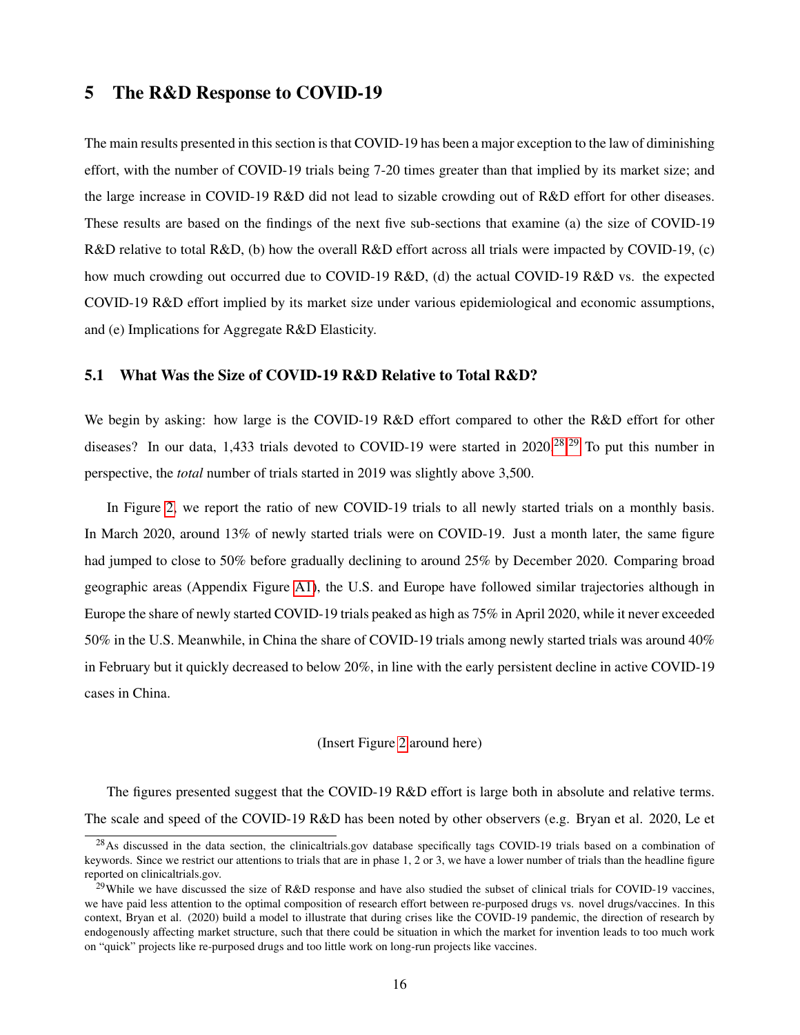## 5 The R&D Response to COVID-19

The main results presented in this section is that COVID-19 has been a major exception to the law of diminishing effort, with the number of COVID-19 trials being 7-20 times greater than that implied by its market size; and the large increase in COVID-19 R&D did not lead to sizable crowding out of R&D effort for other diseases. These results are based on the findings of the next five sub-sections that examine (a) the size of COVID-19 R&D relative to total R&D, (b) how the overall R&D effort across all trials were impacted by COVID-19, (c) how much crowding out occurred due to COVID-19 R&D, (d) the actual COVID-19 R&D vs. the expected COVID-19 R&D effort implied by its market size under various epidemiological and economic assumptions, and (e) Implications for Aggregate R&D Elasticity.

### 5.1 What Was the Size of COVID-19 R&D Relative to Total R&D?

We begin by asking: how large is the COVID-19 R&D effort compared to other the R&D effort for other diseases? In our data, 1,433 trials devoted to COVID-19 were started in 2020.[28],[29] To put this number in perspective, the *total* number of trials started in 2019 was slightly above 3,500.

In Figure 2, we report the ratio of new COVID-19 trials to all newly started trials on a monthly basis. In March 2020, around 13% of newly started trials were on COVID-19. Just a month later, the same figure had jumped to close to 50% before gradually declining to around 25% by December 2020. Comparing broad geographic areas (Appendix Figure A1), the U.S. and Europe have followed similar trajectories although in Europe the share of newly started COVID-19 trials peaked as high as 75% in April 2020, while it never exceeded 50% in the U.S. Meanwhile, in China the share of COVID-19 trials among newly started trials was around 40% in February but it quickly decreased to below 20%, in line with the early persistent decline in active COVID-19 cases in China.

(Insert Figure 2 around here)

The figures presented suggest that the COVID-19 R&D effort is large both in absolute and relative terms. The scale and speed of the COVID-19 R&D has been noted by other observers (e.g. Bryan et al. 2020, Le et

[28] As discussed in the data section, the clinicaltrials.gov database specifically tags COVID-19 trials based on a combination of keywords. Since we restrict our attentions to trials that are in phase 1, 2 or 3, we have a lower number of trials than the headline figure reported on clinicaltrials.gov.

[29] While we have discussed the size of R&D response and have also studied the subset of clinical trials for COVID-19 vaccines, we have paid less attention to the optimal composition of research effort between re-purposed drugs vs. novel drugs/vaccines. In this context, Bryan et al. (2020) build a model to illustrate that during crises like the COVID-19 pandemic, the direction of research by endogenously affecting market structure, such that there could be situation in which the market for invention leads to too much work on "quick" projects like re-purposed drugs and too little work on long-run projects like vaccines.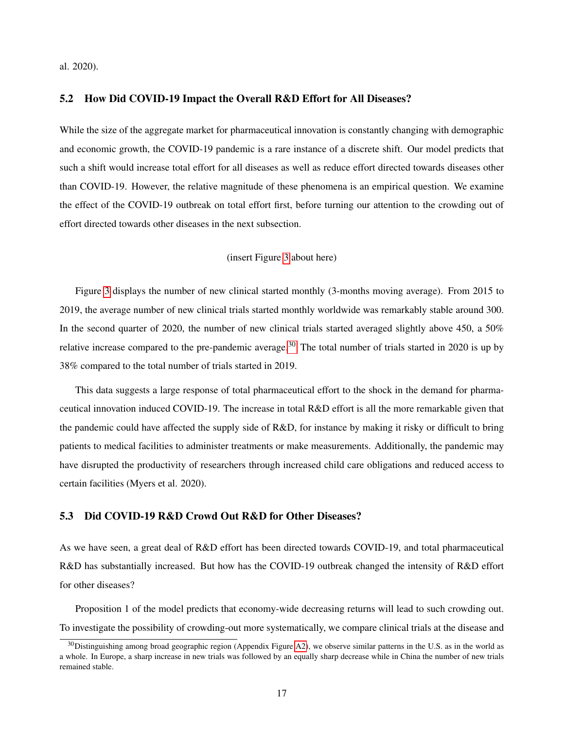al. 2020).

### 5.2 How Did COVID-19 Impact the Overall R&D Effort for All Diseases?

While the size of the aggregate market for pharmaceutical innovation is constantly changing with demographic and economic growth, the COVID-19 pandemic is a rare instance of a discrete shift. Our model predicts that such a shift would increase total effort for all diseases as well as reduce effort directed towards diseases other than COVID-19. However, the relative magnitude of these phenomena is an empirical question. We examine the effect of the COVID-19 outbreak on total effort first, before turning our attention to the crowding out of effort directed towards other diseases in the next subsection.

(insert Figure 3 about here)

Figure 3 displays the number of new clinical started monthly (3-months moving average). From 2015 to 2019, the average number of new clinical trials started monthly worldwide was remarkably stable around 300. In the second quarter of 2020, the number of new clinical trials started averaged slightly above 450, a 50% relative increase compared to the pre-pandemic average.[30] The total number of trials started in 2020 is up by 38% compared to the total number of trials started in 2019.

This data suggests a large response of total pharmaceutical effort to the shock in the demand for pharmaceutical innovation induced COVID-19. The increase in total R&D effort is all the more remarkable given that the pandemic could have affected the supply side of R&D, for instance by making it risky or difficult to bring patients to medical facilities to administer treatments or make measurements. Additionally, the pandemic may have disrupted the productivity of researchers through increased child care obligations and reduced access to certain facilities (Myers et al. 2020).

### 5.3 Did COVID-19 R&D Crowd Out R&D for Other Diseases?

As we have seen, a great deal of R&D effort has been directed towards COVID-19, and total pharmaceutical R&D has substantially increased. But how has the COVID-19 outbreak changed the intensity of R&D effort for other diseases?

Proposition 1 of the model predicts that economy-wide decreasing returns will lead to such crowding out. To investigate the possibility of crowding-out more systematically, we compare clinical trials at the disease and

[30] Distinguishing among broad geographic region (Appendix Figure A2), we observe similar patterns in the U.S. as in the world as a whole. In Europe, a sharp increase in new trials was followed by an equally sharp decrease while in China the number of new trials remained stable.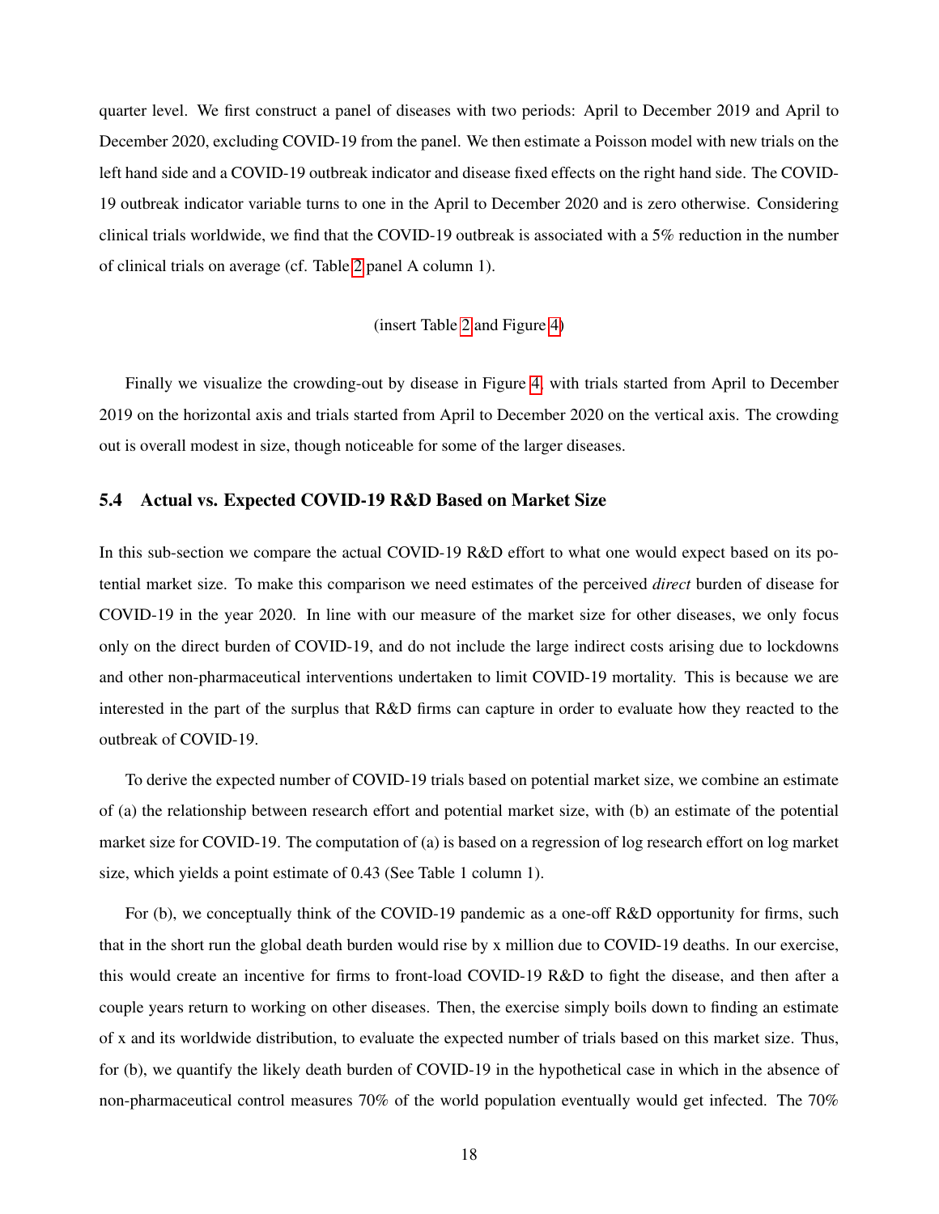quarter level. We first construct a panel of diseases with two periods: April to December 2019 and April to December 2020, excluding COVID-19 from the panel. We then estimate a Poisson model with new trials on the left hand side and a COVID-19 outbreak indicator and disease fixed effects on the right hand side. The COVID-19 outbreak indicator variable turns to one in the April to December 2020 and is zero otherwise. Considering clinical trials worldwide, we find that the COVID-19 outbreak is associated with a 5% reduction in the number of clinical trials on average (cf. Table 2 panel A column 1).

(insert Table 2 and Figure 4)

Finally we visualize the crowding-out by disease in Figure 4, with trials started from April to December 2019 on the horizontal axis and trials started from April to December 2020 on the vertical axis. The crowding out is overall modest in size, though noticeable for some of the larger diseases.

### 5.4 Actual vs. Expected COVID-19 R&D Based on Market Size

In this sub-section we compare the actual COVID-19 R&D effort to what one would expect based on its potential market size. To make this comparison we need estimates of the perceived *direct* burden of disease for COVID-19 in the year 2020. In line with our measure of the market size for other diseases, we only focus only on the direct burden of COVID-19, and do not include the large indirect costs arising due to lockdowns and other non-pharmaceutical interventions undertaken to limit COVID-19 mortality. This is because we are interested in the part of the surplus that R&D firms can capture in order to evaluate how they reacted to the outbreak of COVID-19.

To derive the expected number of COVID-19 trials based on potential market size, we combine an estimate of (a) the relationship between research effort and potential market size, with (b) an estimate of the potential market size for COVID-19. The computation of (a) is based on a regression of log research effort on log market size, which yields a point estimate of 0.43 (See Table 1 column 1).

For (b), we conceptually think of the COVID-19 pandemic as a one-off R&D opportunity for firms, such that in the short run the global death burden would rise by x million due to COVID-19 deaths. In our exercise, this would create an incentive for firms to front-load COVID-19 R&D to fight the disease, and then after a couple years return to working on other diseases. Then, the exercise simply boils down to finding an estimate of x and its worldwide distribution, to evaluate the expected number of trials based on this market size. Thus, for (b), we quantify the likely death burden of COVID-19 in the hypothetical case in which in the absence of non-pharmaceutical control measures 70% of the world population eventually would get infected. The 70%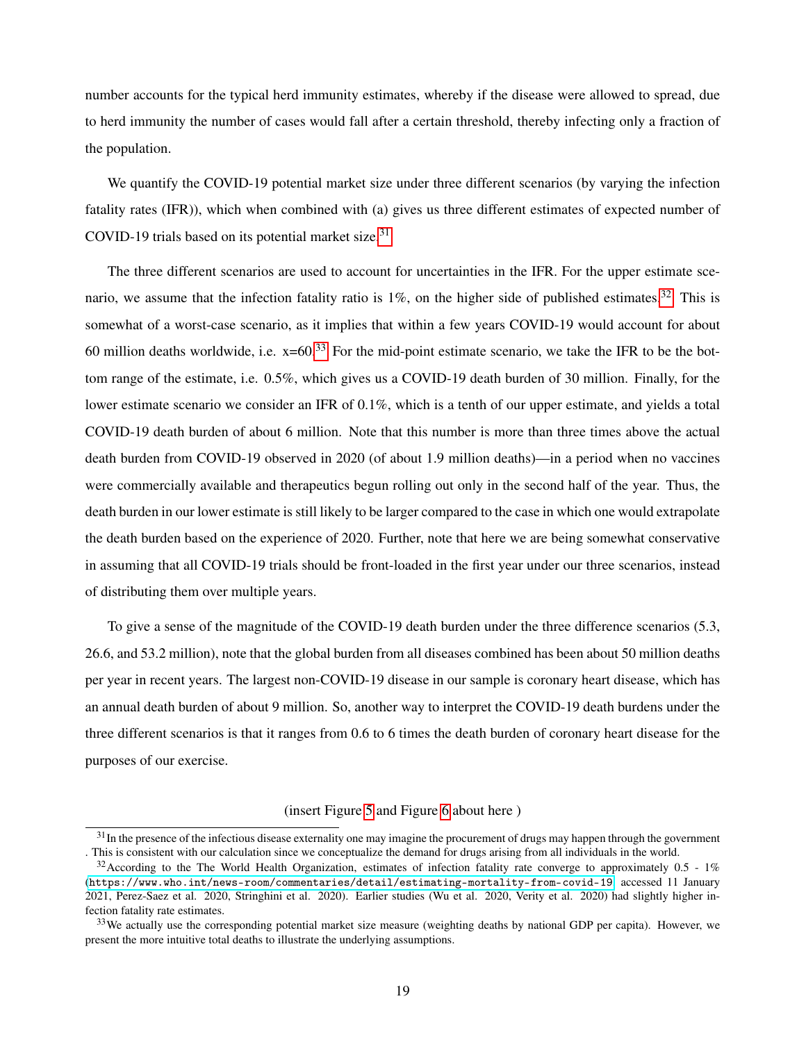number accounts for the typical herd immunity estimates, whereby if the disease were allowed to spread, due to herd immunity the number of cases would fall after a certain threshold, thereby infecting only a fraction of the population.

We quantify the COVID-19 potential market size under three different scenarios (by varying the infection fatality rates (IFR)), which when combined with (a) gives us three different estimates of expected number of COVID-19 trials based on its potential market size.[31]

The three different scenarios are used to account for uncertainties in the IFR. For the upper estimate scenario, we assume that the infection fatality ratio is 1%, on the higher side of published estimates.[32] This is somewhat of a worst-case scenario, as it implies that within a few years COVID-19 would account for about 60 million deaths worldwide, i.e. x=60.[33] For the mid-point estimate scenario, we take the IFR to be the bottom range of the estimate, i.e. 0.5%, which gives us a COVID-19 death burden of 30 million. Finally, for the lower estimate scenario we consider an IFR of 0.1%, which is a tenth of our upper estimate, and yields a total COVID-19 death burden of about 6 million. Note that this number is more than three times above the actual death burden from COVID-19 observed in 2020 (of about 1.9 million deaths)—in a period when no vaccines were commercially available and therapeutics begun rolling out only in the second half of the year. Thus, the death burden in our lower estimate is still likely to be larger compared to the case in which one would extrapolate the death burden based on the experience of 2020. Further, note that here we are being somewhat conservative in assuming that all COVID-19 trials should be front-loaded in the first year under our three scenarios, instead of distributing them over multiple years.

To give a sense of the magnitude of the COVID-19 death burden under the three difference scenarios (5.3, 26.6, and 53.2 million), note that the global burden from all diseases combined has been about 50 million deaths per year in recent years. The largest non-COVID-19 disease in our sample is coronary heart disease, which has an annual death burden of about 9 million. So, another way to interpret the COVID-19 death burdens under the three different scenarios is that it ranges from 0.6 to 6 times the death burden of coronary heart disease for the purposes of our exercise.

(insert Figure 5 and Figure 6 about here )

[31] In the presence of the infectious disease externality one may imagine the procurement of drugs may happen through the government . This is consistent with our calculation since we conceptualize the demand for drugs arising from all individuals in the world.

[32] According to the The World Health Organization, estimates of infection fatality rate converge to approximately 0.5 - 1% (https://www.who.int/news-room/commentaries/detail/estimating-mortality-from-covid-19, accessed 11 January 2021, Perez-Saez et al. 2020, Stringhini et al. 2020). Earlier studies (Wu et al. 2020, Verity et al. 2020) had slightly higher infection fatality rate estimates.

[33] We actually use the corresponding potential market size measure (weighting deaths by national GDP per capita). However, we present the more intuitive total deaths to illustrate the underlying assumptions.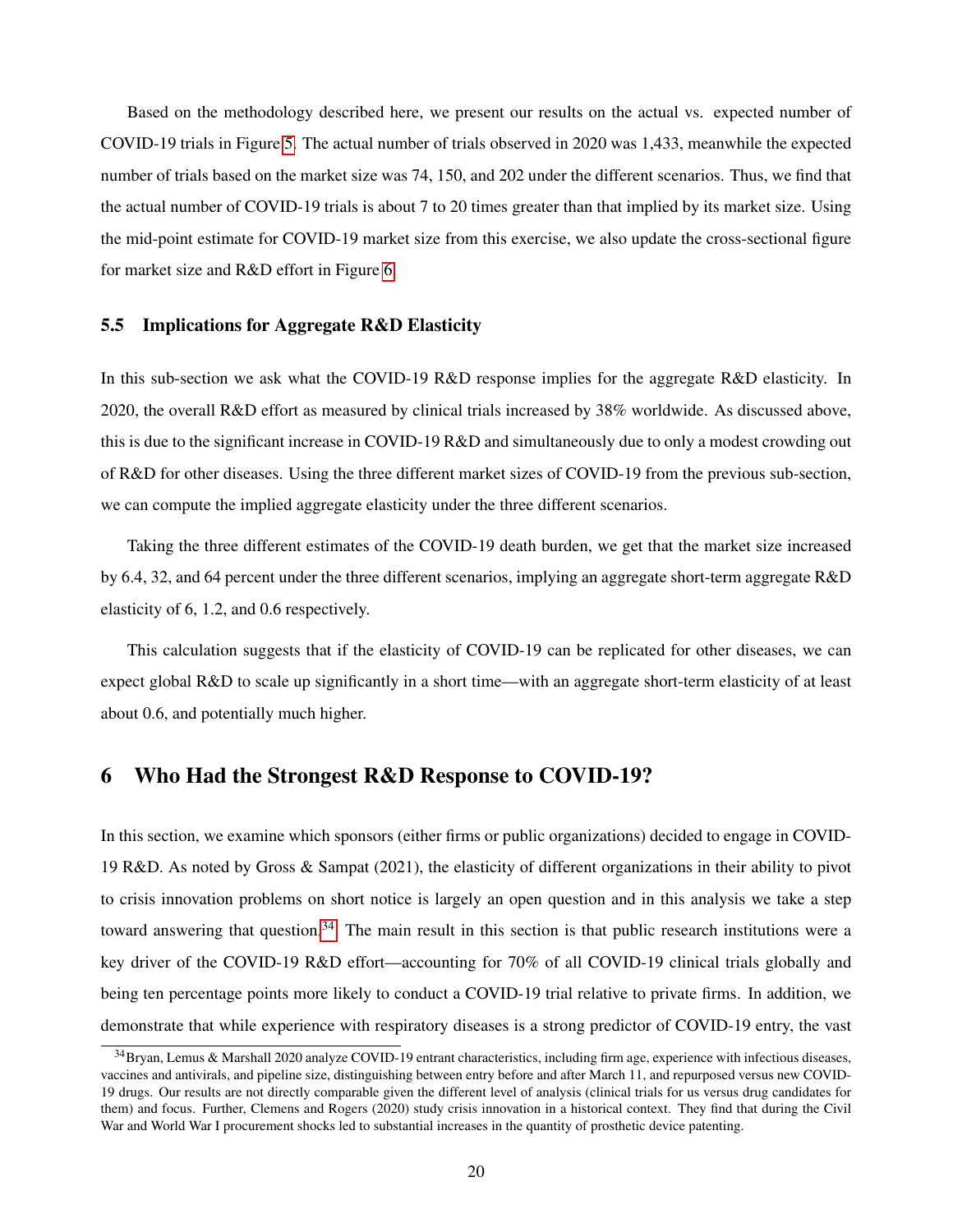Based on the methodology described here, we present our results on the actual vs. expected number of COVID-19 trials in Figure 5. The actual number of trials observed in 2020 was 1,433, meanwhile the expected number of trials based on the market size was 74, 150, and 202 under the different scenarios. Thus, we find that the actual number of COVID-19 trials is about 7 to 20 times greater than that implied by its market size. Using the mid-point estimate for COVID-19 market size from this exercise, we also update the cross-sectional figure for market size and R&D effort in Figure 6.

### 5.5 Implications for Aggregate R&D Elasticity

In this sub-section we ask what the COVID-19 R&D response implies for the aggregate R&D elasticity. In 2020, the overall R&D effort as measured by clinical trials increased by 38% worldwide. As discussed above, this is due to the significant increase in COVID-19 R&D and simultaneously due to only a modest crowding out of R&D for other diseases. Using the three different market sizes of COVID-19 from the previous sub-section, we can compute the implied aggregate elasticity under the three different scenarios.

Taking the three different estimates of the COVID-19 death burden, we get that the market size increased by 6.4, 32, and 64 percent under the three different scenarios, implying an aggregate short-term aggregate R&D elasticity of 6, 1.2, and 0.6 respectively.

This calculation suggests that if the elasticity of COVID-19 can be replicated for other diseases, we can expect global R&D to scale up significantly in a short time—with an aggregate short-term elasticity of at least about 0.6, and potentially much higher.

## 6 Who Had the Strongest R&D Response to COVID-19?

In this section, we examine which sponsors (either firms or public organizations) decided to engage in COVID-19 R&D. As noted by Gross & Sampat (2021), the elasticity of different organizations in their ability to pivot to crisis innovation problems on short notice is largely an open question and in this analysis we take a step toward answering that question.[34] The main result in this section is that public research institutions were a key driver of the COVID-19 R&D effort—accounting for 70% of all COVID-19 clinical trials globally and being ten percentage points more likely to conduct a COVID-19 trial relative to private firms. In addition, we demonstrate that while experience with respiratory diseases is a strong predictor of COVID-19 entry, the vast

[34] Bryan, Lemus & Marshall 2020 analyze COVID-19 entrant characteristics, including firm age, experience with infectious diseases, vaccines and antivirals, and pipeline size, distinguishing between entry before and after March 11, and repurposed versus new COVID-19 drugs. Our results are not directly comparable given the different level of analysis (clinical trials for us versus drug candidates for them) and focus. Further, Clemens and Rogers (2020) study crisis innovation in a historical context. They find that during the Civil War and World War I procurement shocks led to substantial increases in the quantity of prosthetic device patenting.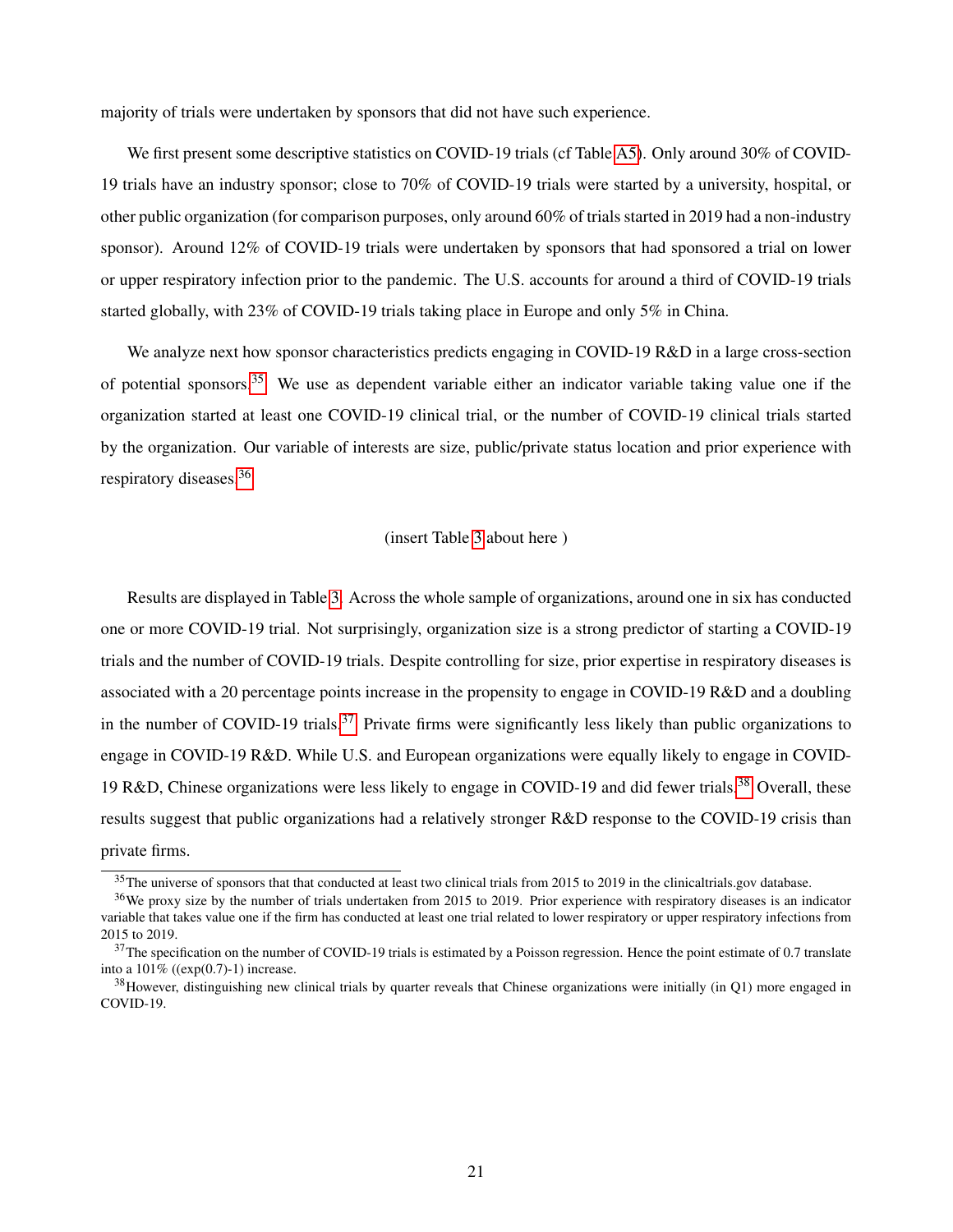majority of trials were undertaken by sponsors that did not have such experience.

We first present some descriptive statistics on COVID-19 trials (cf Table A5). Only around 30% of COVID-19 trials have an industry sponsor; close to 70% of COVID-19 trials were started by a university, hospital, or other public organization (for comparison purposes, only around 60% of trials started in 2019 had a non-industry sponsor). Around 12% of COVID-19 trials were undertaken by sponsors that had sponsored a trial on lower or upper respiratory infection prior to the pandemic. The U.S. accounts for around a third of COVID-19 trials started globally, with 23% of COVID-19 trials taking place in Europe and only 5% in China.

We analyze next how sponsor characteristics predicts engaging in COVID-19 R&D in a large cross-section of potential sponsors.[35] We use as dependent variable either an indicator variable taking value one if the organization started at least one COVID-19 clinical trial, or the number of COVID-19 clinical trials started by the organization. Our variable of interests are size, public/private status location and prior experience with respiratory diseases.[36]

(insert Table 3 about here )

Results are displayed in Table 3. Across the whole sample of organizations, around one in six has conducted one or more COVID-19 trial. Not surprisingly, organization size is a strong predictor of starting a COVID-19 trials and the number of COVID-19 trials. Despite controlling for size, prior expertise in respiratory diseases is associated with a 20 percentage points increase in the propensity to engage in COVID-19 R&D and a doubling in the number of COVID-19 trials.[37] Private firms were significantly less likely than public organizations to engage in COVID-19 R&D. While U.S. and European organizations were equally likely to engage in COVID-19 R&D, Chinese organizations were less likely to engage in COVID-19 and did fewer trials.[38] Overall, these results suggest that public organizations had a relatively stronger R&D response to the COVID-19 crisis than private firms.

[35] The universe of sponsors that that conducted at least two clinical trials from 2015 to 2019 in the clinicaltrials.gov database.

[36] We proxy size by the number of trials undertaken from 2015 to 2019. Prior experience with respiratory diseases is an indicator variable that takes value one if the firm has conducted at least one trial related to lower respiratory or upper respiratory infections from 2015 to 2019.

[37] The specification on the number of COVID-19 trials is estimated by a Poisson regression. Hence the point estimate of 0.7 translate into a 101% ((exp(0.7)-1) increase.

[38] However, distinguishing new clinical trials by quarter reveals that Chinese organizations were initially (in Q1) more engaged in COVID-19.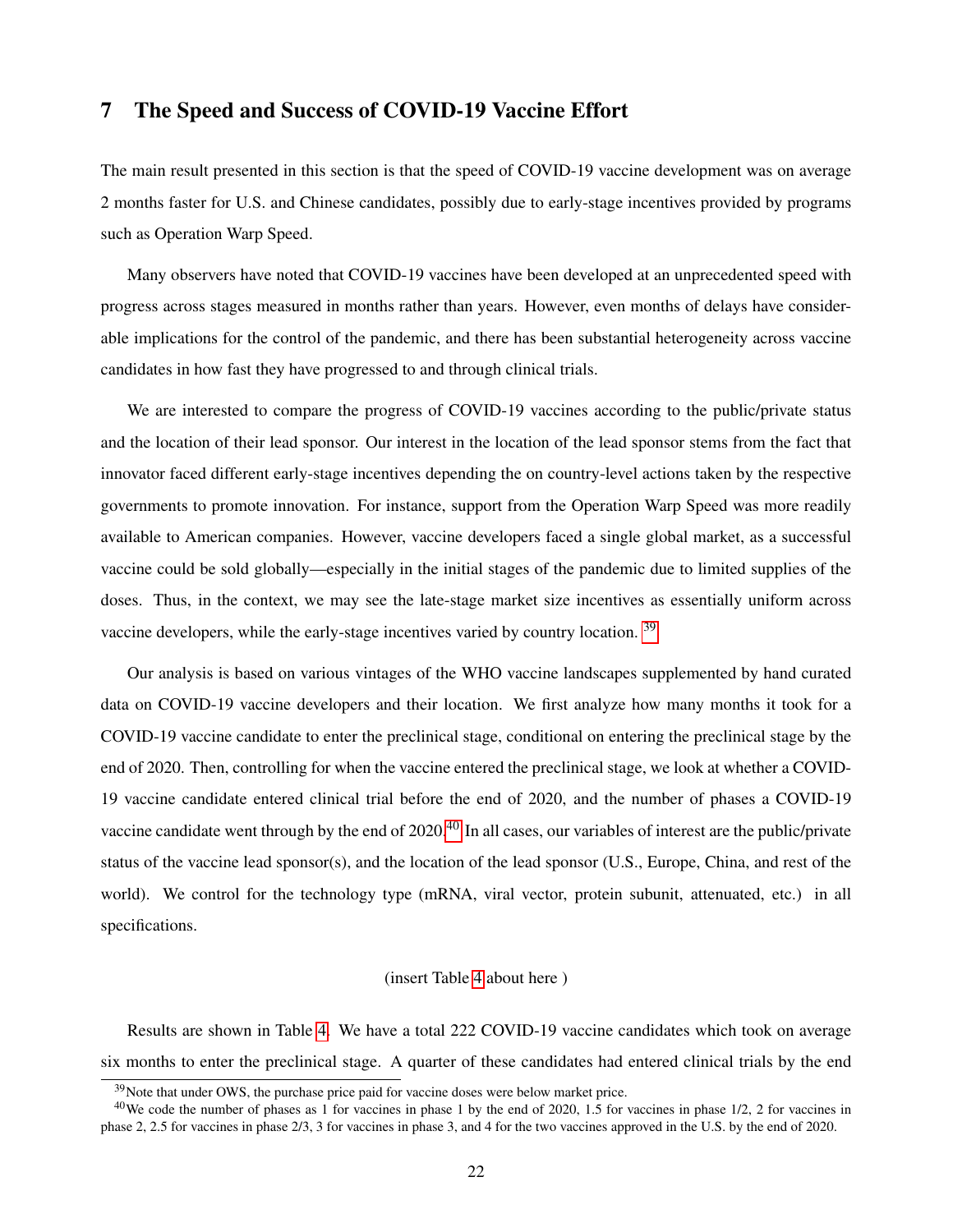## 7 The Speed and Success of COVID-19 Vaccine Effort

The main result presented in this section is that the speed of COVID-19 vaccine development was on average 2 months faster for U.S. and Chinese candidates, possibly due to early-stage incentives provided by programs such as Operation Warp Speed.

Many observers have noted that COVID-19 vaccines have been developed at an unprecedented speed with progress across stages measured in months rather than years. However, even months of delays have considerable implications for the control of the pandemic, and there has been substantial heterogeneity across vaccine candidates in how fast they have progressed to and through clinical trials.

We are interested to compare the progress of COVID-19 vaccines according to the public/private status and the location of their lead sponsor. Our interest in the location of the lead sponsor stems from the fact that innovator faced different early-stage incentives depending the on country-level actions taken by the respective governments to promote innovation. For instance, support from the Operation Warp Speed was more readily available to American companies. However, vaccine developers faced a single global market, as a successful vaccine could be sold globally—especially in the initial stages of the pandemic due to limited supplies of the doses. Thus, in the context, we may see the late-stage market size incentives as essentially uniform across vaccine developers, while the early-stage incentives varied by country location. [39]

Our analysis is based on various vintages of the WHO vaccine landscapes supplemented by hand curated data on COVID-19 vaccine developers and their location. We first analyze how many months it took for a COVID-19 vaccine candidate to enter the preclinical stage, conditional on entering the preclinical stage by the end of 2020. Then, controlling for when the vaccine entered the preclinical stage, we look at whether a COVID-19 vaccine candidate entered clinical trial before the end of 2020, and the number of phases a COVID-19 vaccine candidate went through by the end of 2020.[40] In all cases, our variables of interest are the public/private status of the vaccine lead sponsor(s), and the location of the lead sponsor (U.S., Europe, China, and rest of the world). We control for the technology type (mRNA, viral vector, protein subunit, attenuated, etc.) in all specifications.

(insert Table 4 about here )

Results are shown in Table 4. We have a total 222 COVID-19 vaccine candidates which took on average six months to enter the preclinical stage. A quarter of these candidates had entered clinical trials by the end

[39] Note that under OWS, the purchase price paid for vaccine doses were below market price.

[40] We code the number of phases as 1 for vaccines in phase 1 by the end of 2020, 1.5 for vaccines in phase 1/2, 2 for vaccines in phase 2, 2.5 for vaccines in phase 2/3, 3 for vaccines in phase 3, and 4 for the two vaccines approved in the U.S. by the end of 2020.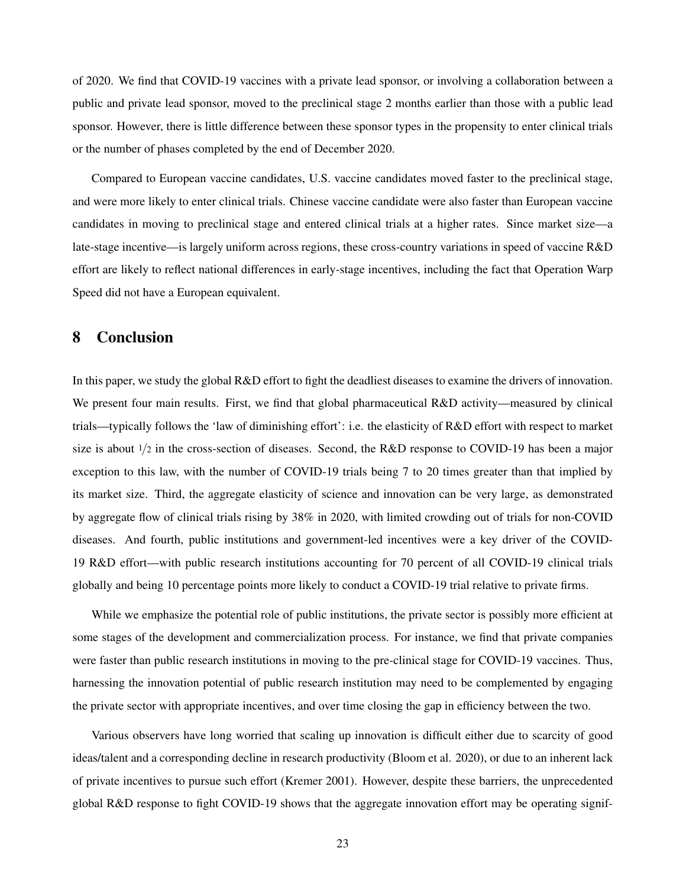of 2020. We find that COVID-19 vaccines with a private lead sponsor, or involving a collaboration between a public and private lead sponsor, moved to the preclinical stage 2 months earlier than those with a public lead sponsor. However, there is little difference between these sponsor types in the propensity to enter clinical trials or the number of phases completed by the end of December 2020.

Compared to European vaccine candidates, U.S. vaccine candidates moved faster to the preclinical stage, and were more likely to enter clinical trials. Chinese vaccine candidate were also faster than European vaccine candidates in moving to preclinical stage and entered clinical trials at a higher rates. Since market size—a late-stage incentive—is largely uniform across regions, these cross-country variations in speed of vaccine R&D effort are likely to reflect national differences in early-stage incentives, including the fact that Operation Warp Speed did not have a European equivalent.

## 8 Conclusion

In this paper, we study the global R&D effort to fight the deadliest diseases to examine the drivers of innovation. We present four main results. First, we find that global pharmaceutical R&D activity—measured by clinical trials—typically follows the 'law of diminishing effort': i.e. the elasticity of R&D effort with respect to market size is about $1/2$ in the cross-section of diseases. Second, the R&D response to COVID-19 has been a major exception to this law, with the number of COVID-19 trials being 7 to 20 times greater than that implied by its market size. Third, the aggregate elasticity of science and innovation can be very large, as demonstrated by aggregate flow of clinical trials rising by 38% in 2020, with limited crowding out of trials for non-COVID diseases. And fourth, public institutions and government-led incentives were a key driver of the COVID-19 R&D effort—with public research institutions accounting for 70 percent of all COVID-19 clinical trials globally and being 10 percentage points more likely to conduct a COVID-19 trial relative to private firms.

While we emphasize the potential role of public institutions, the private sector is possibly more efficient at some stages of the development and commercialization process. For instance, we find that private companies were faster than public research institutions in moving to the pre-clinical stage for COVID-19 vaccines. Thus, harnessing the innovation potential of public research institution may need to be complemented by engaging the private sector with appropriate incentives, and over time closing the gap in efficiency between the two.

Various observers have long worried that scaling up innovation is difficult either due to scarcity of good ideas/talent and a corresponding decline in research productivity (Bloom et al. 2020), or due to an inherent lack of private incentives to pursue such effort (Kremer 2001). However, despite these barriers, the unprecedented global R&D response to fight COVID-19 shows that the aggregate innovation effort may be operating signif-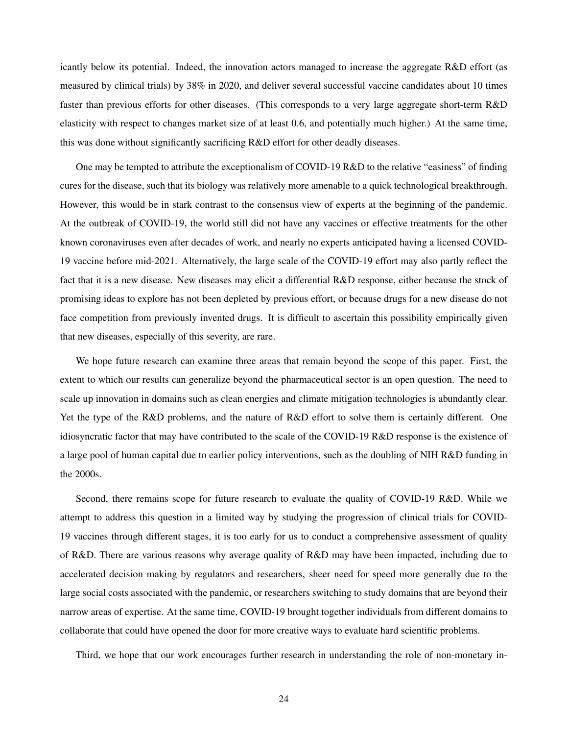icantly below its potential. Indeed, the innovation actors managed to increase the aggregate R&D effort (as measured by clinical trials) by 38% in 2020, and deliver several successful vaccine candidates about 10 times faster than previous efforts for other diseases. (This corresponds to a very large aggregate short-term R&D elasticity with respect to changes market size of at least 0.6, and potentially much higher.) At the same time, this was done without significantly sacrificing R&D effort for other deadly diseases.

One may be tempted to attribute the exceptionalism of COVID-19 R&D to the relative "easiness" of finding cures for the disease, such that its biology was relatively more amenable to a quick technological breakthrough. However, this would be in stark contrast to the consensus view of experts at the beginning of the pandemic. At the outbreak of COVID-19, the world still did not have any vaccines or effective treatments for the other known coronaviruses even after decades of work, and nearly no experts anticipated having a licensed COVID-19 vaccine before mid-2021. Alternatively, the large scale of the COVID-19 effort may also partly reflect the fact that it is a new disease. New diseases may elicit a differential R&D response, either because the stock of promising ideas to explore has not been depleted by previous effort, or because drugs for a new disease do not face competition from previously invented drugs. It is difficult to ascertain this possibility empirically given that new diseases, especially of this severity, are rare.

We hope future research can examine three areas that remain beyond the scope of this paper. First, the extent to which our results can generalize beyond the pharmaceutical sector is an open question. The need to scale up innovation in domains such as clean energies and climate mitigation technologies is abundantly clear. Yet the type of the R&D problems, and the nature of R&D effort to solve them is certainly different. One idiosyncratic factor that may have contributed to the scale of the COVID-19 R&D response is the existence of a large pool of human capital due to earlier policy interventions, such as the doubling of NIH R&D funding in the 2000s.

Second, there remains scope for future research to evaluate the quality of COVID-19 R&D. While we attempt to address this question in a limited way by studying the progression of clinical trials for COVID-19 vaccines through different stages, it is too early for us to conduct a comprehensive assessment of quality of R&D. There are various reasons why average quality of R&D may have been impacted, including due to accelerated decision making by regulators and researchers, sheer need for speed more generally due to the large social costs associated with the pandemic, or researchers switching to study domains that are beyond their narrow areas of expertise. At the same time, COVID-19 brought together individuals from different domains to collaborate that could have opened the door for more creative ways to evaluate hard scientific problems.

Third, we hope that our work encourages further research in understanding the role of non-monetary in-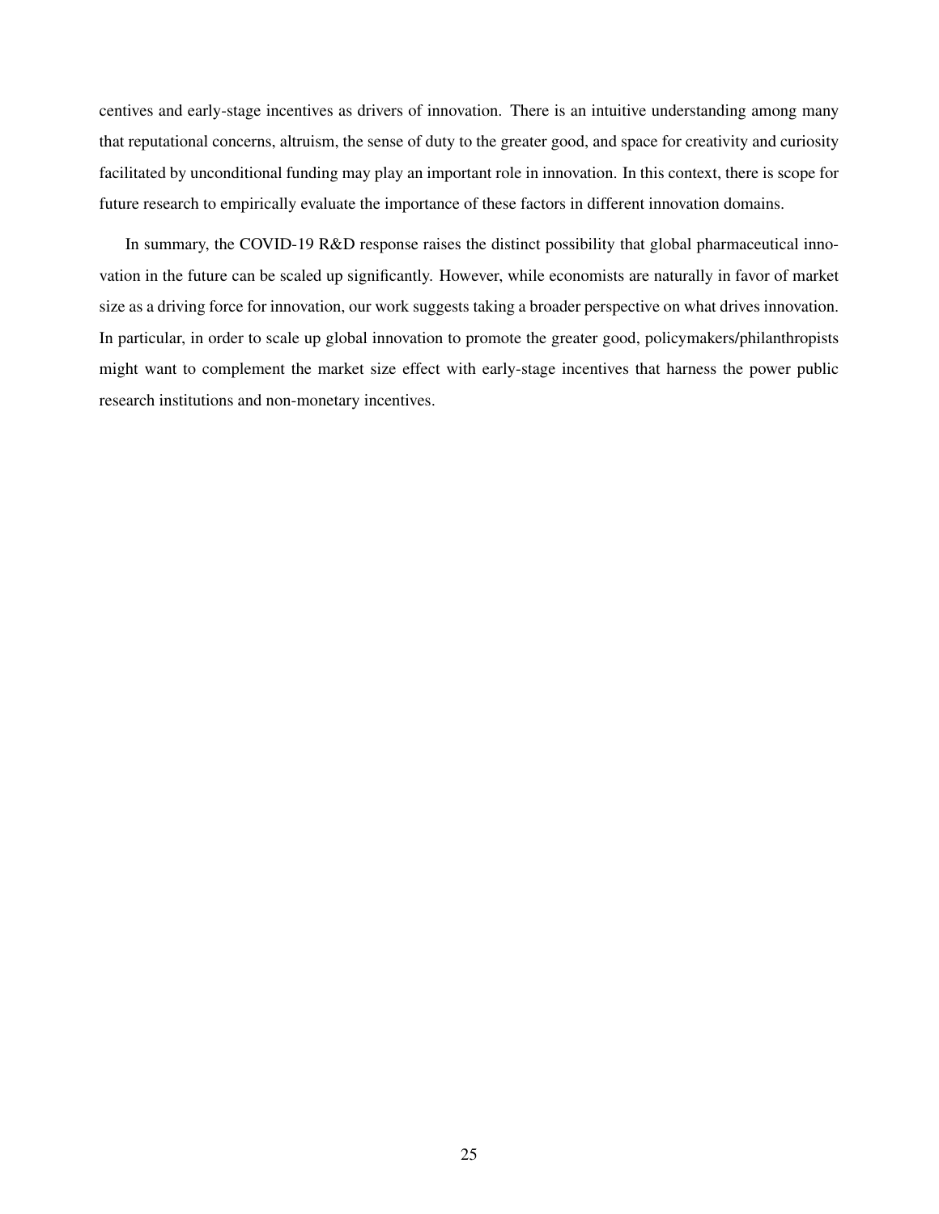centives and early-stage incentives as drivers of innovation. There is an intuitive understanding among many that reputational concerns, altruism, the sense of duty to the greater good, and space for creativity and curiosity facilitated by unconditional funding may play an important role in innovation. In this context, there is scope for future research to empirically evaluate the importance of these factors in different innovation domains.

In summary, the COVID-19 R&D response raises the distinct possibility that global pharmaceutical innovation in the future can be scaled up significantly. However, while economists are naturally in favor of market size as a driving force for innovation, our work suggests taking a broader perspective on what drives innovation. In particular, in order to scale up global innovation to promote the greater good, policymakers/philanthropists might want to complement the market size effect with early-stage incentives that harness the power public research institutions and non-monetary incentives.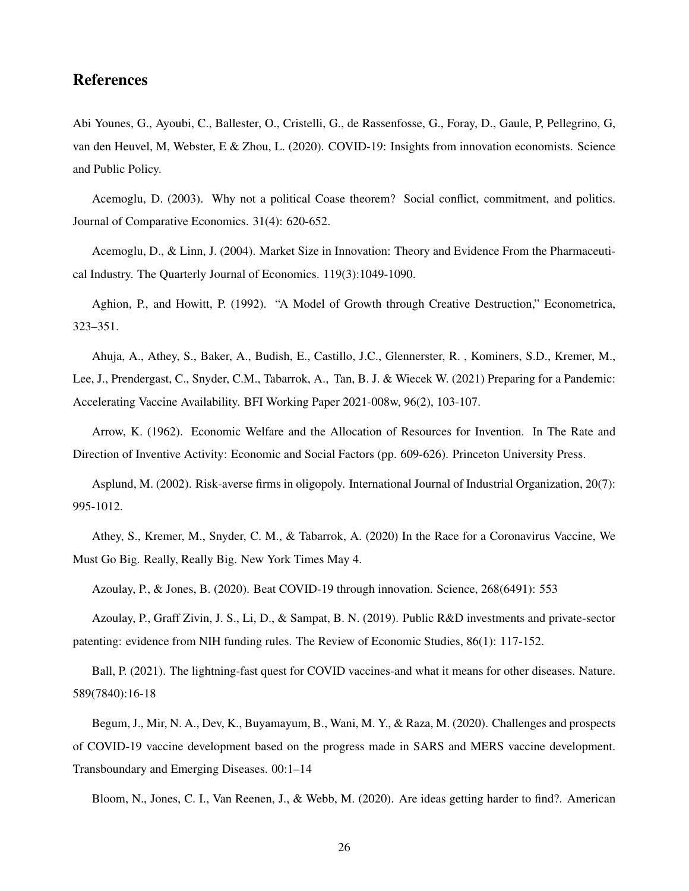## References

Abi Younes, G., Ayoubi, C., Ballester, O., Cristelli, G., de Rassenfosse, G., Foray, D., Gaule, P, Pellegrino, G, van den Heuvel, M, Webster, E & Zhou, L. (2020). COVID-19: Insights from innovation economists. Science and Public Policy.

Acemoglu, D. (2003). Why not a political Coase theorem? Social conflict, commitment, and politics. Journal of Comparative Economics. 31(4): 620-652.

Acemoglu, D., & Linn, J. (2004). Market Size in Innovation: Theory and Evidence From the Pharmaceutical Industry. The Quarterly Journal of Economics. 119(3):1049-1090.

Aghion, P., and Howitt, P. (1992). "A Model of Growth through Creative Destruction," Econometrica, 323–351.

Ahuja, A., Athey, S., Baker, A., Budish, E., Castillo, J.C., Glennerster, R. , Kominers, S.D., Kremer, M., Lee, J., Prendergast, C., Snyder, C.M., Tabarrok, A., Tan, B. J. & Wiecek W. (2021) Preparing for a Pandemic: Accelerating Vaccine Availability. BFI Working Paper 2021-008w, 96(2), 103-107.

Arrow, K. (1962). Economic Welfare and the Allocation of Resources for Invention. In The Rate and Direction of Inventive Activity: Economic and Social Factors (pp. 609-626). Princeton University Press.

Asplund, M. (2002). Risk-averse firms in oligopoly. International Journal of Industrial Organization, 20(7): 995-1012.

Athey, S., Kremer, M., Snyder, C. M., & Tabarrok, A. (2020) In the Race for a Coronavirus Vaccine, We Must Go Big. Really, Really Big. New York Times May 4.

Azoulay, P., & Jones, B. (2020). Beat COVID-19 through innovation. Science, 268(6491): 553

Azoulay, P., Graff Zivin, J. S., Li, D., & Sampat, B. N. (2019). Public R&D investments and private-sector patenting: evidence from NIH funding rules. The Review of Economic Studies, 86(1): 117-152.

Ball, P. (2021). The lightning-fast quest for COVID vaccines-and what it means for other diseases. Nature. 589(7840):16-18

Begum, J., Mir, N. A., Dev, K., Buyamayum, B., Wani, M. Y., & Raza, M. (2020). Challenges and prospects of COVID-19 vaccine development based on the progress made in SARS and MERS vaccine development. Transboundary and Emerging Diseases. 00:1–14

Bloom, N., Jones, C. I., Van Reenen, J., & Webb, M. (2020). Are ideas getting harder to find?. American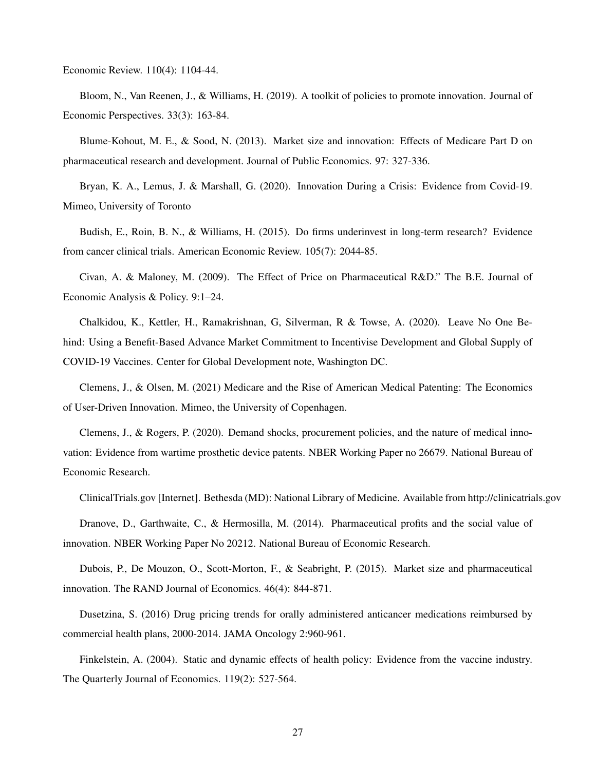Economic Review. 110(4): 1104-44.

Bloom, N., Van Reenen, J., & Williams, H. (2019). A toolkit of policies to promote innovation. Journal of Economic Perspectives. 33(3): 163-84.

Blume-Kohout, M. E., & Sood, N. (2013). Market size and innovation: Effects of Medicare Part D on pharmaceutical research and development. Journal of Public Economics. 97: 327-336.

Bryan, K. A., Lemus, J. & Marshall, G. (2020). Innovation During a Crisis: Evidence from Covid-19. Mimeo, University of Toronto

Budish, E., Roin, B. N., & Williams, H. (2015). Do firms underinvest in long-term research? Evidence from cancer clinical trials. American Economic Review. 105(7): 2044-85.

Civan, A. & Maloney, M. (2009). The Effect of Price on Pharmaceutical R&D." The B.E. Journal of Economic Analysis & Policy. 9:1–24.

Chalkidou, K., Kettler, H., Ramakrishnan, G, Silverman, R & Towse, A. (2020). Leave No One Behind: Using a Benefit-Based Advance Market Commitment to Incentivise Development and Global Supply of COVID-19 Vaccines. Center for Global Development note, Washington DC.

Clemens, J., & Olsen, M. (2021) Medicare and the Rise of American Medical Patenting: The Economics of User-Driven Innovation. Mimeo, the University of Copenhagen.

Clemens, J., & Rogers, P. (2020). Demand shocks, procurement policies, and the nature of medical innovation: Evidence from wartime prosthetic device patents. NBER Working Paper no 26679. National Bureau of Economic Research.

ClinicalTrials.gov [Internet]. Bethesda (MD): National Library of Medicine. Available from http://clinicatrials.gov

Dranove, D., Garthwaite, C., & Hermosilla, M. (2014). Pharmaceutical profits and the social value of innovation. NBER Working Paper No 20212. National Bureau of Economic Research.

Dubois, P., De Mouzon, O., Scott-Morton, F., & Seabright, P. (2015). Market size and pharmaceutical innovation. The RAND Journal of Economics. 46(4): 844-871.

Dusetzina, S. (2016) Drug pricing trends for orally administered anticancer medications reimbursed by commercial health plans, 2000-2014. JAMA Oncology 2:960-961.

Finkelstein, A. (2004). Static and dynamic effects of health policy: Evidence from the vaccine industry. The Quarterly Journal of Economics. 119(2): 527-564.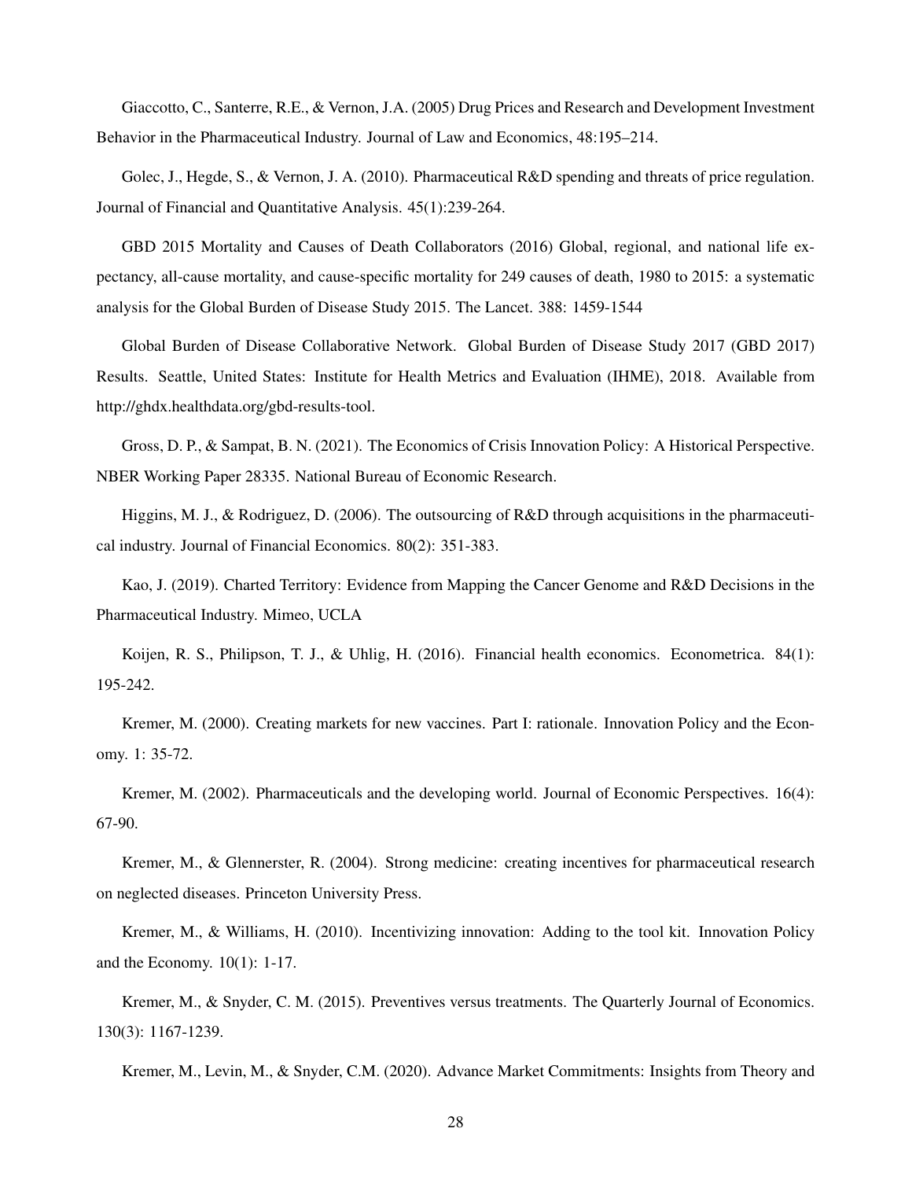Giaccotto, C., Santerre, R.E., & Vernon, J.A. (2005) Drug Prices and Research and Development Investment Behavior in the Pharmaceutical Industry. Journal of Law and Economics, 48:195–214.

Golec, J., Hegde, S., & Vernon, J. A. (2010). Pharmaceutical R&D spending and threats of price regulation. Journal of Financial and Quantitative Analysis. 45(1):239-264.

GBD 2015 Mortality and Causes of Death Collaborators (2016) Global, regional, and national life expectancy, all-cause mortality, and cause-specific mortality for 249 causes of death, 1980 to 2015: a systematic analysis for the Global Burden of Disease Study 2015. The Lancet. 388: 1459-1544

Global Burden of Disease Collaborative Network. Global Burden of Disease Study 2017 (GBD 2017) Results. Seattle, United States: Institute for Health Metrics and Evaluation (IHME), 2018. Available from http://ghdx.healthdata.org/gbd-results-tool.

Gross, D. P., & Sampat, B. N. (2021). The Economics of Crisis Innovation Policy: A Historical Perspective. NBER Working Paper 28335. National Bureau of Economic Research.

Higgins, M. J., & Rodriguez, D. (2006). The outsourcing of R&D through acquisitions in the pharmaceutical industry. Journal of Financial Economics. 80(2): 351-383.

Kao, J. (2019). Charted Territory: Evidence from Mapping the Cancer Genome and R&D Decisions in the Pharmaceutical Industry. Mimeo, UCLA

Koijen, R. S., Philipson, T. J., & Uhlig, H. (2016). Financial health economics. Econometrica. 84(1): 195-242.

Kremer, M. (2000). Creating markets for new vaccines. Part I: rationale. Innovation Policy and the Economy. 1: 35-72.

Kremer, M. (2002). Pharmaceuticals and the developing world. Journal of Economic Perspectives. 16(4): 67-90.

Kremer, M., & Glennerster, R. (2004). Strong medicine: creating incentives for pharmaceutical research on neglected diseases. Princeton University Press.

Kremer, M., & Williams, H. (2010). Incentivizing innovation: Adding to the tool kit. Innovation Policy and the Economy. 10(1): 1-17.

Kremer, M., & Snyder, C. M. (2015). Preventives versus treatments. The Quarterly Journal of Economics. 130(3): 1167-1239.

Kremer, M., Levin, M., & Snyder, C.M. (2020). Advance Market Commitments: Insights from Theory and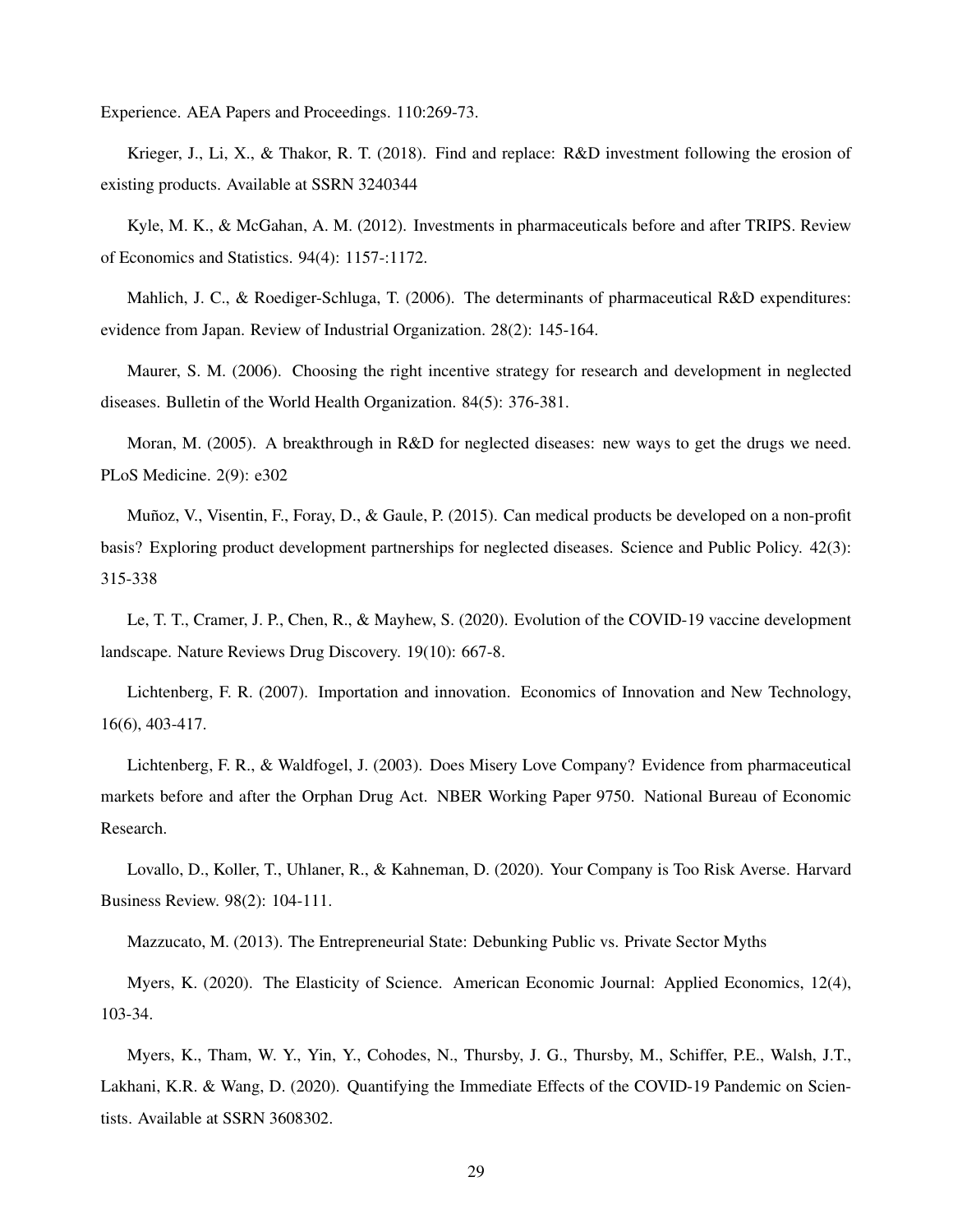Experience. AEA Papers and Proceedings. 110:269-73.

Krieger, J., Li, X., & Thakor, R. T. (2018). Find and replace: R&D investment following the erosion of existing products. Available at SSRN 3240344

Kyle, M. K., & McGahan, A. M. (2012). Investments in pharmaceuticals before and after TRIPS. Review of Economics and Statistics. 94(4): 1157-:1172.

Mahlich, J. C., & Roediger-Schluga, T. (2006). The determinants of pharmaceutical R&D expenditures: evidence from Japan. Review of Industrial Organization. 28(2): 145-164.

Maurer, S. M. (2006). Choosing the right incentive strategy for research and development in neglected diseases. Bulletin of the World Health Organization. 84(5): 376-381.

Moran, M. (2005). A breakthrough in R&D for neglected diseases: new ways to get the drugs we need. PLoS Medicine. 2(9): e302

Muñoz, V., Visentin, F., Foray, D., & Gaule, P. (2015). Can medical products be developed on a non-profit basis? Exploring product development partnerships for neglected diseases. Science and Public Policy. 42(3): 315-338

Le, T. T., Cramer, J. P., Chen, R., & Mayhew, S. (2020). Evolution of the COVID-19 vaccine development landscape. Nature Reviews Drug Discovery. 19(10): 667-8.

Lichtenberg, F. R. (2007). Importation and innovation. Economics of Innovation and New Technology, 16(6), 403-417.

Lichtenberg, F. R., & Waldfogel, J. (2003). Does Misery Love Company? Evidence from pharmaceutical markets before and after the Orphan Drug Act. NBER Working Paper 9750. National Bureau of Economic Research.

Lovallo, D., Koller, T., Uhlaner, R., & Kahneman, D. (2020). Your Company is Too Risk Averse. Harvard Business Review. 98(2): 104-111.

Mazzucato, M. (2013). The Entrepreneurial State: Debunking Public vs. Private Sector Myths

Myers, K. (2020). The Elasticity of Science. American Economic Journal: Applied Economics, 12(4), 103-34.

Myers, K., Tham, W. Y., Yin, Y., Cohodes, N., Thursby, J. G., Thursby, M., Schiffer, P.E., Walsh, J.T., Lakhani, K.R. & Wang, D. (2020). Quantifying the Immediate Effects of the COVID-19 Pandemic on Scientists. Available at SSRN 3608302.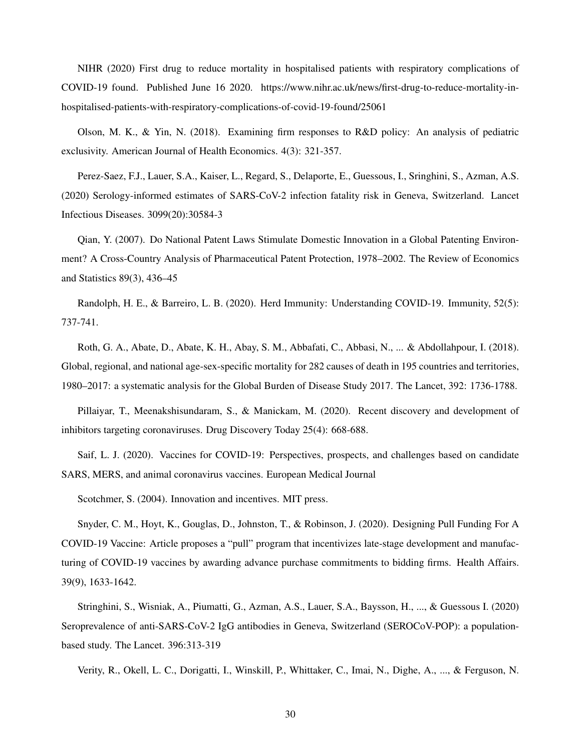NIHR (2020) First drug to reduce mortality in hospitalised patients with respiratory complications of COVID-19 found. Published June 16 2020. https://www.nihr.ac.uk/news/first-drug-to-reduce-mortality-in-hospitalised-patients-with-respiratory-complications-of-covid-19-found/25061

Olson, M. K., & Yin, N. (2018). Examining firm responses to R&D policy: An analysis of pediatric exclusivity. American Journal of Health Economics. 4(3): 321-357.

Perez-Saez, F.J., Lauer, S.A., Kaiser, L., Regard, S., Delaporte, E., Guessous, I., Sringhini, S., Azman, A.S. (2020) Serology-informed estimates of SARS-CoV-2 infection fatality risk in Geneva, Switzerland. Lancet Infectious Diseases. 3099(20):30584-3

Qian, Y. (2007). Do National Patent Laws Stimulate Domestic Innovation in a Global Patenting Environment? A Cross-Country Analysis of Pharmaceutical Patent Protection, 1978–2002. The Review of Economics and Statistics 89(3), 436–45

Randolph, H. E., & Barreiro, L. B. (2020). Herd Immunity: Understanding COVID-19. Immunity, 52(5): 737-741.

Roth, G. A., Abate, D., Abate, K. H., Abay, S. M., Abbafati, C., Abbasi, N., ... & Abdollahpour, I. (2018). Global, regional, and national age-sex-specific mortality for 282 causes of death in 195 countries and territories, 1980–2017: a systematic analysis for the Global Burden of Disease Study 2017. The Lancet, 392: 1736-1788.

Pillaiyar, T., Meenakshisundaram, S., & Manickam, M. (2020). Recent discovery and development of inhibitors targeting coronaviruses. Drug Discovery Today 25(4): 668-688.

Saif, L. J. (2020). Vaccines for COVID-19: Perspectives, prospects, and challenges based on candidate SARS, MERS, and animal coronavirus vaccines. European Medical Journal

Scotchmer, S. (2004). Innovation and incentives. MIT press.

Snyder, C. M., Hoyt, K., Gouglas, D., Johnston, T., & Robinson, J. (2020). Designing Pull Funding For A COVID-19 Vaccine: Article proposes a "pull" program that incentivizes late-stage development and manufacturing of COVID-19 vaccines by awarding advance purchase commitments to bidding firms. Health Affairs. 39(9), 1633-1642.

Stringhini, S., Wisniak, A., Piumatti, G., Azman, A.S., Lauer, S.A., Baysson, H., ..., & Guessous I. (2020) Seroprevalence of anti-SARS-CoV-2 IgG antibodies in Geneva, Switzerland (SEROCoV-POP): a population-based study. The Lancet. 396:313-319

Verity, R., Okell, L. C., Dorigatti, I., Winskill, P., Whittaker, C., Imai, N., Dighe, A., ..., & Ferguson, N.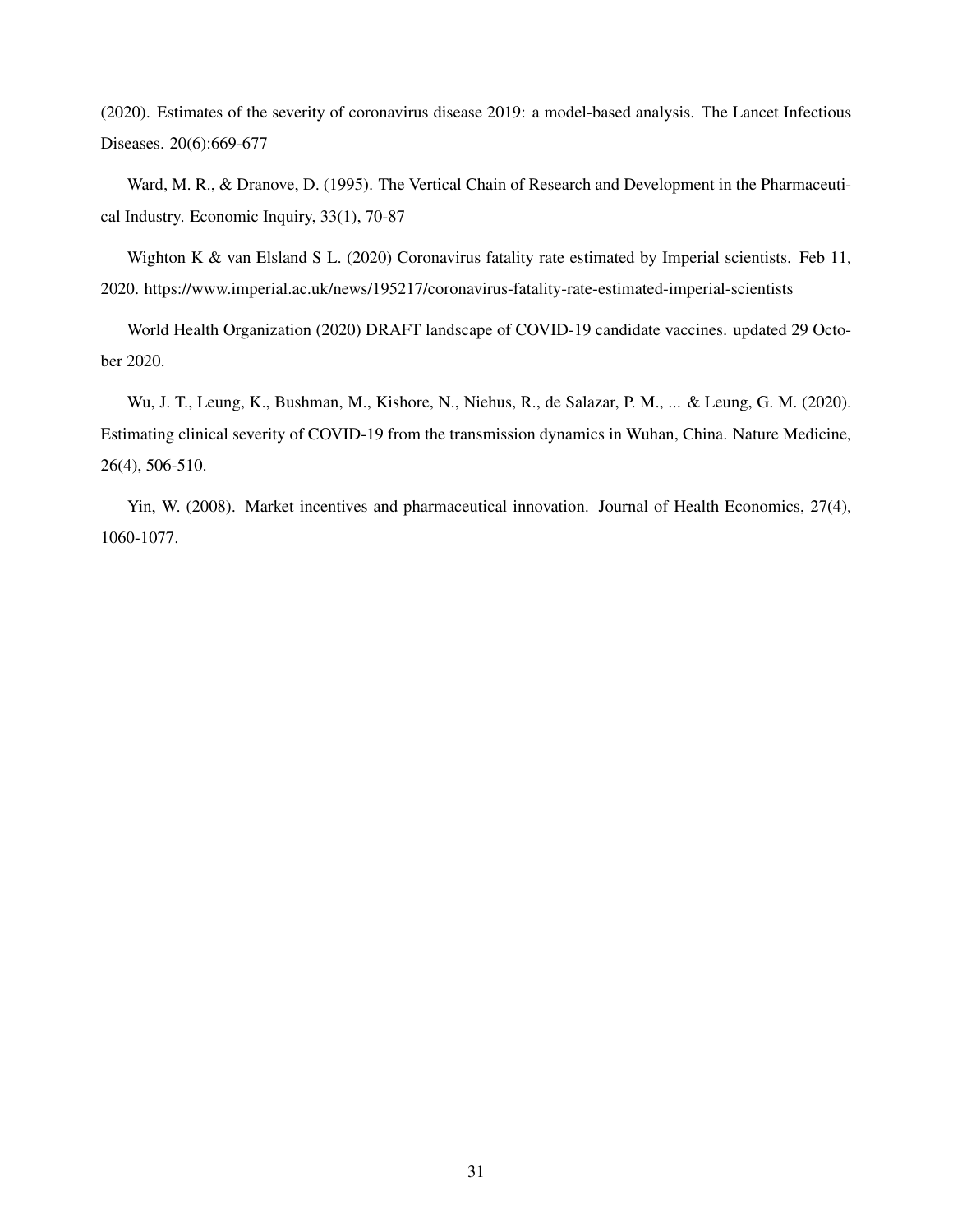(2020). Estimates of the severity of coronavirus disease 2019: a model-based analysis. The Lancet Infectious Diseases. 20(6):669-677

Ward, M. R., & Dranove, D. (1995). The Vertical Chain of Research and Development in the Pharmaceutical Industry. Economic Inquiry, 33(1), 70-87

Wighton K & van Elsland S L. (2020) Coronavirus fatality rate estimated by Imperial scientists. Feb 11, 2020. https://www.imperial.ac.uk/news/195217/coronavirus-fatality-rate-estimated-imperial-scientists

World Health Organization (2020) DRAFT landscape of COVID-19 candidate vaccines. updated 29 October 2020.

Wu, J. T., Leung, K., Bushman, M., Kishore, N., Niehus, R., de Salazar, P. M., ... & Leung, G. M. (2020). Estimating clinical severity of COVID-19 from the transmission dynamics in Wuhan, China. Nature Medicine, 26(4), 506-510.

Yin, W. (2008). Market incentives and pharmaceutical innovation. Journal of Health Economics, 27(4), 1060-1077.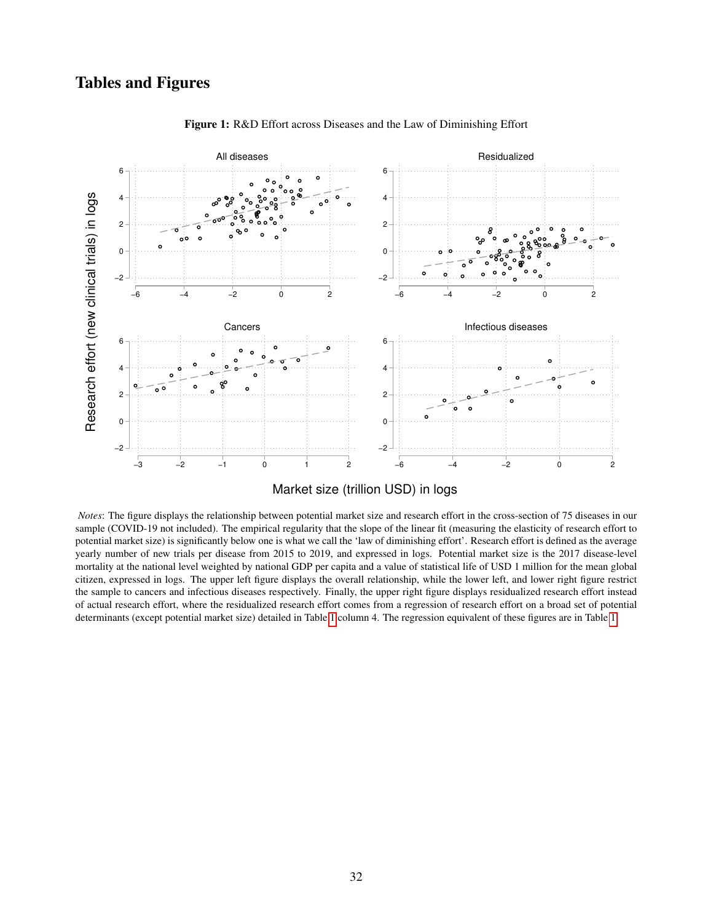# Tables and Figures

**Figure 1:** R&D Effort across Diseases and the Law of Diminishing Effort

*Notes*: The figure displays the relationship between potential market size and research effort in the cross-section of 75 diseases in our sample (COVID-19 not included). The empirical regularity that the slope of the linear fit (measuring the elasticity of research effort to potential market size) is significantly below one is what we call the 'law of diminishing effort'. Research effort is defined as the average yearly number of new trials per disease from 2015 to 2019, and expressed in logs. Potential market size is the 2017 disease-level mortality at the national level weighted by national GDP per capita and a value of statistical life of USD 1 million for the mean global citizen, expressed in logs. The upper left figure displays the overall relationship, while the lower left, and lower right figure restrict the sample to cancers and infectious diseases respectively. Finally, the upper right figure displays residualized research effort instead of actual research effort, where the residualized research effort comes from a regression of research effort on a broad set of potential determinants (except potential market size) detailed in Table 1 column 4. The regression equivalent of these figures are in Table 1.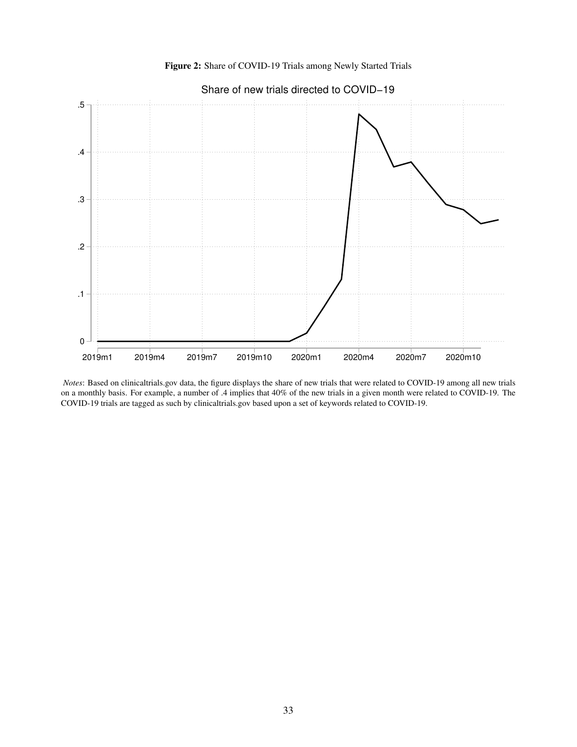**Figure 2:** Share of COVID-19 Trials among Newly Started Trials

*Notes*: Based on clinicaltrials.gov data, the figure displays the share of new trials that were related to COVID-19 among all new trials on a monthly basis. For example, a number of .4 implies that 40% of the new trials in a given month were related to COVID-19. The COVID-19 trials are tagged as such by clinicaltrials.gov based upon a set of keywords related to COVID-19.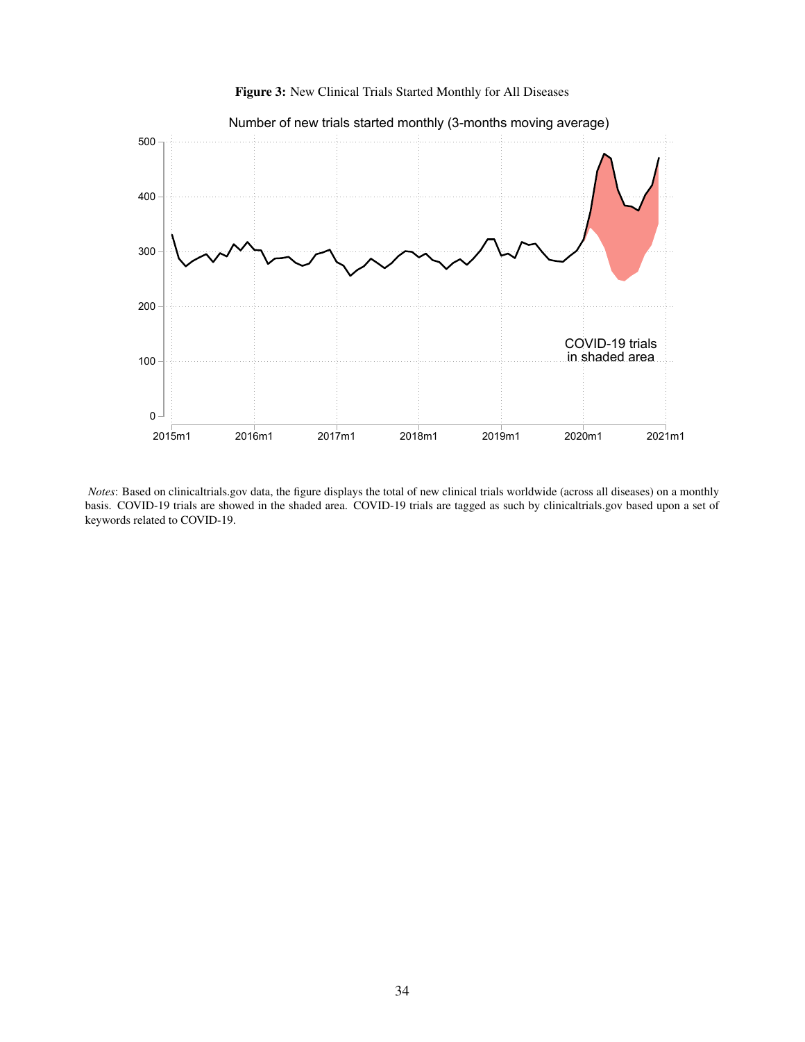**Figure 3:** New Clinical Trials Started Monthly for All Diseases

*Notes*: Based on clinicaltrials.gov data, the figure displays the total of new clinical trials worldwide (across all diseases) on a monthly basis. COVID-19 trials are showed in the shaded area. COVID-19 trials are tagged as such by clinicaltrials.gov based upon a set of keywords related to COVID-19.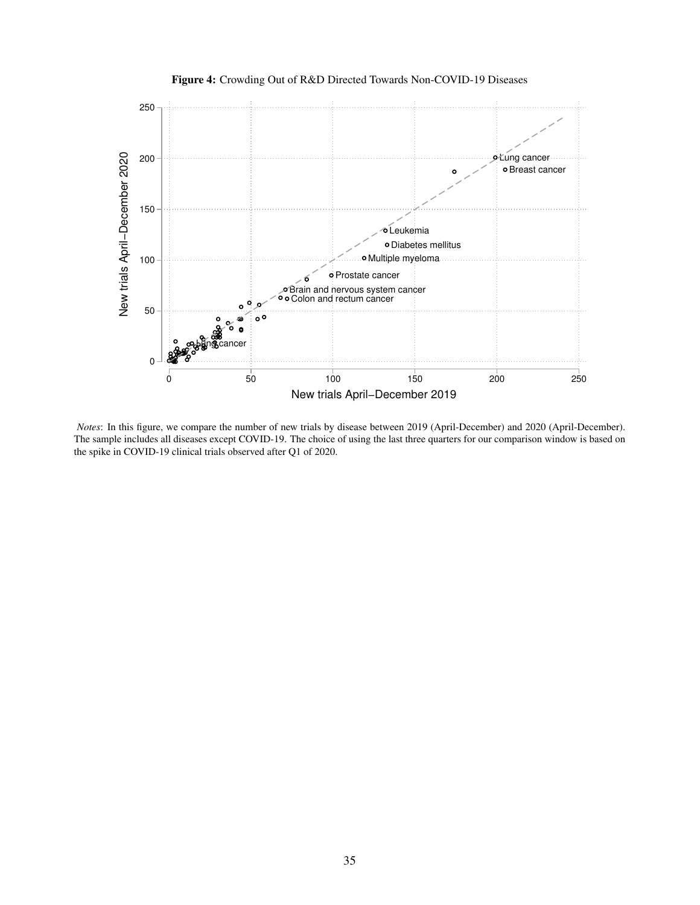**Figure 4:** Crowding Out of R&D Directed Towards Non-COVID-19 Diseases

*Notes*: In this figure, we compare the number of new trials by disease between 2019 (April-December) and 2020 (April-December). The sample includes all diseases except COVID-19. The choice of using the last three quarters for our comparison window is based on the spike in COVID-19 clinical trials observed after Q1 of 2020.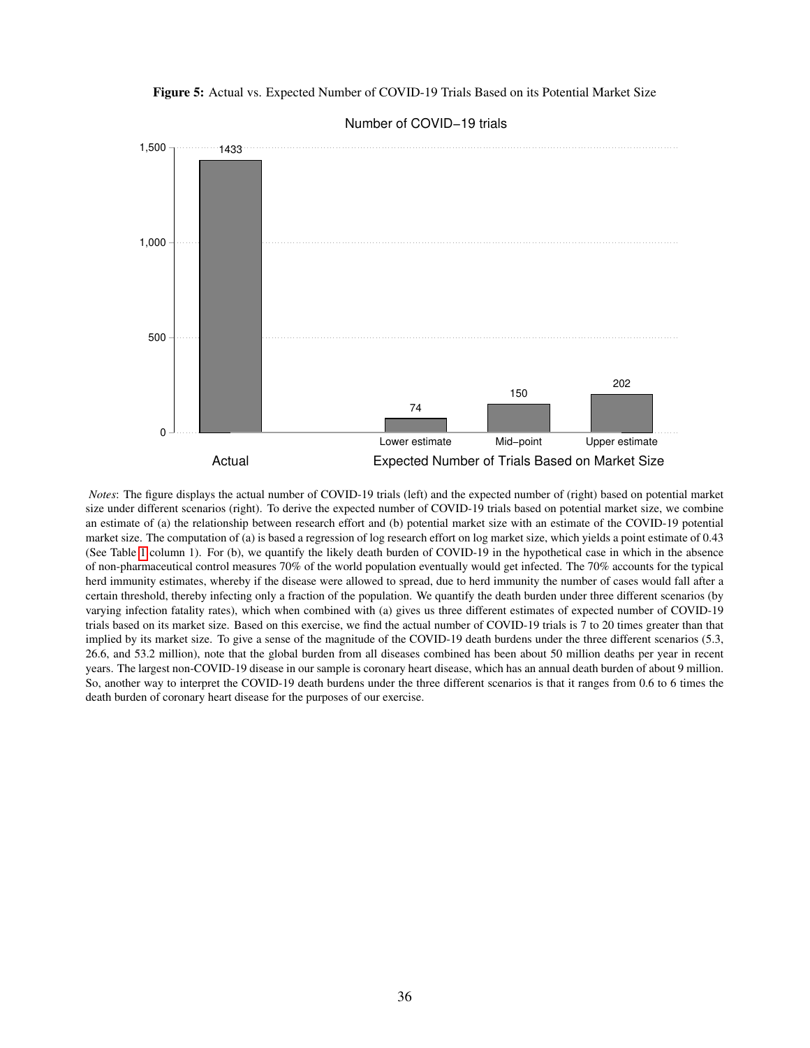**Figure 5:** Actual vs. Expected Number of COVID-19 Trials Based on its Potential Market Size

Number of COVID−19 trials

| | Actual | Lower estimate | Mid−point | Upper estimate |
|---|---|---|---|---|
| Number of trials | 1433 | 74 | 150 | 202 |

Actual — Expected Number of Trials Based on Market Size

*Notes*: The figure displays the actual number of COVID-19 trials (left) and the expected number of (right) based on potential market size under different scenarios (right). To derive the expected number of COVID-19 trials based on potential market size, we combine an estimate of (a) the relationship between research effort and (b) potential market size with an estimate of the COVID-19 potential market size. The computation of (a) is based a regression of log research effort on log market size, which yields a point estimate of 0.43 (See Table 1 column 1). For (b), we quantify the likely death burden of COVID-19 in the hypothetical case in which in the absence of non-pharmaceutical control measures 70% of the world population eventually would get infected. The 70% accounts for the typical herd immunity estimates, whereby if the disease were allowed to spread, due to herd immunity the number of cases would fall after a certain threshold, thereby infecting only a fraction of the population. We quantify the death burden under three different scenarios (by varying infection fatality rates), which when combined with (a) gives us three different estimates of expected number of COVID-19 trials based on its market size. Based on this exercise, we find the actual number of COVID-19 trials is 7 to 20 times greater than that implied by its market size. To give a sense of the magnitude of the COVID-19 death burdens under the three different scenarios (5.3, 26.6, and 53.2 million), note that the global burden from all diseases combined has been about 50 million deaths per year in recent years. The largest non-COVID-19 disease in our sample is coronary heart disease, which has an annual death burden of about 9 million. So, another way to interpret the COVID-19 death burdens under the three different scenarios is that it ranges from 0.6 to 6 times the death burden of coronary heart disease for the purposes of our exercise.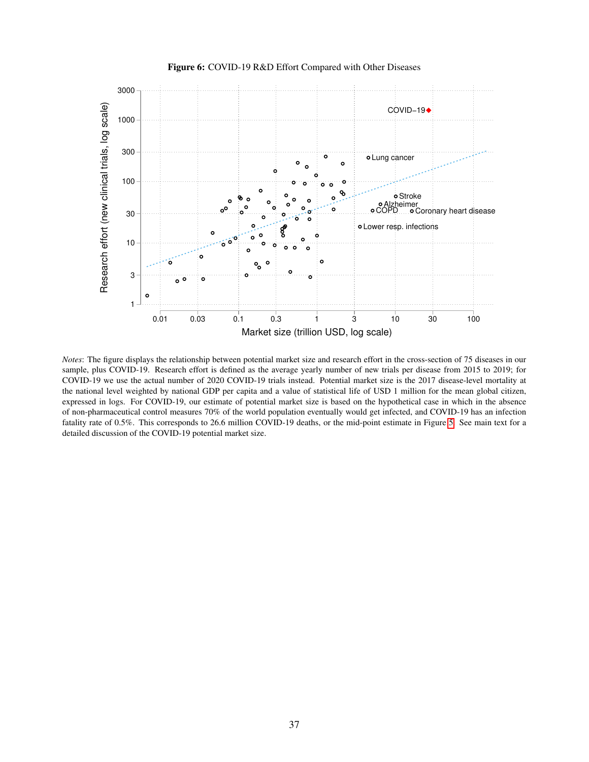**Figure 6:** COVID-19 R&D Effort Compared with Other Diseases

*Notes*: The figure displays the relationship between potential market size and research effort in the cross-section of 75 diseases in our sample, plus COVID-19. Research effort is defined as the average yearly number of new trials per disease from 2015 to 2019; for COVID-19 we use the actual number of 2020 COVID-19 trials instead. Potential market size is the 2017 disease-level mortality at the national level weighted by national GDP per capita and a value of statistical life of USD 1 million for the mean global citizen, expressed in logs. For COVID-19, our estimate of potential market size is based on the hypothetical case in which in the absence of non-pharmaceutical control measures 70% of the world population eventually would get infected, and COVID-19 has an infection fatality rate of 0.5%. This corresponds to 26.6 million COVID-19 deaths, or the mid-point estimate in Figure 5. See main text for a detailed discussion of the COVID-19 potential market size.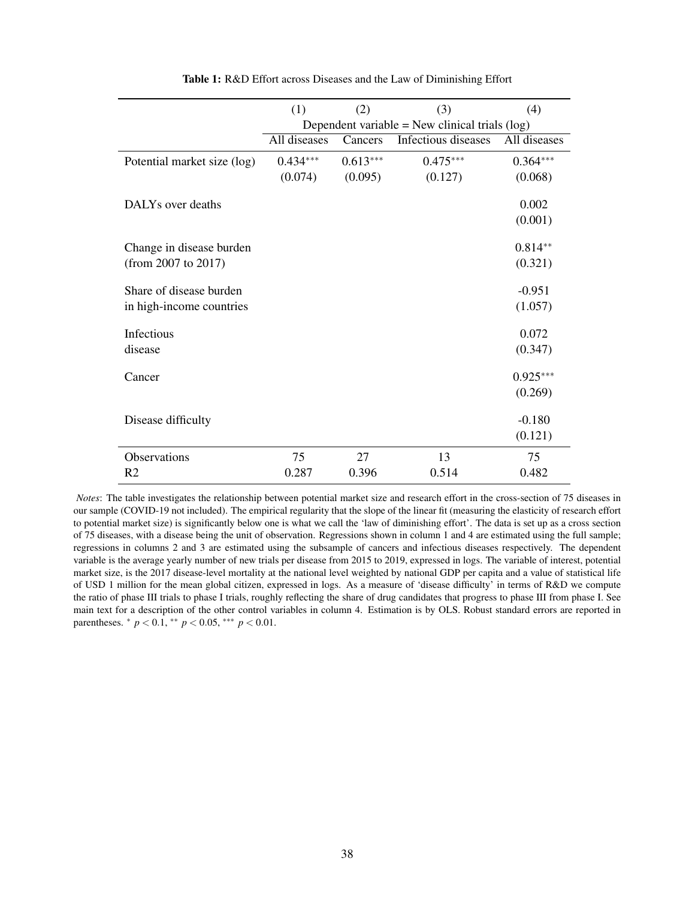**Table 1:** R&D Effort across Diseases and the Law of Diminishing Effort

| | (1) | (2) | (3) | (4) |
|---|---|---|---|---|
| | Dependent variable = New clinical trials (log) | | | |
| | All diseases | Cancers | Infectious diseases | All diseases |
| Potential market size (log) | 0.434*** | 0.613*** | 0.475*** | 0.364*** |
| | (0.074) | (0.095) | (0.127) | (0.068) |
| DALYs over deaths | | | | 0.002 |
| | | | | (0.001) |
| Change in disease burden (from 2007 to 2017) | | | | 0.814** |
| | | | | (0.321) |
| Share of disease burden in high-income countries | | | | -0.951 |
| | | | | (1.057) |
| Infectious disease | | | | 0.072 |
| | | | | (0.347) |
| Cancer | | | | 0.925*** |
| | | | | (0.269) |
| Disease difficulty | | | | -0.180 |
| | | | | (0.121) |
| Observations | 75 | 27 | 13 | 75 |
| R2 | 0.287 | 0.396 | 0.514 | 0.482 |

*Notes*: The table investigates the relationship between potential market size and research effort in the cross-section of 75 diseases in our sample (COVID-19 not included). The empirical regularity that the slope of the linear fit (measuring the elasticity of research effort to potential market size) is significantly below one is what we call the 'law of diminishing effort'. The data is set up as a cross section of 75 diseases, with a disease being the unit of observation. Regressions shown in column 1 and 4 are estimated using the full sample; regressions in columns 2 and 3 are estimated using the subsample of cancers and infectious diseases respectively. The dependent variable is the average yearly number of new trials per disease from 2015 to 2019, expressed in logs. The variable of interest, potential market size, is the 2017 disease-level mortality at the national level weighted by national GDP per capita and a value of statistical life of USD 1 million for the mean global citizen, expressed in logs. As a measure of 'disease difficulty' in terms of R&D we compute the ratio of phase III trials to phase I trials, roughly reflecting the share of drug candidates that progress to phase III from phase I. See main text for a description of the other control variables in column 4. Estimation is by OLS. Robust standard errors are reported in parentheses. * $p < 0.1$, ** $p < 0.05$, *** $p < 0.01$.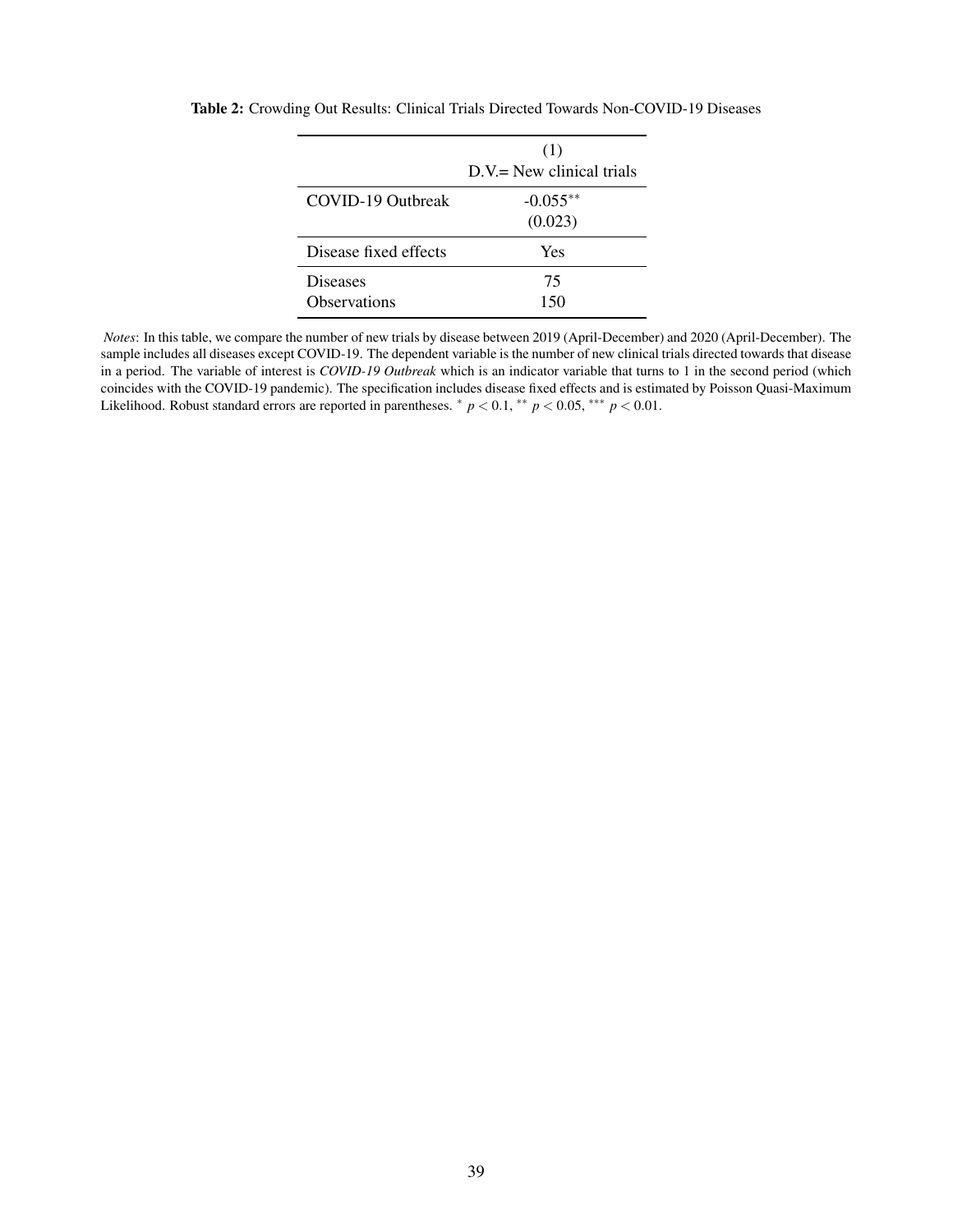**Table 2:** Crowding Out Results: Clinical Trials Directed Towards Non-COVID-19 Diseases

| | (1)<br>D.V.= New clinical trials |
|---|---|
| COVID-19 Outbreak | -0.055** |
| | (0.023) |
| Disease fixed effects | Yes |
| Diseases | 75 |
| Observations | 150 |

*Notes*: In this table, we compare the number of new trials by disease between 2019 (April-December) and 2020 (April-December). The sample includes all diseases except COVID-19. The dependent variable is the number of new clinical trials directed towards that disease in a period. The variable of interest is ***COVID-19 Outbreak*** which is an indicator variable that turns to 1 in the second period (which coincides with the COVID-19 pandemic). The specification includes disease fixed effects and is estimated by Poisson Quasi-Maximum Likelihood. Robust standard errors are reported in parentheses. * $p < 0.1$, ** $p < 0.05$, *** $p < 0.01$.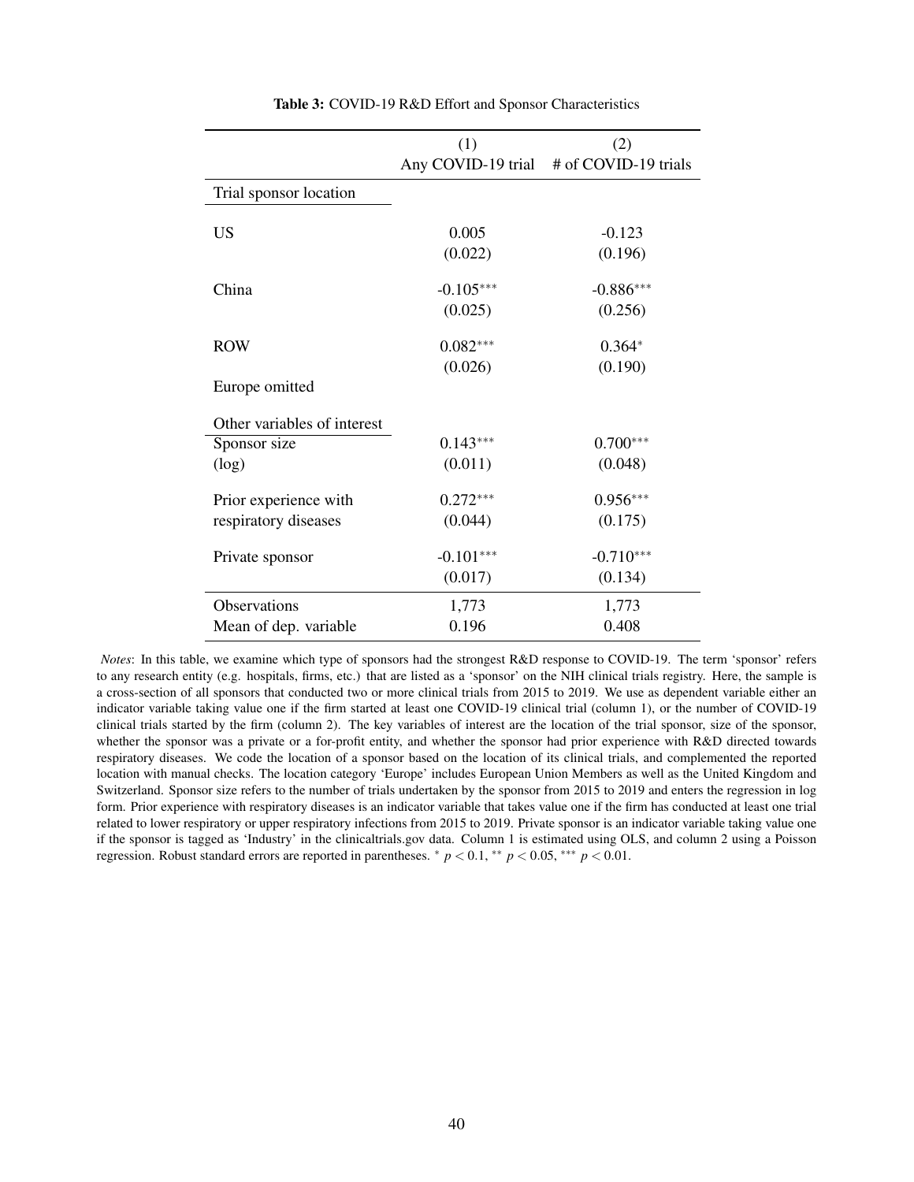**Table 3:** COVID-19 R&D Effort and Sponsor Characteristics

| | (1) Any COVID-19 trial | (2) # of COVID-19 trials |
|---|---|---|
| Trial sponsor location | | |
| US | 0.005 | -0.123 |
| | (0.022) | (0.196) |
| China | -0.105*** | -0.886*** |
| | (0.025) | (0.256) |
| ROW | 0.082*** | 0.364* |
| | (0.026) | (0.190) |
| Europe omitted | | |
| Other variables of interest | | |
| Sponsor size (log) | 0.143*** | 0.700*** |
| | (0.011) | (0.048) |
| Prior experience with respiratory diseases | 0.272*** | 0.956*** |
| | (0.044) | (0.175) |
| Private sponsor | -0.101*** | -0.710*** |
| | (0.017) | (0.134) |
| Observations | 1,773 | 1,773 |
| Mean of dep. variable | 0.196 | 0.408 |

*Notes*: In this table, we examine which type of sponsors had the strongest R&D response to COVID-19. The term 'sponsor' refers to any research entity (e.g. hospitals, firms, etc.) that are listed as a 'sponsor' on the NIH clinical trials registry. Here, the sample is a cross-section of all sponsors that conducted two or more clinical trials from 2015 to 2019. We use as dependent variable either an indicator variable taking value one if the firm started at least one COVID-19 clinical trial (column 1), or the number of COVID-19 clinical trials started by the firm (column 2). The key variables of interest are the location of the trial sponsor, size of the sponsor, whether the sponsor was a private or a for-profit entity, and whether the sponsor had prior experience with R&D directed towards respiratory diseases. We code the location of a sponsor based on the location of its clinical trials, and complemented the reported location with manual checks. The location category 'Europe' includes European Union Members as well as the United Kingdom and Switzerland. Sponsor size refers to the number of trials undertaken by the sponsor from 2015 to 2019 and enters the regression in log form. Prior experience with respiratory diseases is an indicator variable that takes value one if the firm has conducted at least one trial related to lower respiratory or upper respiratory infections from 2015 to 2019. Private sponsor is an indicator variable taking value one if the sponsor is tagged as 'Industry' in the clinicaltrials.gov data. Column 1 is estimated using OLS, and column 2 using a Poisson regression. Robust standard errors are reported in parentheses. * $p < 0.1$, ** $p < 0.05$, *** $p < 0.01$.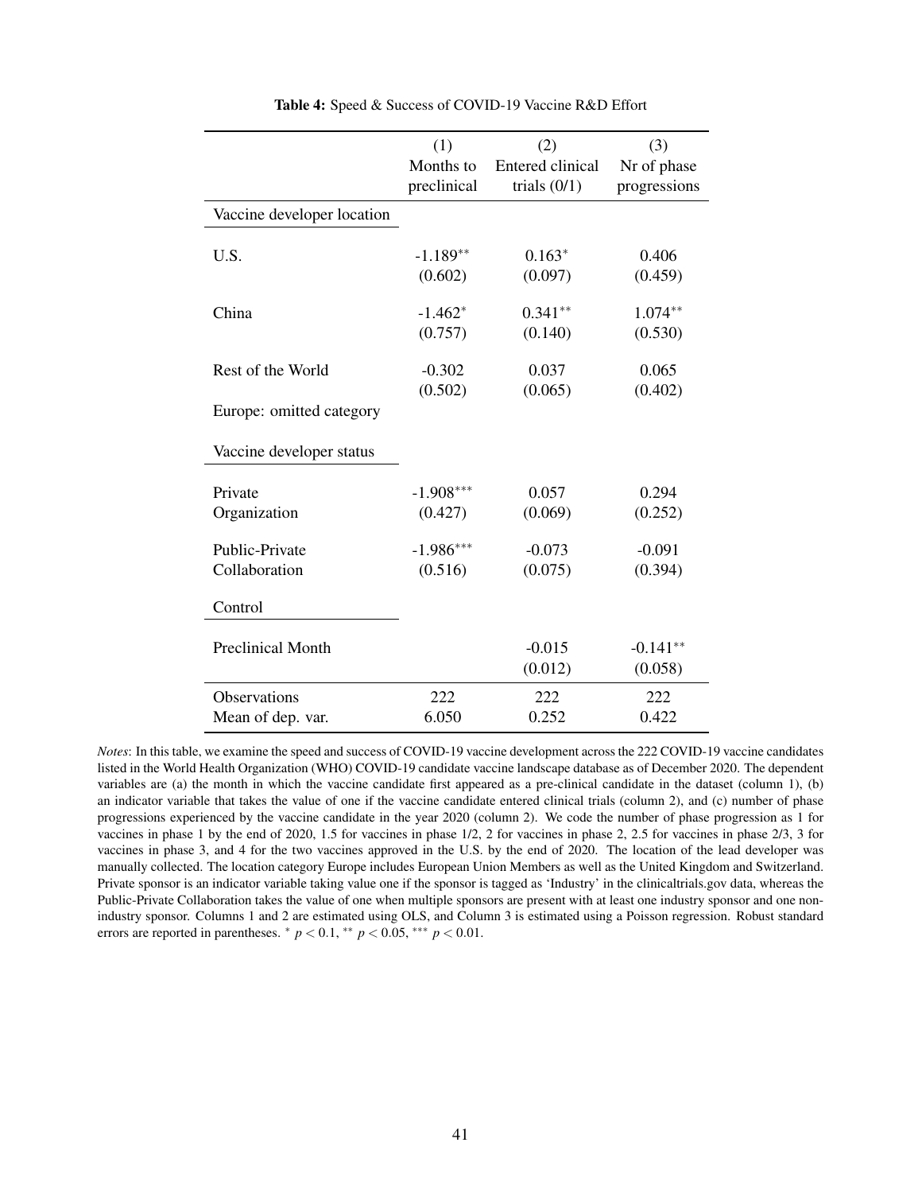**Table 4:** Speed & Success of COVID-19 Vaccine R&D Effort

| | (1) Months to preclinical | (2) Entered clinical trials (0/1) | (3) Nr of phase progressions |
|---|---|---|---|
| *Vaccine developer location* | | | |
| U.S. | -1.189** | 0.163* | 0.406 |
| | (0.602) | (0.097) | (0.459) |
| China | -1.462* | 0.341** | 1.074** |
| | (0.757) | (0.140) | (0.530) |
| Rest of the World | -0.302 | 0.037 | 0.065 |
| | (0.502) | (0.065) | (0.402) |
| Europe: omitted category | | | |
| *Vaccine developer status* | | | |
| Private Organization | -1.908*** | 0.057 | 0.294 |
| | (0.427) | (0.069) | (0.252) |
| Public-Private Collaboration | -1.986*** | -0.073 | -0.091 |
| | (0.516) | (0.075) | (0.394) |
| *Control* | | | |
| Preclinical Month | | -0.015 | -0.141** |
| | | (0.012) | (0.058) |
| Observations | 222 | 222 | 222 |
| Mean of dep. var. | 6.050 | 0.252 | 0.422 |

*Notes*: In this table, we examine the speed and success of COVID-19 vaccine development across the 222 COVID-19 vaccine candidates listed in the World Health Organization (WHO) COVID-19 candidate vaccine landscape database as of December 2020. The dependent variables are (a) the month in which the vaccine candidate first appeared as a pre-clinical candidate in the dataset (column 1), (b) an indicator variable that takes the value of one if the vaccine candidate entered clinical trials (column 2), and (c) number of phase progressions experienced by the vaccine candidate in the year 2020 (column 2). We code the number of phase progression as 1 for vaccines in phase 1 by the end of 2020, 1.5 for vaccines in phase 1/2, 2 for vaccines in phase 2, 2.5 for vaccines in phase 2/3, 3 for vaccines in phase 3, and 4 for the two vaccines approved in the U.S. by the end of 2020. The location of the lead developer was manually collected. The location category Europe includes European Union Members as well as the United Kingdom and Switzerland. Private sponsor is an indicator variable taking value one if the sponsor is tagged as 'Industry' in the clinicaltrials.gov data, whereas the Public-Private Collaboration takes the value of one when multiple sponsors are present with at least one industry sponsor and one non-industry sponsor. Columns 1 and 2 are estimated using OLS, and Column 3 is estimated using a Poisson regression. Robust standard errors are reported in parentheses. * $p < 0.1$, ** $p < 0.05$, *** $p < 0.01$.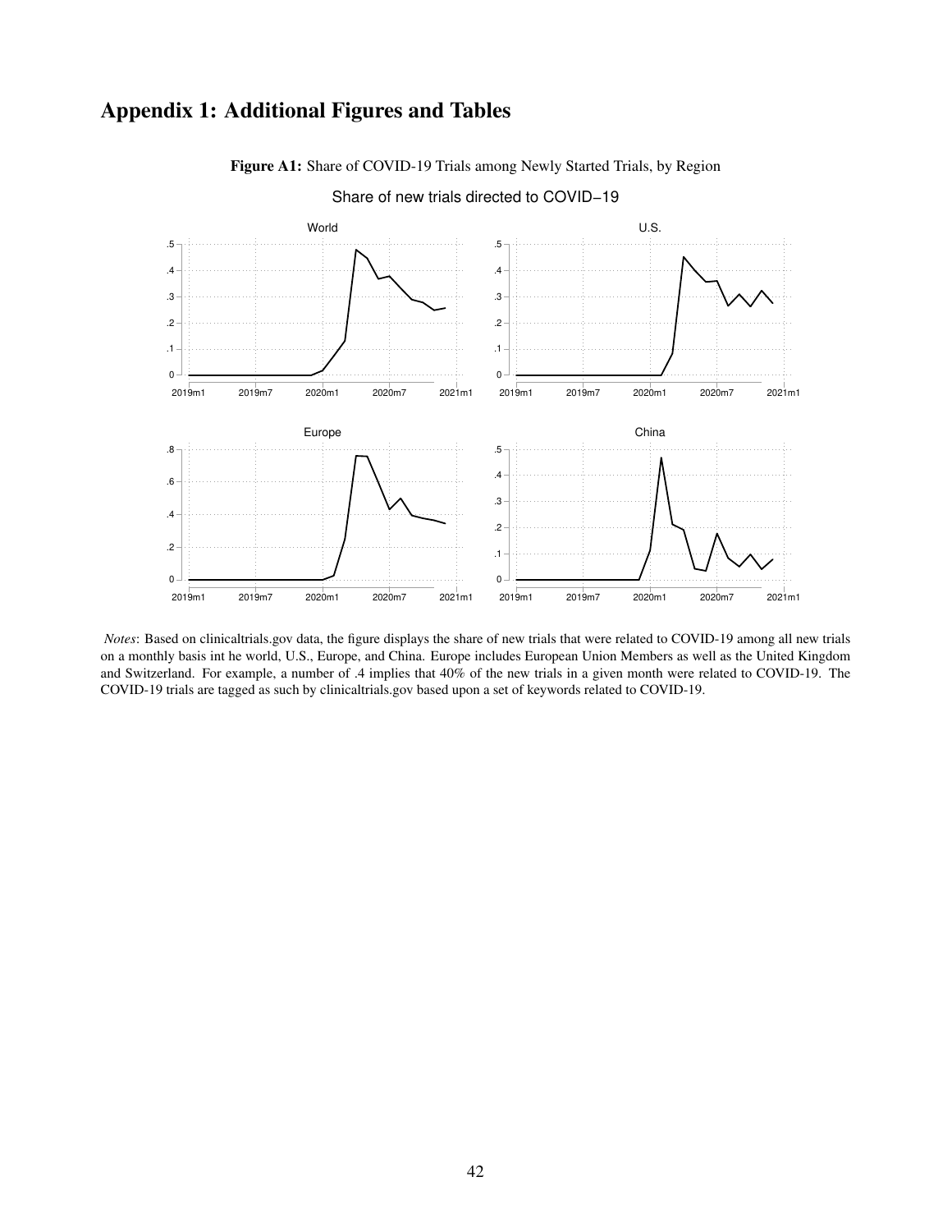# Appendix 1: Additional Figures and Tables

**Figure A1:** Share of COVID-19 Trials among Newly Started Trials, by Region

*Notes*: Based on clinicaltrials.gov data, the figure displays the share of new trials that were related to COVID-19 among all new trials on a monthly basis int he world, U.S., Europe, and China. Europe includes European Union Members as well as the United Kingdom and Switzerland. For example, a number of .4 implies that 40% of the new trials in a given month were related to COVID-19. The COVID-19 trials are tagged as such by clinicaltrials.gov based upon a set of keywords related to COVID-19.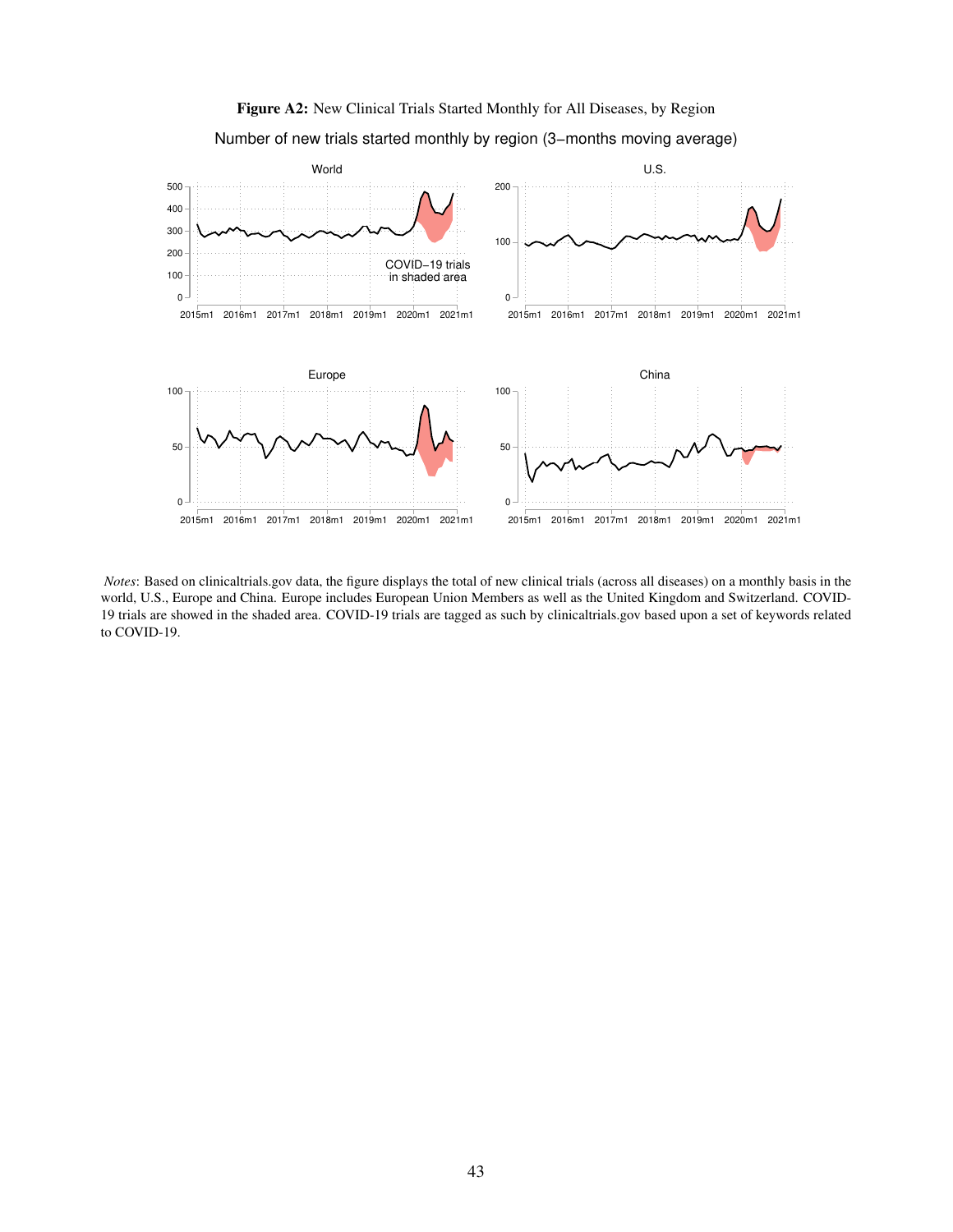**Figure A2:** New Clinical Trials Started Monthly for All Diseases, by Region

*Notes*: Based on clinicaltrials.gov data, the figure displays the total of new clinical trials (across all diseases) on a monthly basis in the world, U.S., Europe and China. Europe includes European Union Members as well as the United Kingdom and Switzerland. COVID-19 trials are showed in the shaded area. COVID-19 trials are tagged as such by clinicaltrials.gov based upon a set of keywords related to COVID-19.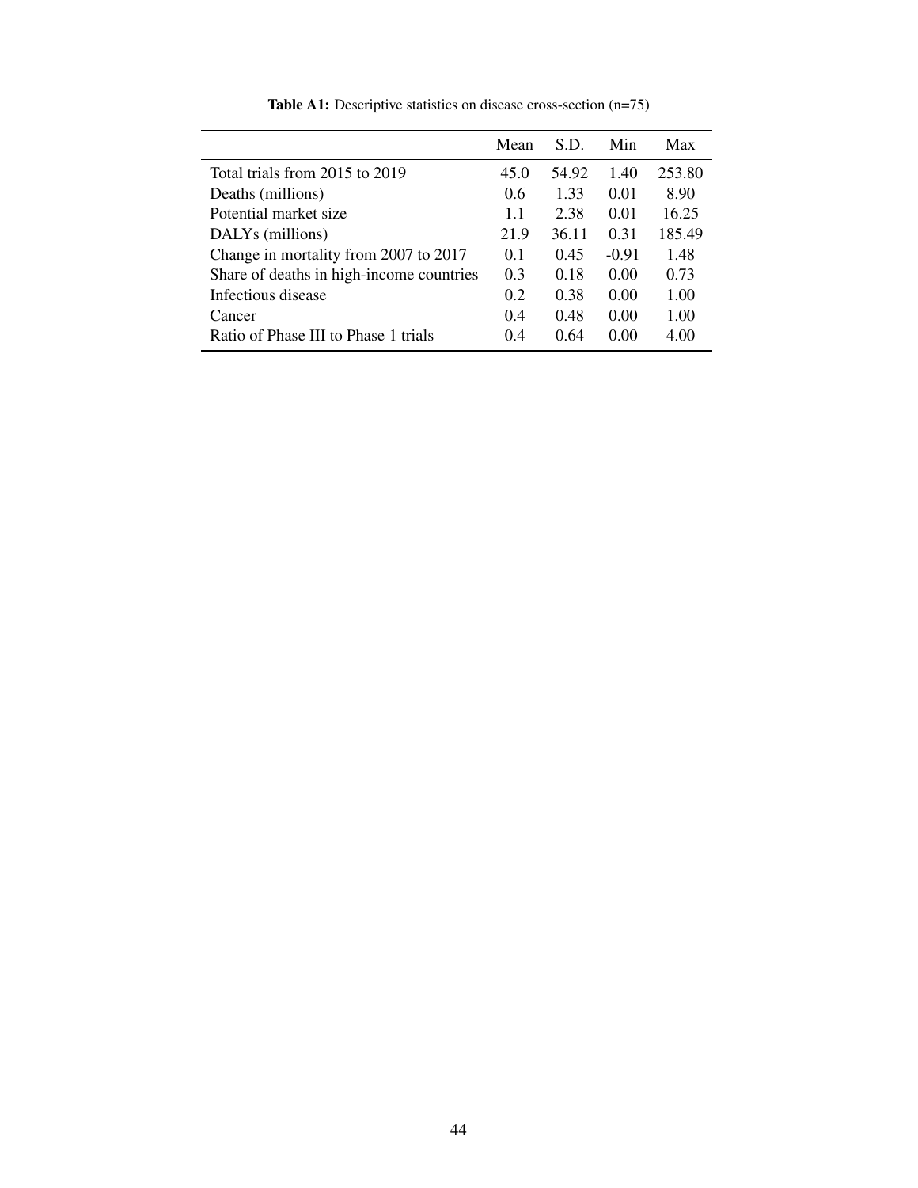**Table A1:** Descriptive statistics on disease cross-section (n=75)

| | Mean | S.D. | Min | Max |
|---|---|---|---|---|
| Total trials from 2015 to 2019 | 45.0 | 54.92 | 1.40 | 253.80 |
| Deaths (millions) | 0.6 | 1.33 | 0.01 | 8.90 |
| Potential market size | 1.1 | 2.38 | 0.01 | 16.25 |
| DALYs (millions) | 21.9 | 36.11 | 0.31 | 185.49 |
| Change in mortality from 2007 to 2017 | 0.1 | 0.45 | -0.91 | 1.48 |
| Share of deaths in high-income countries | 0.3 | 0.18 | 0.00 | 0.73 |
| Infectious disease | 0.2 | 0.38 | 0.00 | 1.00 |
| Cancer | 0.4 | 0.48 | 0.00 | 1.00 |
| Ratio of Phase III to Phase 1 trials | 0.4 | 0.64 | 0.00 | 4.00 |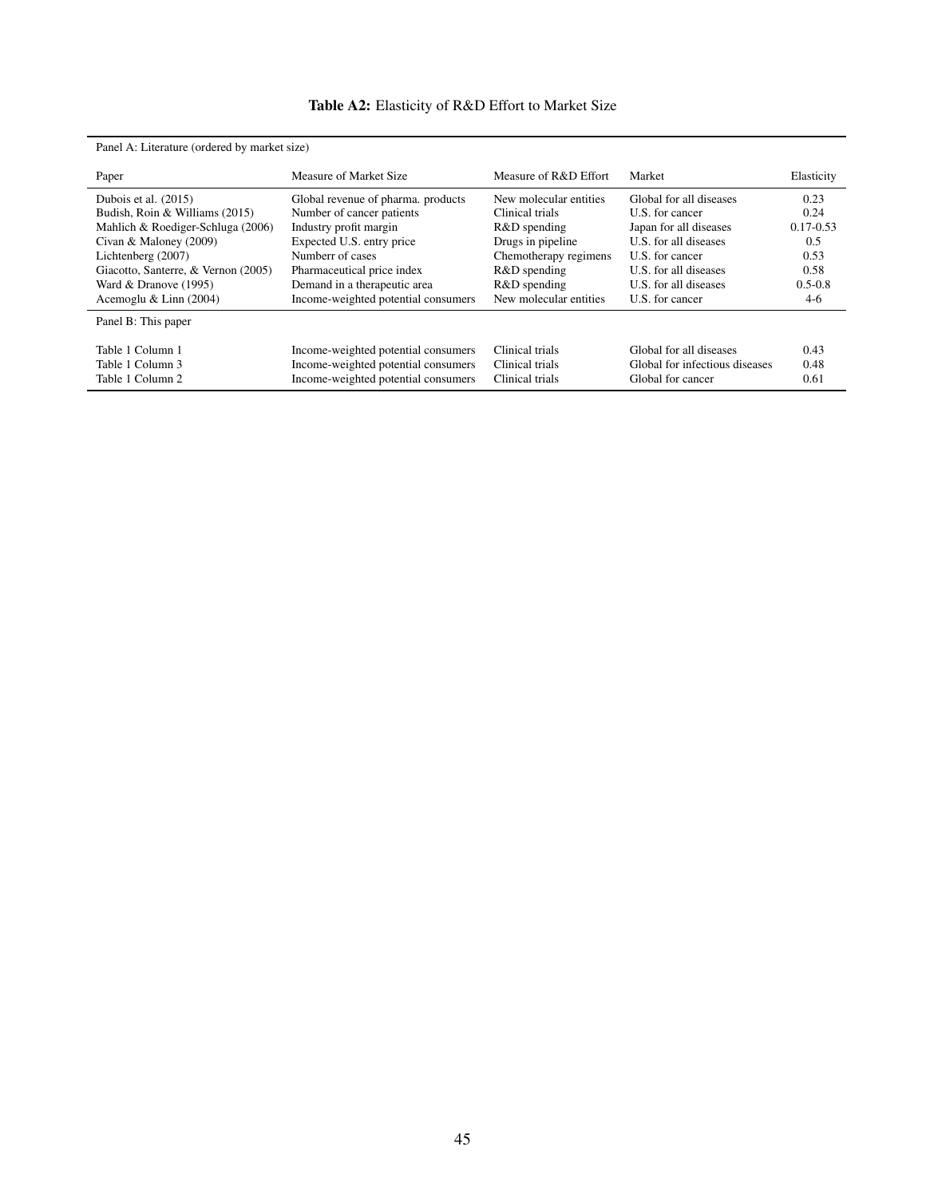**Table A2:** Elasticity of R&D Effort to Market Size

| Panel A: Literature (ordered by market size) | | | | |
|---|---|---|---|---|
| Paper | Measure of Market Size | Measure of R&D Effort | Market | Elasticity |
| Dubois et al. (2015) | Global revenue of pharma. products | New molecular entities | Global for all diseases | 0.23 |
| Budish, Roin & Williams (2015) | Number of cancer patients | Clinical trials | U.S. for cancer | 0.24 |
| Mahlich & Roediger-Schluga (2006) | Industry profit margin | R&D spending | Japan for all diseases | 0.17-0.53 |
| Civan & Maloney (2009) | Expected U.S. entry price | Drugs in pipeline | U.S. for all diseases | 0.5 |
| Lichtenberg (2007) | Numberr of cases | Chemotherapy regimens | U.S. for cancer | 0.53 |
| Giacotto, Santerre, & Vernon (2005) | Pharmaceutical price index | R&D spending | U.S. for all diseases | 0.58 |
| Ward & Dranove (1995) | Demand in a therapeutic area | R&D spending | U.S. for all diseases | 0.5-0.8 |
| Acemoglu & Linn (2004) | Income-weighted potential consumers | New molecular entities | U.S. for cancer | 4-6 |
| **Panel B: This paper** | | | | |
| Table 1 Column 1 | Income-weighted potential consumers | Clinical trials | Global for all diseases | 0.43 |
| Table 1 Column 3 | Income-weighted potential consumers | Clinical trials | Global for infectious diseases | 0.48 |
| Table 1 Column 2 | Income-weighted potential consumers | Clinical trials | Global for cancer | 0.61 |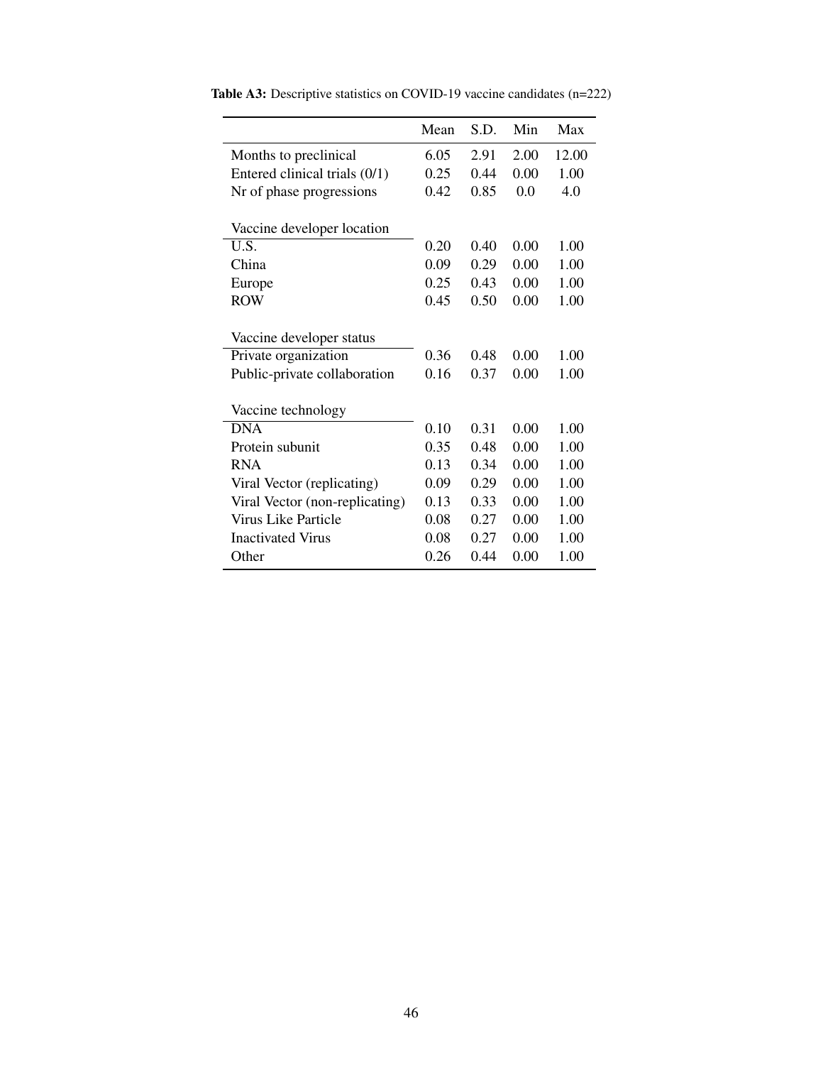**Table A3:** Descriptive statistics on COVID-19 vaccine candidates (n=222)

| | Mean | S.D. | Min | Max |
|---|---|---|---|---|
| Months to preclinical | 6.05 | 2.91 | 2.00 | 12.00 |
| Entered clinical trials (0/1) | 0.25 | 0.44 | 0.00 | 1.00 |
| Nr of phase progressions | 0.42 | 0.85 | 0.0 | 4.0 |
| Vaccine developer location | | | | |
| U.S. | 0.20 | 0.40 | 0.00 | 1.00 |
| China | 0.09 | 0.29 | 0.00 | 1.00 |
| Europe | 0.25 | 0.43 | 0.00 | 1.00 |
| ROW | 0.45 | 0.50 | 0.00 | 1.00 |
| Vaccine developer status | | | | |
| Private organization | 0.36 | 0.48 | 0.00 | 1.00 |
| Public-private collaboration | 0.16 | 0.37 | 0.00 | 1.00 |
| Vaccine technology | | | | |
| DNA | 0.10 | 0.31 | 0.00 | 1.00 |
| Protein subunit | 0.35 | 0.48 | 0.00 | 1.00 |
| RNA | 0.13 | 0.34 | 0.00 | 1.00 |
| Viral Vector (replicating) | 0.09 | 0.29 | 0.00 | 1.00 |
| Viral Vector (non-replicating) | 0.13 | 0.33 | 0.00 | 1.00 |
| Virus Like Particle | 0.08 | 0.27 | 0.00 | 1.00 |
| Inactivated Virus | 0.08 | 0.27 | 0.00 | 1.00 |
| Other | 0.26 | 0.44 | 0.00 | 1.00 |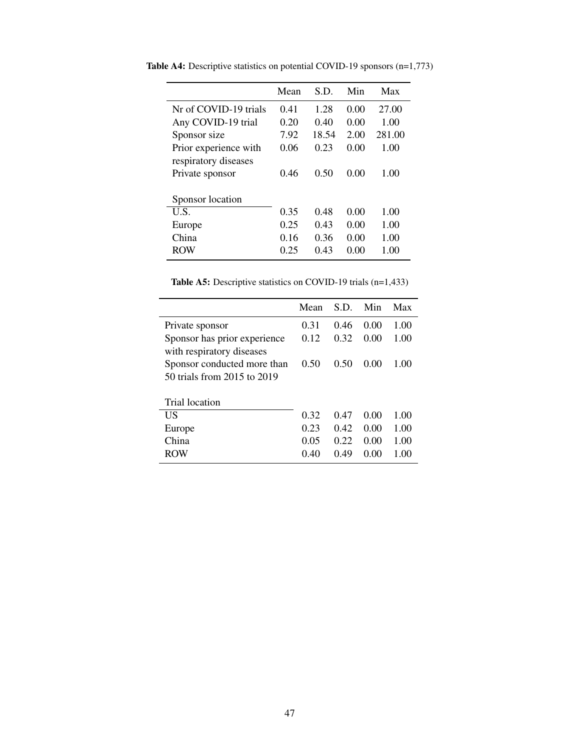**Table A4:** Descriptive statistics on potential COVID-19 sponsors (n=1,773)

| | Mean | S.D. | Min | Max |
|---|---|---|---|---|
| Nr of COVID-19 trials | 0.41 | 1.28 | 0.00 | 27.00 |
| Any COVID-19 trial | 0.20 | 0.40 | 0.00 | 1.00 |
| Sponsor size | 7.92 | 18.54 | 2.00 | 281.00 |
| Prior experience with respiratory diseases | 0.06 | 0.23 | 0.00 | 1.00 |
| Private sponsor | 0.46 | 0.50 | 0.00 | 1.00 |
| | | | | |
| Sponsor location | | | | |
| U.S. | 0.35 | 0.48 | 0.00 | 1.00 |
| Europe | 0.25 | 0.43 | 0.00 | 1.00 |
| China | 0.16 | 0.36 | 0.00 | 1.00 |
| ROW | 0.25 | 0.43 | 0.00 | 1.00 |

**Table A5:** Descriptive statistics on COVID-19 trials (n=1,433)

| | Mean | S.D. | Min | Max |
|---|---|---|---|---|
| Private sponsor | 0.31 | 0.46 | 0.00 | 1.00 |
| Sponsor has prior experience with respiratory diseases | 0.12 | 0.32 | 0.00 | 1.00 |
| Sponsor conducted more than 50 trials from 2015 to 2019 | 0.50 | 0.50 | 0.00 | 1.00 |
| | | | | |
| Trial location | | | | |
| US | 0.32 | 0.47 | 0.00 | 1.00 |
| Europe | 0.23 | 0.42 | 0.00 | 1.00 |
| China | 0.05 | 0.22 | 0.00 | 1.00 |
| ROW | 0.40 | 0.49 | 0.00 | 1.00 |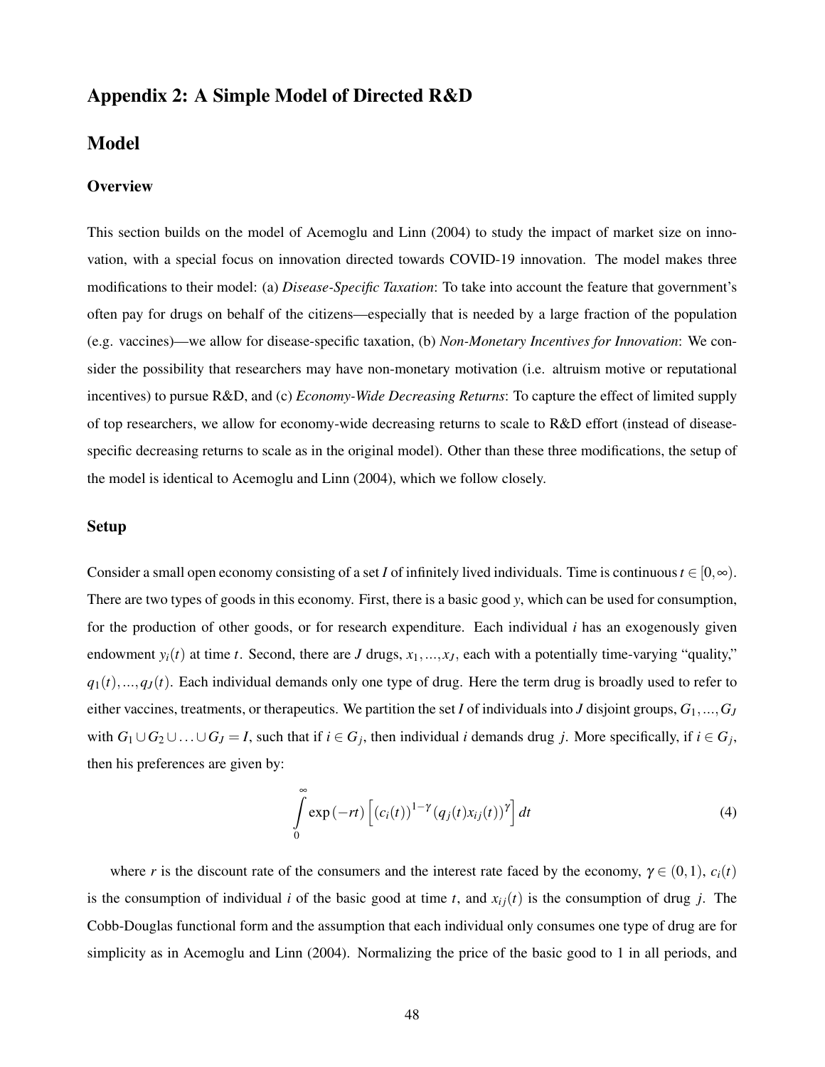# Appendix 2: A Simple Model of Directed R&D

## Model

### Overview

This section builds on the model of Acemoglu and Linn (2004) to study the impact of market size on innovation, with a special focus on innovation directed towards COVID-19 innovation. The model makes three modifications to their model: (a) *Disease-Specific Taxation*: To take into account the feature that government's often pay for drugs on behalf of the citizens—especially that is needed by a large fraction of the population (e.g. vaccines)—we allow for disease-specific taxation, (b) *Non-Monetary Incentives for Innovation*: We consider the possibility that researchers may have non-monetary motivation (i.e. altruism motive or reputational incentives) to pursue R&D, and (c) *Economy-Wide Decreasing Returns*: To capture the effect of limited supply of top researchers, we allow for economy-wide decreasing returns to scale to R&D effort (instead of disease-specific decreasing returns to scale as in the original model). Other than these three modifications, the setup of the model is identical to Acemoglu and Linn (2004), which we follow closely.

### Setup

Consider a small open economy consisting of a set $I$ of infinitely lived individuals. Time is continuous $t \in [0, \infty)$. There are two types of goods in this economy. First, there is a basic good $y$, which can be used for consumption, for the production of other goods, or for research expenditure. Each individual $i$ has an exogenously given endowment $y_i(t)$ at time $t$. Second, there are $J$ drugs, $x_1, ..., x_J$, each with a potentially time-varying "quality," $q_1(t), ..., q_J(t)$. Each individual demands only one type of drug. Here the term drug is broadly used to refer to either vaccines, treatments, or therapeutics. We partition the set $I$ of individuals into $J$ disjoint groups, $G_1, ..., G_J$ with $G_1 \cup G_2 \cup \ldots \cup G_J = I$, such that if $i \in G_j$, then individual $i$ demands drug $j$. More specifically, if $i \in G_j$, then his preferences are given by:

$$\int_0^\infty \exp(-rt) \left[ (c_i(t))^{1-\gamma} (q_j(t) x_{ij}(t))^\gamma \right] dt \tag{4}$$

where $r$ is the discount rate of the consumers and the interest rate faced by the economy, $\gamma \in (0, 1)$, $c_i(t)$ is the consumption of individual $i$ of the basic good at time $t$, and $x_{ij}(t)$ is the consumption of drug $j$. The Cobb-Douglas functional form and the assumption that each individual only consumes one type of drug are for simplicity as in Acemoglu and Linn (2004). Normalizing the price of the basic good to 1 in all periods, and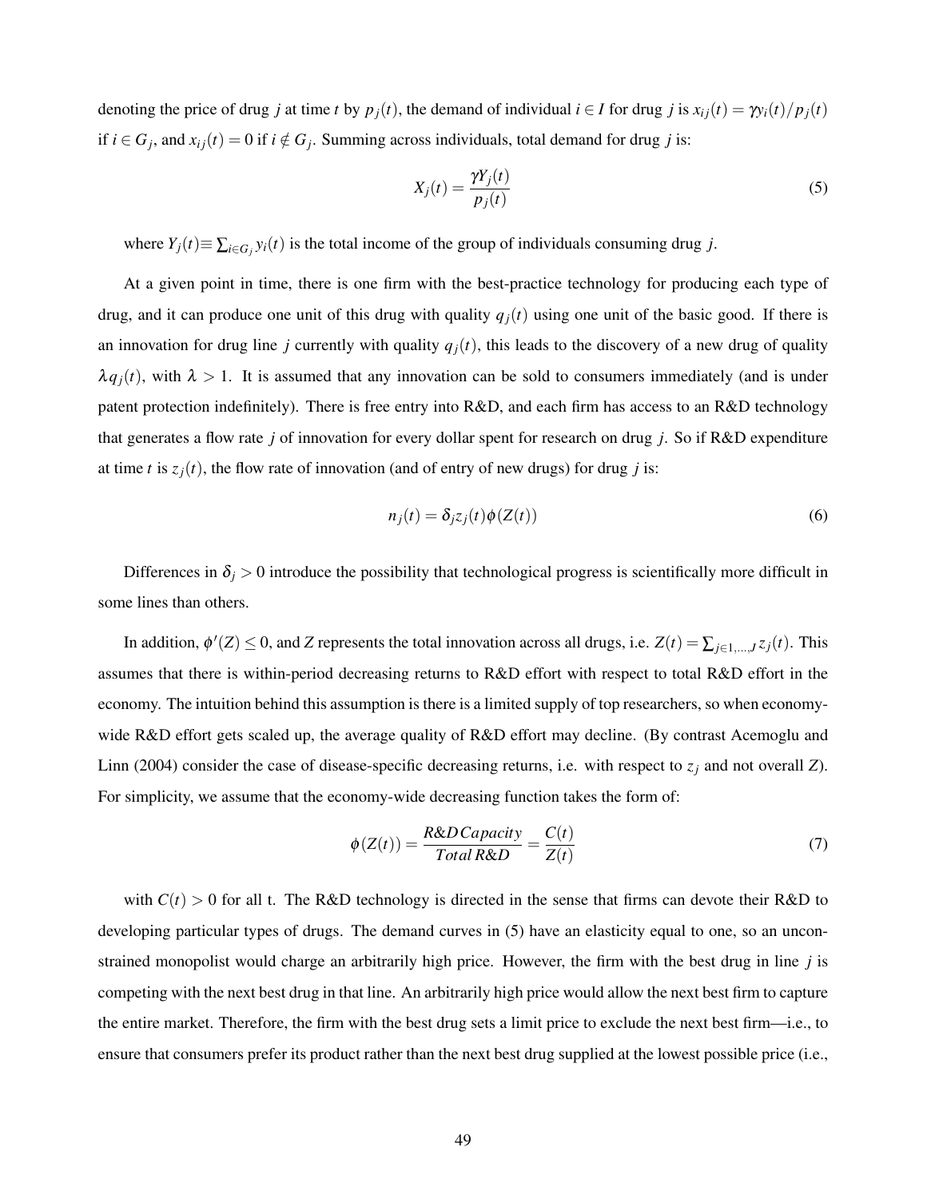denoting the price of drug $j$ at time $t$ by $p_j(t)$, the demand of individual $i \in I$ for drug $j$ is $x_{ij}(t) = \gamma y_i(t)/p_j(t)$ if $i \in G_j$, and $x_{ij}(t) = 0$ if $i \notin G_j$. Summing across individuals, total demand for drug $j$ is:

$$X_j(t) = \frac{\gamma Y_j(t)}{p_j(t)} \tag{5}$$

where $Y_j(t) \equiv \sum_{i \in G_j} y_i(t)$ is the total income of the group of individuals consuming drug $j$.

At a given point in time, there is one firm with the best-practice technology for producing each type of drug, and it can produce one unit of this drug with quality $q_j(t)$ using one unit of the basic good. If there is an innovation for drug line $j$ currently with quality $q_j(t)$, this leads to the discovery of a new drug of quality $\lambda q_j(t)$, with $\lambda > 1$. It is assumed that any innovation can be sold to consumers immediately (and is under patent protection indefinitely). There is free entry into R&D, and each firm has access to an R&D technology that generates a flow rate $j$ of innovation for every dollar spent for research on drug $j$. So if R&D expenditure at time $t$ is $z_j(t)$, the flow rate of innovation (and of entry of new drugs) for drug $j$ is:

$$n_j(t) = \delta_j z_j(t) \phi(Z(t)) \tag{6}$$

Differences in $\delta_j > 0$ introduce the possibility that technological progress is scientifically more difficult in some lines than others.

In addition, $\phi'(Z) \leq 0$, and $Z$ represents the total innovation across all drugs, i.e. $Z(t) = \sum_{j \in 1,\ldots,J} z_j(t)$. This assumes that there is within-period decreasing returns to R&D effort with respect to total R&D effort in the economy. The intuition behind this assumption is there is a limited supply of top researchers, so when economy-wide R&D effort gets scaled up, the average quality of R&D effort may decline. (By contrast Acemoglu and Linn (2004) consider the case of disease-specific decreasing returns, i.e. with respect to $z_j$ and not overall $Z$). For simplicity, we assume that the economy-wide decreasing function takes the form of:

$$\phi(Z(t)) = \frac{R\&D\,Capacity}{Total\,R\&D} = \frac{C(t)}{Z(t)} \tag{7}$$

with $C(t) > 0$ for all t. The R&D technology is directed in the sense that firms can devote their R&D to developing particular types of drugs. The demand curves in (5) have an elasticity equal to one, so an unconstrained monopolist would charge an arbitrarily high price. However, the firm with the best drug in line $j$ is competing with the next best drug in that line. An arbitrarily high price would allow the next best firm to capture the entire market. Therefore, the firm with the best drug sets a limit price to exclude the next best firm—i.e., to ensure that consumers prefer its product rather than the next best drug supplied at the lowest possible price (i.e.,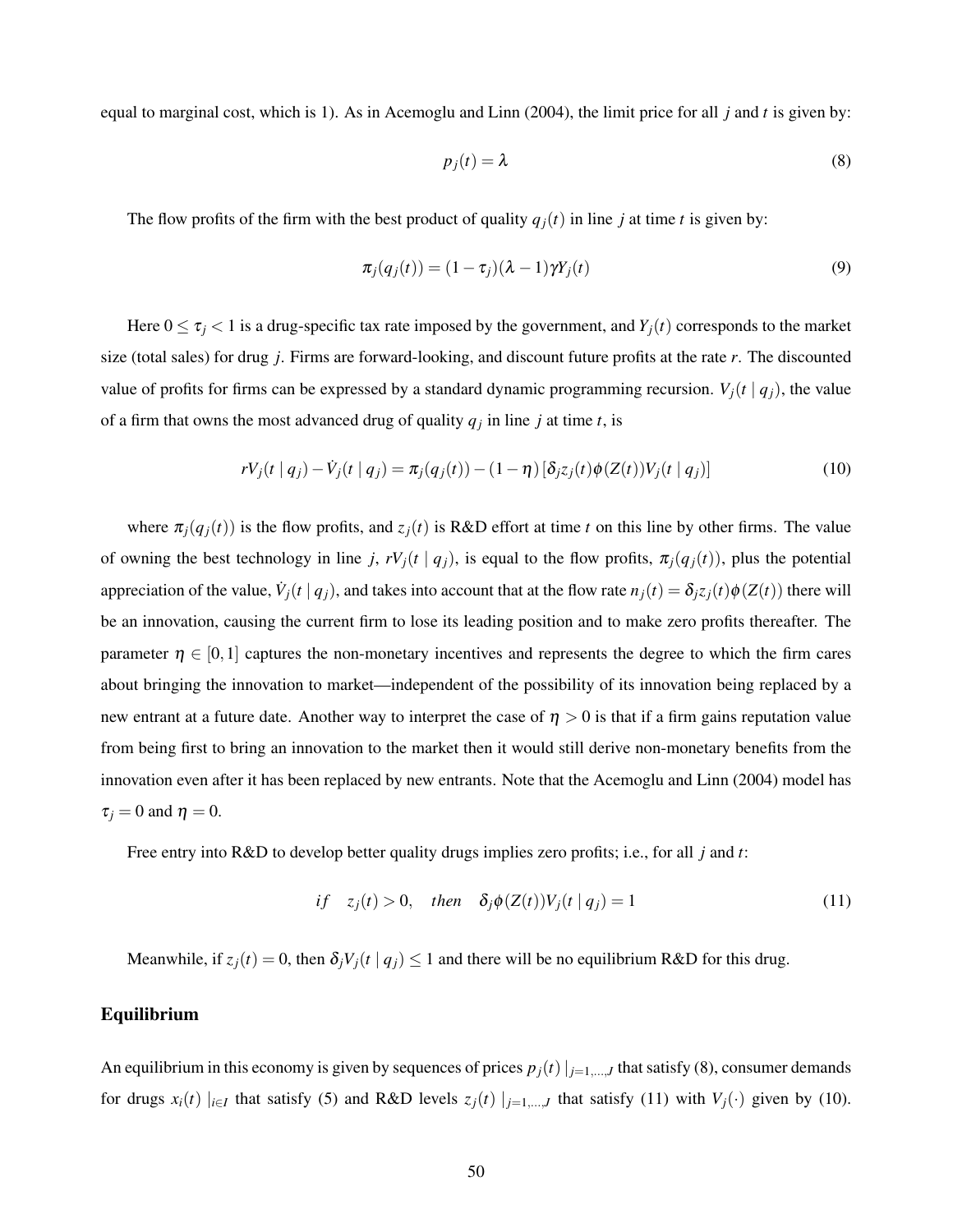equal to marginal cost, which is 1). As in Acemoglu and Linn (2004), the limit price for all $j$ and $t$ is given by:

$$p_j(t) = \lambda \tag{8}$$

The flow profits of the firm with the best product of quality $q_j(t)$ in line $j$ at time $t$ is given by:

$$\pi_j(q_j(t)) = (1-\tau_j)(\lambda-1)\gamma Y_j(t) \tag{9}$$

Here $0 \leq \tau_j < 1$ is a drug-specific tax rate imposed by the government, and $Y_j(t)$ corresponds to the market size (total sales) for drug $j$. Firms are forward-looking, and discount future profits at the rate $r$. The discounted value of profits for firms can be expressed by a standard dynamic programming recursion. $V_j(t \mid q_j)$, the value of a firm that owns the most advanced drug of quality $q_j$ in line $j$ at time $t$, is

$$rV_j(t \mid q_j) - \dot{V}_j(t \mid q_j) = \pi_j(q_j(t)) - (1-\eta)\left[\delta_j z_j(t)\phi(Z(t))V_j(t \mid q_j)\right] \tag{10}$$

where $\pi_j(q_j(t))$ is the flow profits, and $z_j(t)$ is R&D effort at time $t$ on this line by other firms. The value of owning the best technology in line $j$, $rV_j(t \mid q_j)$, is equal to the flow profits, $\pi_j(q_j(t))$, plus the potential appreciation of the value, $\dot{V}_j(t \mid q_j)$, and takes into account that at the flow rate $n_j(t) = \delta_j z_j(t)\phi(Z(t))$ there will be an innovation, causing the current firm to lose its leading position and to make zero profits thereafter. The parameter $\eta \in [0,1]$ captures the non-monetary incentives and represents the degree to which the firm cares about bringing the innovation to market—independent of the possibility of its innovation being replaced by a new entrant at a future date. Another way to interpret the case of $\eta > 0$ is that if a firm gains reputation value from being first to bring an innovation to the market then it would still derive non-monetary benefits from the innovation even after it has been replaced by new entrants. Note that the Acemoglu and Linn (2004) model has $\tau_j = 0$ and $\eta = 0$.

Free entry into R&D to develop better quality drugs implies zero profits; i.e., for all $j$ and $t$:

$$if \quad z_j(t) > 0, \quad then \quad \delta_j \phi(Z(t))V_j(t \mid q_j) = 1 \tag{11}$$

Meanwhile, if $z_j(t) = 0$, then $\delta_j V_j(t \mid q_j) \leq 1$ and there will be no equilibrium R&D for this drug.

### Equilibrium

An equilibrium in this economy is given by sequences of prices $p_j(t)\mid_{j=1,\ldots,J}$ that satisfy (8), consumer demands for drugs $x_i(t)\mid_{i\in I}$ that satisfy (5) and R&D levels $z_j(t)\mid_{j=1,\ldots,J}$ that satisfy (11) with $V_j(\cdot)$ given by (10).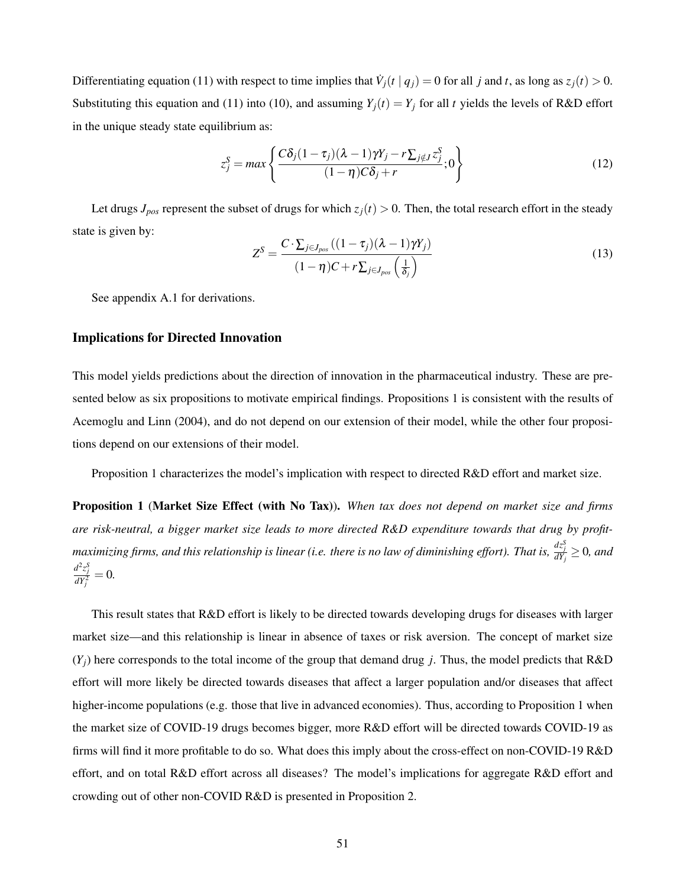Differentiating equation (11) with respect to time implies that $\dot{V}_j(t \mid q_j) = 0$ for all $j$ and $t$, as long as $z_j(t) > 0$. Substituting this equation and (11) into (10), and assuming $Y_j(t) = Y_j$ for all $t$ yields the levels of R&D effort in the unique steady state equilibrium as:

$$z_j^S = max\left\{\frac{C\delta_j(1-\tau_j)(\lambda-1)\gamma Y_j - r\sum_{j \notin J} z_j^S}{(1-\eta)C\delta_j + r}; 0\right\} \tag{12}$$

Let drugs $J_{pos}$ represent the subset of drugs for which $z_j(t) > 0$. Then, the total research effort in the steady state is given by:

$$Z^S = \frac{C \cdot \sum_{j \in J_{pos}}((1-\tau_j)(\lambda-1)\gamma Y_j)}{(1-\eta)C + r\sum_{j \in J_{pos}}\left(\frac{1}{\delta_j}\right)} \tag{13}$$

See appendix A.1 for derivations.

### Implications for Directed Innovation

This model yields predictions about the direction of innovation in the pharmaceutical industry. These are presented below as six propositions to motivate empirical findings. Propositions 1 is consistent with the results of Acemoglu and Linn (2004), and do not depend on our extension of their model, while the other four propositions depend on our extensions of their model.

Proposition 1 characterizes the model's implication with respect to directed R&D effort and market size.

**Proposition 1** (**Market Size Effect (with No Tax)**). *When tax does not depend on market size and firms are risk-neutral, a bigger market size leads to more directed R&D expenditure towards that drug by profit-maximizing firms, and this relationship is linear (i.e. there is no law of diminishing effort). That is,* $\frac{dz_j^S}{dY_j} \geq 0$*, and* $\frac{d^2 z_j^S}{dY_j^2} = 0$*.*

This result states that R&D effort is likely to be directed towards developing drugs for diseases with larger market size—and this relationship is linear in absence of taxes or risk aversion. The concept of market size ($Y_j$) here corresponds to the total income of the group that demand drug $j$. Thus, the model predicts that R&D effort will more likely be directed towards diseases that affect a larger population and/or diseases that affect higher-income populations (e.g. those that live in advanced economies). Thus, according to Proposition 1 when the market size of COVID-19 drugs becomes bigger, more R&D effort will be directed towards COVID-19 as firms will find it more profitable to do so. What does this imply about the cross-effect on non-COVID-19 R&D effort, and on total R&D effort across all diseases? The model's implications for aggregate R&D effort and crowding out of other non-COVID R&D is presented in Proposition 2.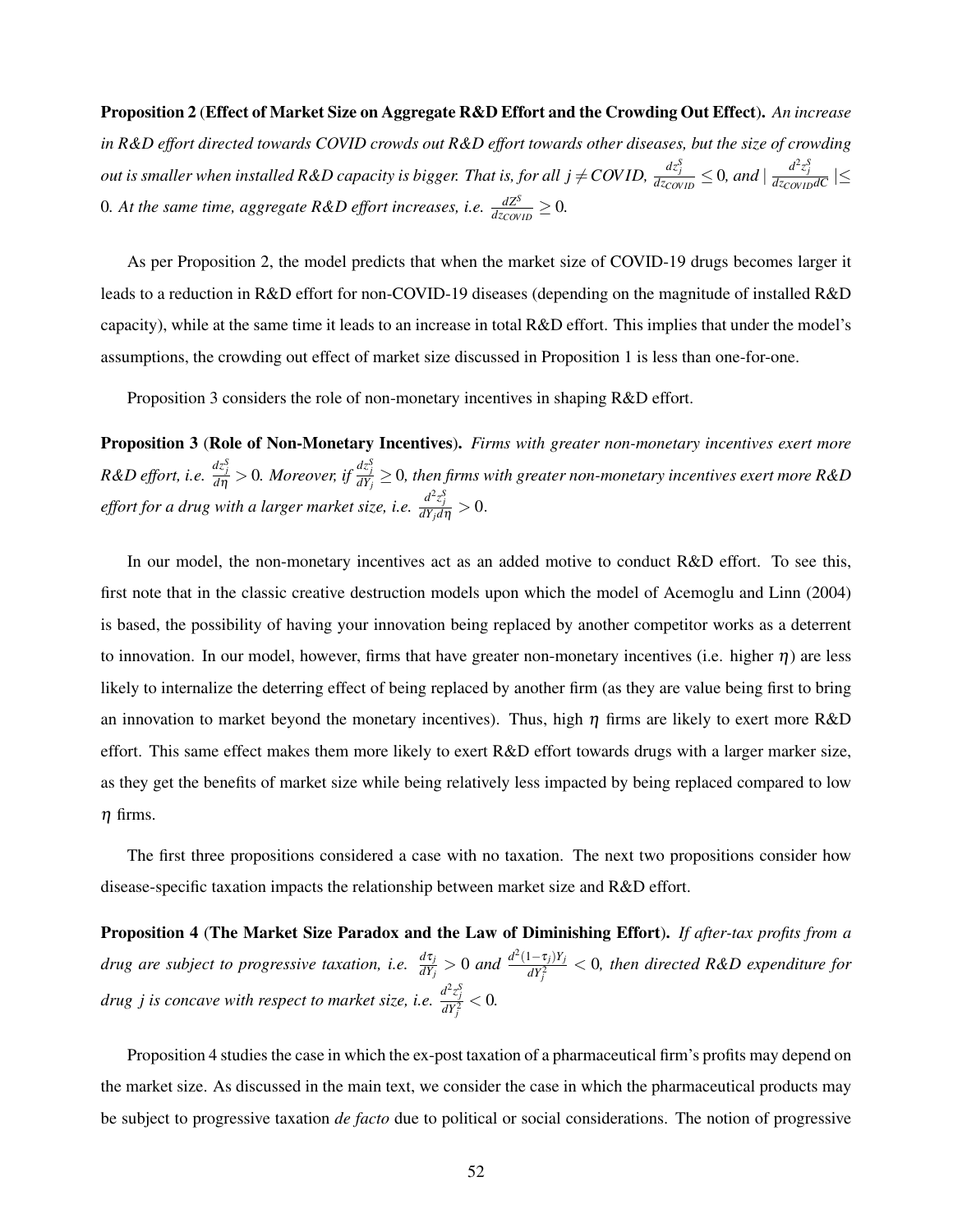**Proposition 2** (**Effect of Market Size on Aggregate R&D Effort and the Crowding Out Effect**). *An increase in R&D effort directed towards COVID crowds out R&D effort towards other diseases, but the size of crowding out is smaller when installed R&D capacity is bigger. That is, for all $j \neq COVID$, $\frac{dz_j^S}{dz_{COVID}} \leq 0$, and $\mid \frac{d^2 z_j^S}{dz_{COVID} dC} \mid \leq 0$. At the same time, aggregate R&D effort increases, i.e. $\frac{dZ^S}{dz_{COVID}} \geq 0$.*

As per Proposition 2, the model predicts that when the market size of COVID-19 drugs becomes larger it leads to a reduction in R&D effort for non-COVID-19 diseases (depending on the magnitude of installed R&D capacity), while at the same time it leads to an increase in total R&D effort. This implies that under the model's assumptions, the crowding out effect of market size discussed in Proposition 1 is less than one-for-one.

Proposition 3 considers the role of non-monetary incentives in shaping R&D effort.

**Proposition 3** (**Role of Non-Monetary Incentives**). *Firms with greater non-monetary incentives exert more R&D effort, i.e. $\frac{dz_j^S}{d\eta} > 0$. Moreover, if $\frac{dz_j^S}{dY_j} \geq 0$, then firms with greater non-monetary incentives exert more R&D effort for a drug with a larger market size, i.e. $\frac{d^2 z_j^S}{dY_j d\eta} > 0$.*

In our model, the non-monetary incentives act as an added motive to conduct R&D effort. To see this, first note that in the classic creative destruction models upon which the model of Acemoglu and Linn (2004) is based, the possibility of having your innovation being replaced by another competitor works as a deterrent to innovation. In our model, however, firms that have greater non-monetary incentives (i.e. higher $\eta$) are less likely to internalize the deterring effect of being replaced by another firm (as they are value being first to bring an innovation to market beyond the monetary incentives). Thus, high $\eta$ firms are likely to exert more R&D effort. This same effect makes them more likely to exert R&D effort towards drugs with a larger marker size, as they get the benefits of market size while being relatively less impacted by being replaced compared to low $\eta$ firms.

The first three propositions considered a case with no taxation. The next two propositions consider how disease-specific taxation impacts the relationship between market size and R&D effort.

**Proposition 4** (**The Market Size Paradox and the Law of Diminishing Effort**). *If after-tax profits from a drug are subject to progressive taxation, i.e. $\frac{d\tau_j}{dY_j} > 0$ and $\frac{d^2(1-\tau_j)Y_j}{dY_j^2} < 0$, then directed R&D expenditure for drug $j$ is concave with respect to market size, i.e. $\frac{d^2 z_j^S}{dY_j^2} < 0$.*

Proposition 4 studies the case in which the ex-post taxation of a pharmaceutical firm's profits may depend on the market size. As discussed in the main text, we consider the case in which the pharmaceutical products may be subject to progressive taxation *de facto* due to political or social considerations. The notion of progressive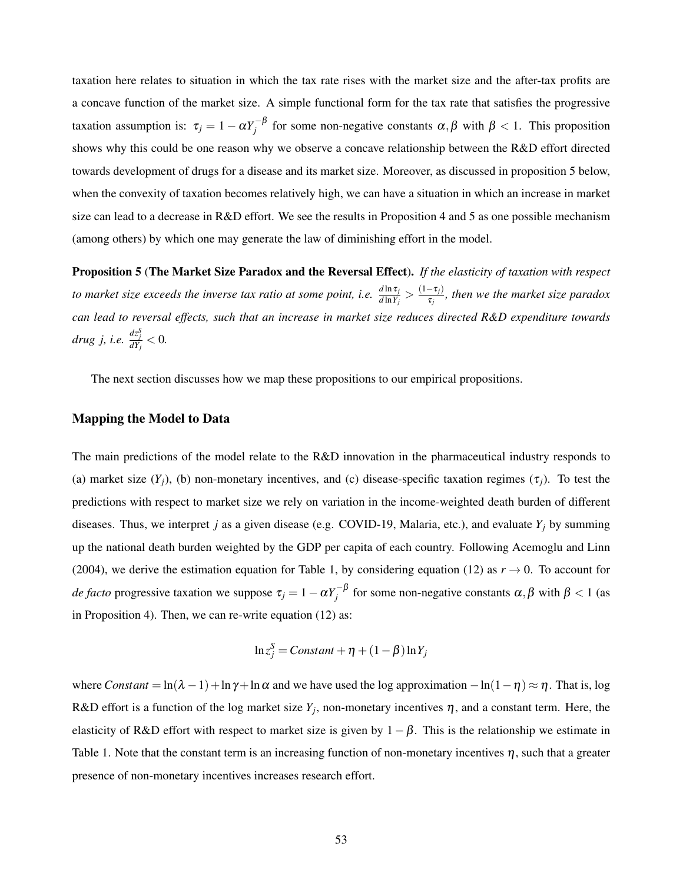taxation here relates to situation in which the tax rate rises with the market size and the after-tax profits are a concave function of the market size. A simple functional form for the tax rate that satisfies the progressive taxation assumption is: $\tau_j = 1 - \alpha Y_j^{-\beta}$ for some non-negative constants $\alpha, \beta$ with $\beta < 1$. This proposition shows why this could be one reason why we observe a concave relationship between the R&D effort directed towards development of drugs for a disease and its market size. Moreover, as discussed in proposition 5 below, when the convexity of taxation becomes relatively high, we can have a situation in which an increase in market size can lead to a decrease in R&D effort. We see the results in Proposition 4 and 5 as one possible mechanism (among others) by which one may generate the law of diminishing effort in the model.

**Proposition 5** (**The Market Size Paradox and the Reversal Effect**). *If the elasticity of taxation with respect to market size exceeds the inverse tax ratio at some point, i.e.* $\frac{d\ln\tau_j}{d\ln Y_j} > \frac{(1-\tau_j)}{\tau_j}$*, then we the market size paradox can lead to reversal effects, such that an increase in market size reduces directed R&D expenditure towards drug j, i.e.* $\frac{dz_j^S}{dY_j} < 0$*.*

The next section discusses how we map these propositions to our empirical propositions.

### Mapping the Model to Data

The main predictions of the model relate to the R&D innovation in the pharmaceutical industry responds to (a) market size ($Y_j$), (b) non-monetary incentives, and (c) disease-specific taxation regimes ($\tau_j$). To test the predictions with respect to market size we rely on variation in the income-weighted death burden of different diseases. Thus, we interpret $j$ as a given disease (e.g. COVID-19, Malaria, etc.), and evaluate $Y_j$ by summing up the national death burden weighted by the GDP per capita of each country. Following Acemoglu and Linn (2004), we derive the estimation equation for Table 1, by considering equation (12) as $r \to 0$. To account for *de facto* progressive taxation we suppose $\tau_j = 1 - \alpha Y_j^{-\beta}$ for some non-negative constants $\alpha, \beta$ with $\beta < 1$ (as in Proposition 4). Then, we can re-write equation (12) as:

$$\ln z_j^S = Constant + \eta + (1-\beta)\ln Y_j$$

where $Constant = \ln(\lambda - 1) + \ln\gamma + \ln\alpha$ and we have used the log approximation $-\ln(1-\eta) \approx \eta$. That is, log R&D effort is a function of the log market size $Y_j$, non-monetary incentives $\eta$, and a constant term. Here, the elasticity of R&D effort with respect to market size is given by $1-\beta$. This is the relationship we estimate in Table 1. Note that the constant term is an increasing function of non-monetary incentives $\eta$, such that a greater presence of non-monetary incentives increases research effort.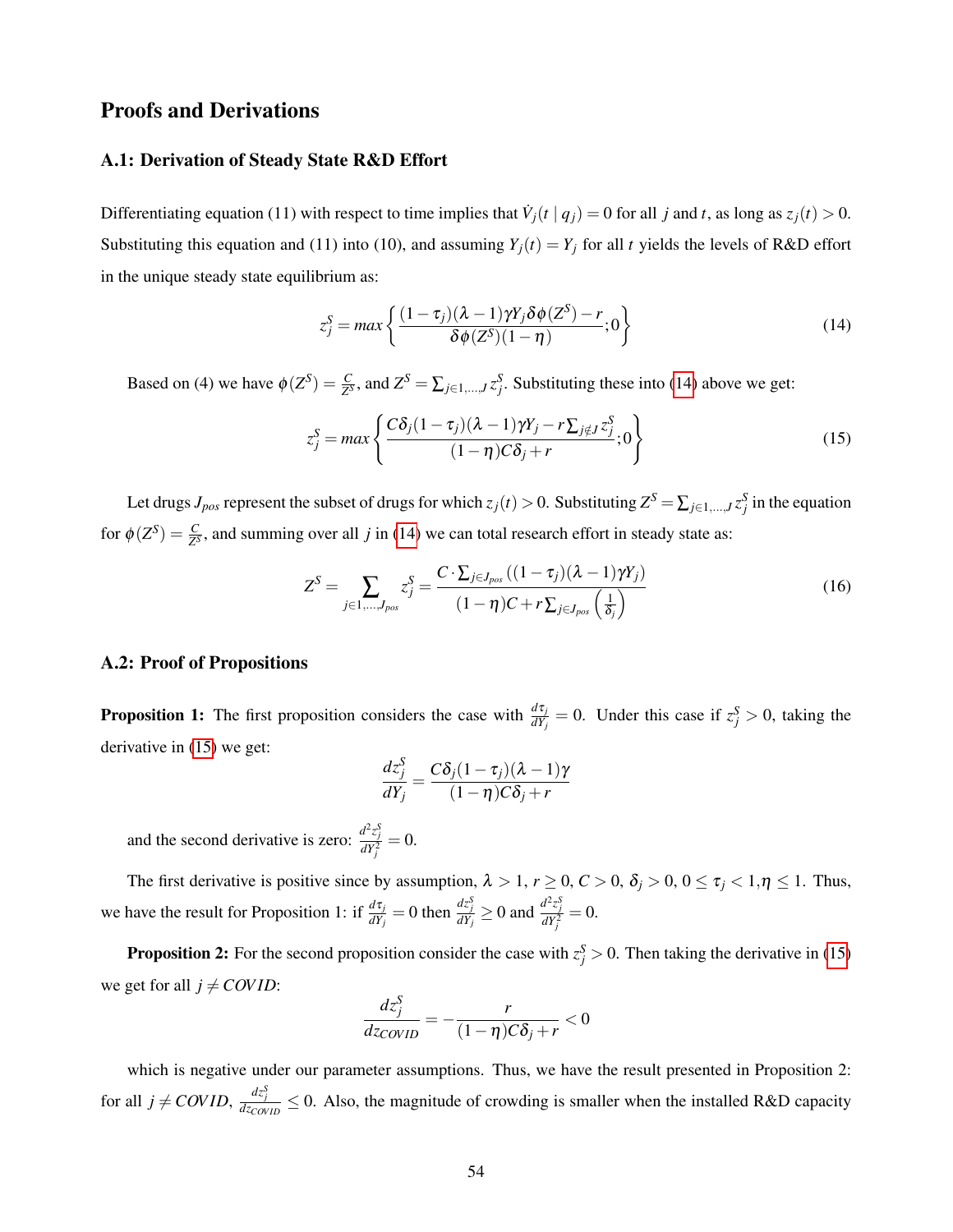## Proofs and Derivations

### A.1: Derivation of Steady State R&D Effort

Differentiating equation (11) with respect to time implies that $\dot{V}_j(t \mid q_j) = 0$ for all $j$ and $t$, as long as $z_j(t) > 0$. Substituting this equation and (11) into (10), and assuming $Y_j(t) = Y_j$ for all $t$ yields the levels of R&D effort in the unique steady state equilibrium as:

$$z_j^S = max\left\{\frac{(1-\tau_j)(\lambda-1)\gamma Y_j \delta\phi(Z^S) - r}{\delta\phi(Z^S)(1-\eta)}; 0\right\} \tag{14}$$

Based on (4) we have $\phi(Z^S) = \frac{C}{Z^S}$, and $Z^S = \sum_{j \in 1,\dots,J} z_j^S$. Substituting these into (14) above we get:

$$z_j^S = max\left\{\frac{C\delta_j(1-\tau_j)(\lambda-1)\gamma Y_j - r\sum_{j \notin J} z_j^S}{(1-\eta)C\delta_j + r}; 0\right\} \tag{15}$$

Let drugs $J_{pos}$ represent the subset of drugs for which $z_j(t) > 0$. Substituting $Z^S = \sum_{j \in 1,\dots,J} z_j^S$ in the equation for $\phi(Z^S) = \frac{C}{Z^S}$, and summing over all $j$ in (14) we can total research effort in steady state as:

$$Z^S = \sum_{j \in 1,\dots,J_{pos}} z_j^S = \frac{C \cdot \sum_{j \in J_{pos}}((1-\tau_j)(\lambda-1)\gamma Y_j)}{(1-\eta)C + r\sum_{j \in J_{pos}}\left(\frac{1}{\delta_j}\right)} \tag{16}$$

### A.2: Proof of Propositions

**Proposition 1:** The first proposition considers the case with $\frac{d\tau_j}{dY_j} = 0$. Under this case if $z_j^S > 0$, taking the derivative in (15) we get:

$$\frac{dz_j^S}{dY_j} = \frac{C\delta_j(1-\tau_j)(\lambda-1)\gamma}{(1-\eta)C\delta_j + r}$$

and the second derivative is zero: $\frac{d^2 z_j^S}{dY_j^2} = 0$.

The first derivative is positive since by assumption, $\lambda > 1$, $r \geq 0$, $C > 0$, $\delta_j > 0$, $0 \leq \tau_j < 1, \eta \leq 1$. Thus, we have the result for Proposition 1: if $\frac{d\tau_j}{dY_j} = 0$ then $\frac{dz_j^S}{dY_j} \geq 0$ and $\frac{d^2 z_j^S}{dY_j^2} = 0$.

**Proposition 2:** For the second proposition consider the case with $z_j^S > 0$. Then taking the derivative in (15) we get for all $j \neq COVID$:

$$\frac{dz_j^S}{dz_{COVID}} = -\frac{r}{(1-\eta)C\delta_j + r} < 0$$

which is negative under our parameter assumptions. Thus, we have the result presented in Proposition 2: for all $j \neq COVID$, $\frac{dz_j^S}{dz_{COVID}} \leq 0$. Also, the magnitude of crowding is smaller when the installed R&D capacity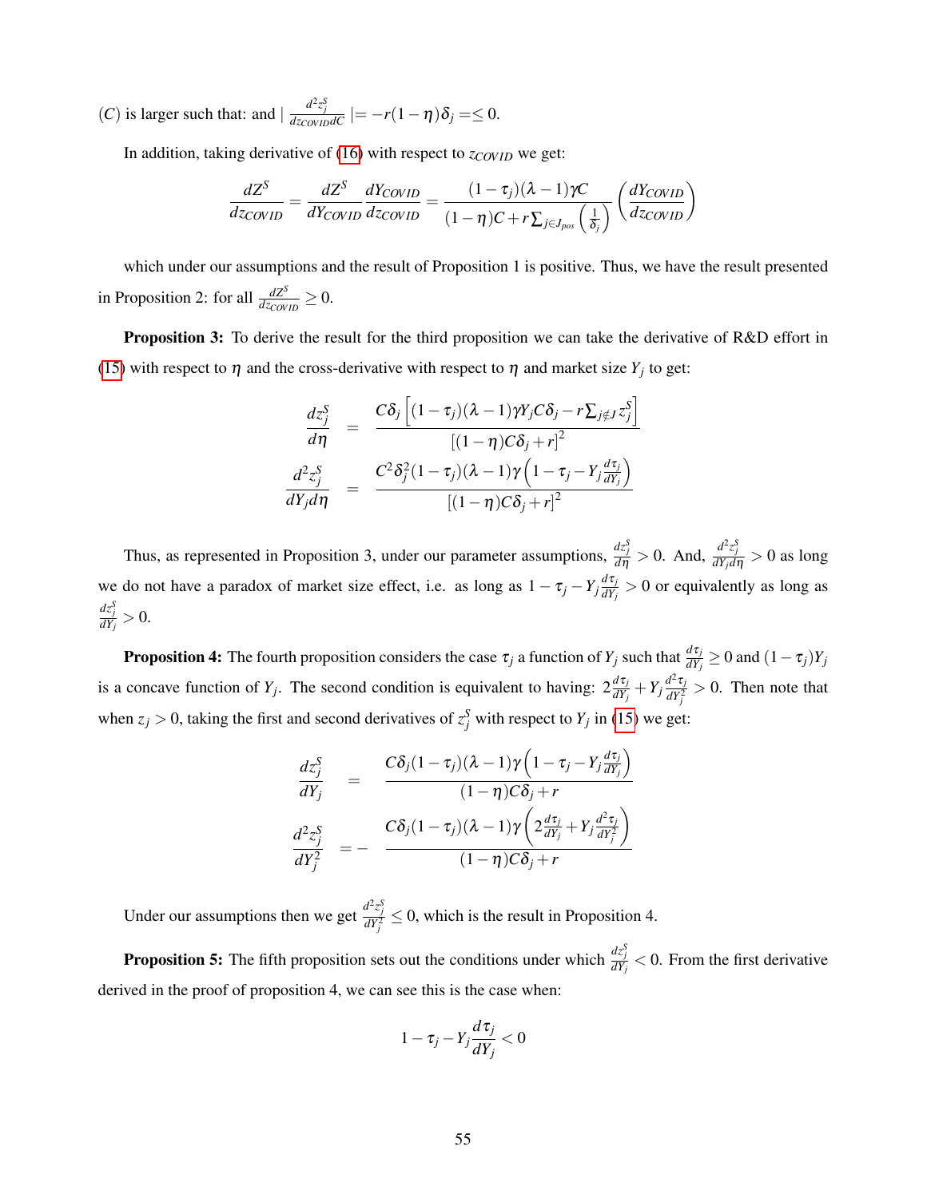$(C)$ is larger such that: and $\mid \frac{d^2 z_j^S}{dz_{COVID} dC} \mid = -r(1-\eta)\delta_j = \leq 0$.

In addition, taking derivative of (16) with respect to $z_{COVID}$ we get:

$$\frac{dZ^S}{dz_{COVID}} = \frac{dZ^S}{dY_{COVID}} \frac{dY_{COVID}}{dz_{COVID}} = \frac{(1-\tau_j)(\lambda-1)\gamma C}{(1-\eta)C + r\sum_{j \in J_{pos}} \left(\frac{1}{\delta_j}\right)} \left(\frac{dY_{COVID}}{dz_{COVID}}\right)$$

which under our assumptions and the result of Proposition 1 is positive. Thus, we have the result presented in Proposition 2: for all $\frac{dZ^S}{dz_{COVID}} \geq 0$.

**Proposition 3:** To derive the result for the third proposition we can take the derivative of R&D effort in (15) with respect to $\eta$ and the cross-derivative with respect to $\eta$ and market size $Y_j$ to get:

$$\frac{dz_j^S}{d\eta} = \frac{C\delta_j \left[(1-\tau_j)(\lambda-1)\gamma Y_j C\delta_j - r\sum_{j \notin J} z_j^S\right]}{[(1-\eta)C\delta_j + r]^2}$$

$$\frac{d^2 z_j^S}{dY_j d\eta} = \frac{C^2\delta_j^2(1-\tau_j)(\lambda-1)\gamma\left(1-\tau_j - Y_j \frac{d\tau_j}{dY_j}\right)}{[(1-\eta)C\delta_j + r]^2}$$

Thus, as represented in Proposition 3, under our parameter assumptions, $\frac{dz_j^S}{d\eta} > 0$. And, $\frac{d^2 z_j^S}{dY_j d\eta} > 0$ as long we do not have a paradox of market size effect, i.e. as long as $1-\tau_j - Y_j\frac{d\tau_j}{dY_j} > 0$ or equivalently as long as $\frac{dz_j^S}{dY_j} > 0$.

**Proposition 4:** The fourth proposition considers the case $\tau_j$ a function of $Y_j$ such that $\frac{d\tau_j}{dY_j} \geq 0$ and $(1-\tau_j)Y_j$ is a concave function of $Y_j$. The second condition is equivalent to having: $2\frac{d\tau_j}{dY_j} + Y_j\frac{d^2\tau_j}{dY_j^2} > 0$. Then note that when $z_j > 0$, taking the first and second derivatives of $z_j^S$ with respect to $Y_j$ in (15) we get:

$$\frac{dz_j^S}{dY_j} = \frac{C\delta_j(1-\tau_j)(\lambda-1)\gamma\left(1-\tau_j - Y_j\frac{d\tau_j}{dY_j}\right)}{(1-\eta)C\delta_j + r}$$

$$\frac{d^2 z_j^S}{dY_j^2} = -\frac{C\delta_j(1-\tau_j)(\lambda-1)\gamma\left(2\frac{d\tau_j}{dY_j} + Y_j\frac{d^2\tau_j}{dY_j^2}\right)}{(1-\eta)C\delta_j + r}$$

Under our assumptions then we get $\frac{d^2 z_j^S}{dY_j^2} \leq 0$, which is the result in Proposition 4.

**Proposition 5:** The fifth proposition sets out the conditions under which $\frac{dz_j^S}{dY_j} < 0$. From the first derivative derived in the proof of proposition 4, we can see this is the case when:

$$1 - \tau_j - Y_j\frac{d\tau_j}{dY_j} < 0$$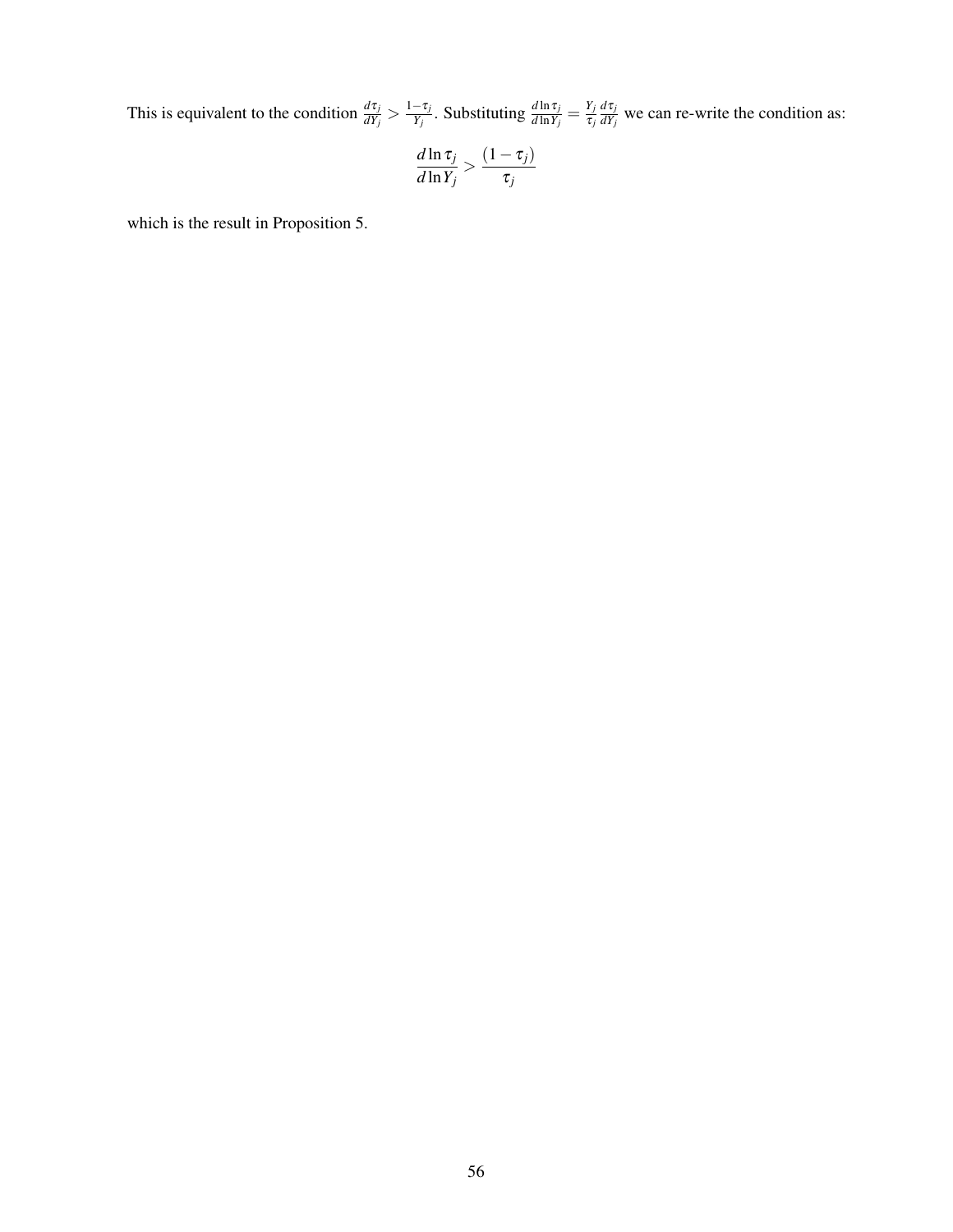This is equivalent to the condition $\frac{d\tau_j}{dY_j} > \frac{1-\tau_j}{Y_j}$. Substituting $\frac{d\ln\tau_j}{d\ln Y_j} = \frac{Y_j}{\tau_j}\frac{d\tau_j}{dY_j}$ we can re-write the condition as:

$$\frac{d\ln\tau_j}{d\ln Y_j} > \frac{(1-\tau_j)}{\tau_j}$$

which is the result in Proposition 5.